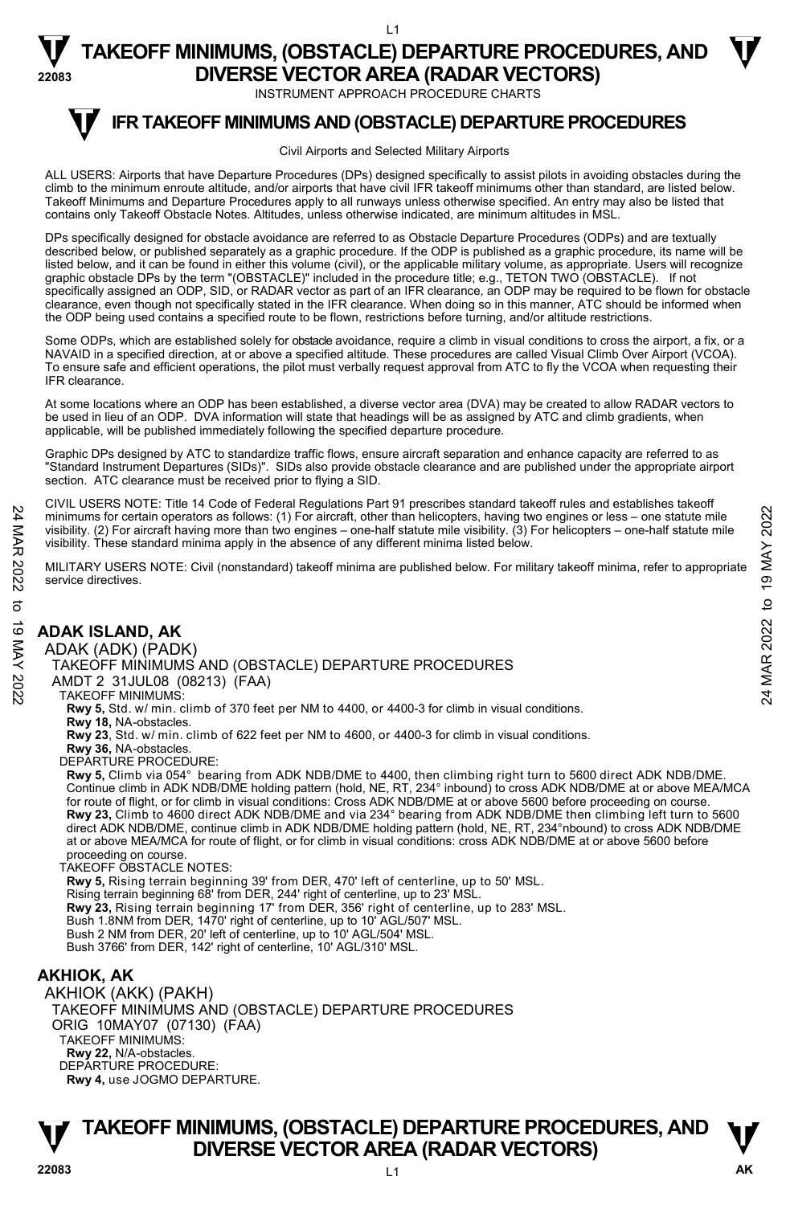# TAKEOFF MINIMUMS, (OBSTACLE) DEPARTURE PROCEDURES, AND DIVERSE VECTOR AREA (RADAR VECTORS)

INSTRUMENT APPROACH PROCEDURE CHARTS

## IFR TAKEOFF MINIMUMS AND (OBSTACLE) DEPARTURE PROCEDURES

Civil Airports and Selected Military Airports

ALL USERS: Airports that have Departure Procedures (DPs) designed specifically to assist pilots in avoiding obstacles during the climb to the minimum enroute altitude, and/or airports that have civil IFR takeoff minimums other than standard, are listed below. Takeoff Minimums and Departure Procedures apply to all runways unless otherwise specified. An entry may also be listed that contains only Takeoff Obstacle Notes. Altitudes, unless otherwise indicated, are minimum altitudes in MSL.

DPs specifically designed for obstacle avoidance are referred to as Obstacle Departure Procedures (ODPs) and are textually described below, or published separately as a graphic procedure. If the ODP is published as a graphic procedure, its name will be listed below, and it can be found in either this volume (civil), or the applicable military volume, as appropriate. Users will recognize graphic obstacle DPs by the term "(OBSTACLE)" included in the procedure title; e.g., TETON TWO (OBSTACLE). If not specifically assigned an ODP, SID, or RADAR vector as part of an IFR clearance, an ODP may be required to be flown for obstacle clearance, even though not specifically stated in the IFR clearance. When doing so in this manner, ATC should be informed when the ODP being used contains a specified route to be flown, restrictions before turning, and/or altitude restrictions.

Some ODPs, which are established solely for obstacle avoidance, require a climb in visual conditions to cross the airport, a fix, or a NAVAID in a specified direction, at or above a specified altitude. These procedures are called Visual Climb Over Airport (VCOA). To ensure safe and efficient operations, the pilot must verbally request approval from ATC to fly the VCOA when requesting their IFR clearance.

At some locations where an ODP has been established, a diverse vector area (DVA) may be created to allow RADAR vectors to be used in lieu of an ODP. DVA information will state that headings will be as assigned by ATC and climb gradients, when applicable, will be published immediately following the specified departure procedure.

Graphic DPs designed by ATC to standardize traffic flows, ensure aircraft separation and enhance capacity are referred to as "Standard Instrument Departures (SIDs)". SIDs also provide obstacle clearance and are published under the appropriate airport section. ATC clearance must be received prior to flying a SID.

CIVIL USERS NOTE: Title 14 Code of Federal Regulations Part 91 prescribes standard takeoff rules and establishes takeoff minimums for certain operators as follows: (1) For aircraft, other than helicopters, having two engines or less – one statute mile visibility. (2) For aircraft having more than two engines – one-half statute mile visibility. (3) For helicopters – one-half statute mile visibility. These standard minima apply in the absence of any different minima listed below.

MILITARY USERS NOTE: Civil (nonstandard) takeoff minima are published below. For military takeoff minima, refer to appropriate service directives.

### ADAK ISLAND, AK

ADAK (ADK) (PADK)

TAKEOFF MINIMUMS AND (OBSTACLE) DEPARTURE PROCEDURES

AMDT 2 31JUL08 (08213) (FAA)

TAKEOFF MINIMUMS:

**Rwy 5,** Std. w/ min. climb of 370 feet per NM to 4400, or 4400-3 for climb in visual conditions.

**Rwy 18,** NA-obstacles.

**Rwy 23**, Std. w/ min. climb of 622 feet per NM to 4600, or 4400-3 for climb in visual conditions.

**Rwy 36,** NA-obstacles.

DEPARTURE PROCEDURE:

**Rwy 5,** Climb via 054° bearing from ADK NDB/DME to 4400, then climbing right turn to 5600 direct ADK NDB/DME. Continue climb in ADK NDB/DME holding pattern (hold, NE, RT, 234° inbound) to cross ADK NDB/DME at or above MEA/MCA for route of flight, or for climb in visual conditions: Cross ADK NDB/DME at or above 5600 before proceeding on course.

**Rwy 23,** Climb to 4600 direct ADK NDB/DME and via 234° bearing from ADK NDB/DME then climbing left turn to 5600 direct ADK NDB/DME, continue climb in ADK NDB/DME holding pattern (hold, NE, RT, 234°nbound) to cross ADK NDB/DME at or above MEA/MCA for route of flight, or for climb in visual conditions: cross ADK NDB/DME at or above 5600 before proceeding on course.

TAKEOFF OBSTACLE NOTES:

**Rwy 5,** Rising terrain beginning 39' from DER, 470' left of centerline, up to 50' MSL.
Rising terrain beginning 68' from DER, 244' right of centerline, up to 23' MSL.

**Rwy 23,** Rising terrain beginning 17' from DER, 356' right of centerline, up to 283' MSL.
Bush 1.8NM from DER, 1470' right of centerline, up to 10' AGL/507' MSL.
Bush 2 NM from DER, 20' left of centerline, up to 10' AGL/504' MSL.
Bush 3766' from DER, 142' right of centerline, 10' AGL/310' MSL.

### AKHIOK, AK

AKHIOK (AKK) (PAKH)

TAKEOFF MINIMUMS AND (OBSTACLE) DEPARTURE PROCEDURES

ORIG 10MAY07 (07130) (FAA)

TAKEOFF MINIMUMS:

**Rwy 22,** N/A-obstacles.

DEPARTURE PROCEDURE:

**Rwy 4,** use JOGMO DEPARTURE.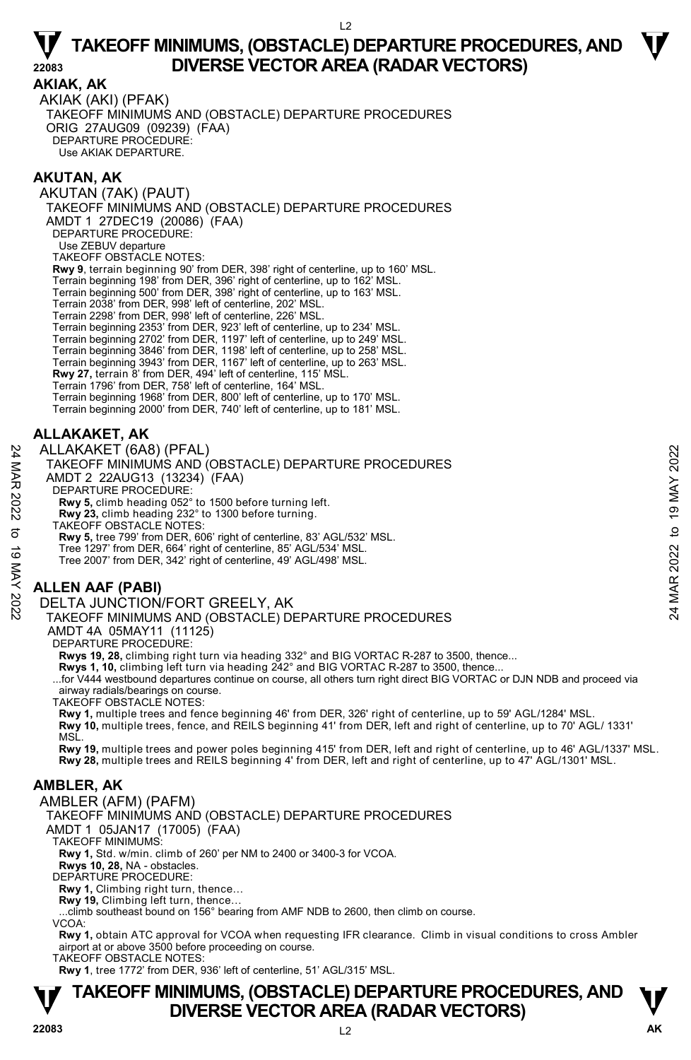## AKIAK, AK

AKIAK (AKI) (PFAK)
TAKEOFF MINIMUMS AND (OBSTACLE) DEPARTURE PROCEDURES
ORIG 27AUG09 (09239) (FAA)
DEPARTURE PROCEDURE:
Use AKIAK DEPARTURE.

## AKUTAN, AK

AKUTAN (7AK) (PAUT)
TAKEOFF MINIMUMS AND (OBSTACLE) DEPARTURE PROCEDURES
AMDT 1 27DEC19 (20086) (FAA)
DEPARTURE PROCEDURE:
Use ZEBUV departure
TAKEOFF OBSTACLE NOTES:
**Rwy 9**, terrain beginning 90' from DER, 398' right of centerline, up to 160' MSL.
Terrain beginning 198' from DER, 396' right of centerline, up to 162' MSL.
Terrain beginning 500' from DER, 398' right of centerline, up to 163' MSL.
Terrain 2038' from DER, 998' left of centerline, 202' MSL.
Terrain 2298' from DER, 998' left of centerline, 226' MSL.
Terrain beginning 2353' from DER, 923' left of centerline, up to 234' MSL.
Terrain beginning 2702' from DER, 1197' left of centerline, up to 249' MSL.
Terrain beginning 3846' from DER, 1198' left of centerline, up to 258' MSL.
Terrain beginning 3943' from DER, 1167' left of centerline, up to 263' MSL.
**Rwy 27,** terrain 8' from DER, 494' left of centerline, 115' MSL.
Terrain 1796' from DER, 758' left of centerline, 164' MSL.
Terrain beginning 1968' from DER, 800' left of centerline, up to 170' MSL.
Terrain beginning 2000' from DER, 740' left of centerline, up to 181' MSL.

## ALLAKAKET, AK

ALLAKAKET (6A8) (PFAL)
TAKEOFF MINIMUMS AND (OBSTACLE) DEPARTURE PROCEDURES
AMDT 2 22AUG13 (13234) (FAA)
DEPARTURE PROCEDURE:
**Rwy 5,** climb heading 052° to 1500 before turning left.
**Rwy 23,** climb heading 232° to 1300 before turning.
TAKEOFF OBSTACLE NOTES:
**Rwy 5,** tree 799' from DER, 606' right of centerline, 83' AGL/532' MSL.
Tree 1297' from DER, 664' right of centerline, 85' AGL/534' MSL.
Tree 2007' from DER, 342' right of centerline, 49' AGL/498' MSL.

## ALLEN AAF (PABI)

DELTA JUNCTION/FORT GREELY, AK
TAKEOFF MINIMUMS AND (OBSTACLE) DEPARTURE PROCEDURES
AMDT 4A 05MAY11 (11125)
DEPARTURE PROCEDURE:
**Rwys 19, 28,** climbing right turn via heading 332° and BIG VORTAC R-287 to 3500, thence...
**Rwys 1, 10,** climbing left turn via heading 242° and BIG VORTAC R-287 to 3500, thence...
...for V444 westbound departures continue on course, all others turn right direct BIG VORTAC or DJN NDB and proceed via airway radials/bearings on course.
TAKEOFF OBSTACLE NOTES:
**Rwy 1,** multiple trees and fence beginning 46' from DER, 326' right of centerline, up to 59' AGL/1284' MSL.
**Rwy 10,** multiple trees, fence, and REILS beginning 41' from DER, left and right of centerline, up to 70' AGL/ 1331' MSL.
**Rwy 19,** multiple trees and power poles beginning 415' from DER, left and right of centerline, up to 46' AGL/1337' MSL.
**Rwy 28,** multiple trees and REILS beginning 4' from DER, left and right of centerline, up to 47' AGL/1301' MSL.

## AMBLER, AK

AMBLER (AFM) (PAFM)
TAKEOFF MINIMUMS AND (OBSTACLE) DEPARTURE PROCEDURES
AMDT 1 05JAN17 (17005) (FAA)
TAKEOFF MINIMUMS:
**Rwy 1,** Std. w/min. climb of 260' per NM to 2400 or 3400-3 for VCOA.
**Rwys 10, 28,** NA - obstacles.
DEPARTURE PROCEDURE:
**Rwy 1,** Climbing right turn, thence…
**Rwy 19,** Climbing left turn, thence…
...climb southeast bound on 156° bearing from AMF NDB to 2600, then climb on course.
VCOA:
**Rwy 1,** obtain ATC approval for VCOA when requesting IFR clearance. Climb in visual conditions to cross Ambler airport at or above 3500 before proceeding on course.
TAKEOFF OBSTACLE NOTES:
**Rwy 1**, tree 1772' from DER, 936' left of centerline, 51' AGL/315' MSL.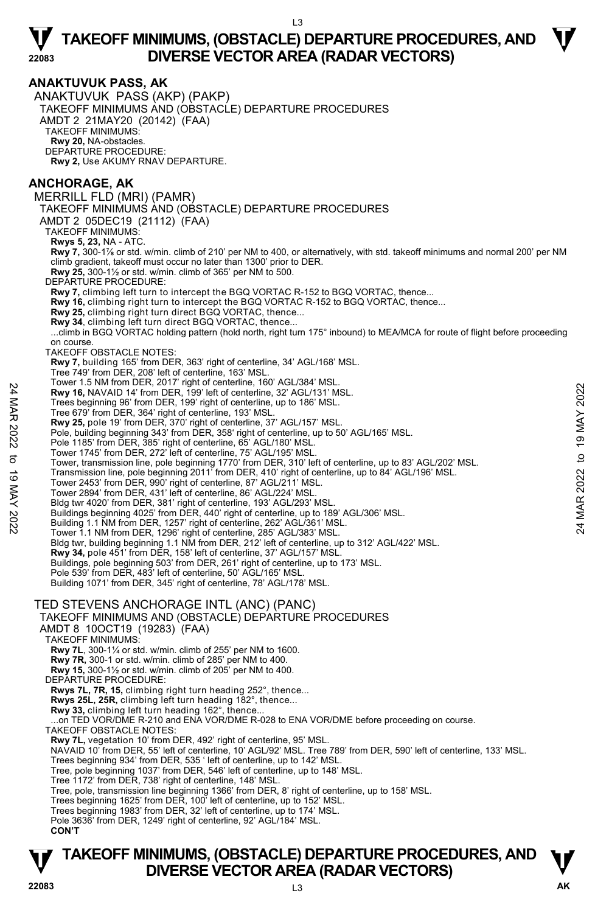## ANAKTUVUK PASS, AK

ANAKTUVUK PASS (AKP) (PAKP)
TAKEOFF MINIMUMS AND (OBSTACLE) DEPARTURE PROCEDURES
AMDT 2 21MAY20 (20142) (FAA)
TAKEOFF MINIMUMS:
**Rwy 20,** NA-obstacles.
DEPARTURE PROCEDURE:
**Rwy 2,** Use AKUMY RNAV DEPARTURE.

## ANCHORAGE, AK

MERRILL FLD (MRI) (PAMR)
TAKEOFF MINIMUMS AND (OBSTACLE) DEPARTURE PROCEDURES
AMDT 2 05DEC19 (21112) (FAA)
TAKEOFF MINIMUMS:
**Rwys 5, 23,** NA - ATC.
**Rwy 7,** 300-1⅞ or std. w/min. climb of 210' per NM to 400, or alternatively, with std. takeoff minimums and normal 200' per NM climb gradient, takeoff must occur no later than 1300' prior to DER.
**Rwy 25,** 300-1½ or std. w/min. climb of 365' per NM to 500.
DEPARTURE PROCEDURE:
**Rwy 7,** climbing left turn to intercept the BGQ VORTAC R-152 to BGQ VORTAC, thence...
**Rwy 16,** climbing right turn to intercept the BGQ VORTAC R-152 to BGQ VORTAC, thence...
**Rwy 25,** climbing right turn direct BGQ VORTAC, thence...
**Rwy 34**, climbing left turn direct BGQ VORTAC, thence...
...climb in BGQ VORTAC holding pattern (hold north, right turn 175° inbound) to MEA/MCA for route of flight before proceeding on course.
TAKEOFF OBSTACLE NOTES:
**Rwy 7,** building 165' from DER, 363' right of centerline, 34' AGL/168' MSL.
Tree 749' from DER, 208' left of centerline, 163' MSL.
Tower 1.5 NM from DER, 2017' right of centerline, 160' AGL/384' MSL.
**Rwy 16,** NAVAID 14' from DER, 199' left of centerline, 32' AGL/131' MSL.
Trees beginning 96' from DER, 199' right of centerline, up to 186' MSL.
Tree 679' from DER, 364' right of centerline, 193' MSL.
**Rwy 25,** pole 19' from DER, 370' right of centerline, 37' AGL/157' MSL.
Pole, building beginning 343' from DER, 358' right of centerline, up to 50' AGL/165' MSL.
Pole 1185' from DER, 385' right of centerline, 65' AGL/180' MSL.
Tower 1745' from DER, 272' left of centerline, 75' AGL/195' MSL.
Tower, transmission line, pole beginning 1770' from DER, 310' left of centerline, up to 83' AGL/202' MSL.
Transmission line, pole beginning 2011' from DER, 410' right of centerline, up to 84' AGL/196' MSL.
Tower 2453' from DER, 990' right of centerline, 87' AGL/211' MSL.
Tower 2894' from DER, 431' left of centerline, 86' AGL/224' MSL.
Bldg twr 4020' from DER, 381' right of centerline, 193' AGL/293' MSL.
Buildings beginning 4025' from DER, 440' right of centerline, up to 189' AGL/306' MSL.
Building 1.1 NM from DER, 1257' right of centerline, 262' AGL/361' MSL.
Tower 1.1 NM from DER, 1296' right of centerline, 285' AGL/383' MSL.
Bldg twr, building beginning 1.1 NM from DER, 212' left of centerline, up to 312' AGL/422' MSL.
**Rwy 34,** pole 451' from DER, 158' left of centerline, 37' AGL/157' MSL.
Buildings, pole beginning 503' from DER, 261' right of centerline, up to 173' MSL.
Pole 539' from DER, 483' left of centerline, 50' AGL/165' MSL.
Building 1071' from DER, 345' right of centerline, 78' AGL/178' MSL.

TED STEVENS ANCHORAGE INTL (ANC) (PANC)
TAKEOFF MINIMUMS AND (OBSTACLE) DEPARTURE PROCEDURES
AMDT 8 10OCT19 (19283) (FAA)
TAKEOFF MINIMUMS:
**Rwy 7L**, 300-1¼ or std. w/min. climb of 255' per NM to 1600.
**Rwy 7R,** 300-1 or std. w/min. climb of 285' per NM to 400.
**Rwy 15,** 300-1½ or std. w/min. climb of 205' per NM to 400.
DEPARTURE PROCEDURE:
**Rwys 7L, 7R, 15,** climbing right turn heading 252°, thence...
**Rwys 25L, 25R,** climbing left turn heading 182°, thence...
**Rwy 33,** climbing left turn heading 162°, thence...
...on TED VOR/DME R-210 and ENA VOR/DME R-028 to ENA VOR/DME before proceeding on course.
TAKEOFF OBSTACLE NOTES:
**Rwy 7L,** vegetation 10' from DER, 492' right of centerline, 95' MSL.
NAVAID 10' from DER, 55' left of centerline, 10' AGL/92' MSL. Tree 789' from DER, 590' left of centerline, 133' MSL.
Trees beginning 934' from DER, 535 ' left of centerline, up to 142' MSL.
Tree, pole beginning 1037' from DER, 546' left of centerline, up to 148' MSL.
Tree 1172' from DER, 738' right of centerline, 148' MSL.
Tree, pole, transmission line beginning 1366' from DER, 8' right of centerline, up to 158' MSL.
Trees beginning 1625' from DER, 100' left of centerline, up to 152' MSL.
Trees beginning 1983' from DER, 32' left of centerline, up to 174' MSL.
Pole 3636' from DER, 1249' right of centerline, 92' AGL/184' MSL.
**CON'T**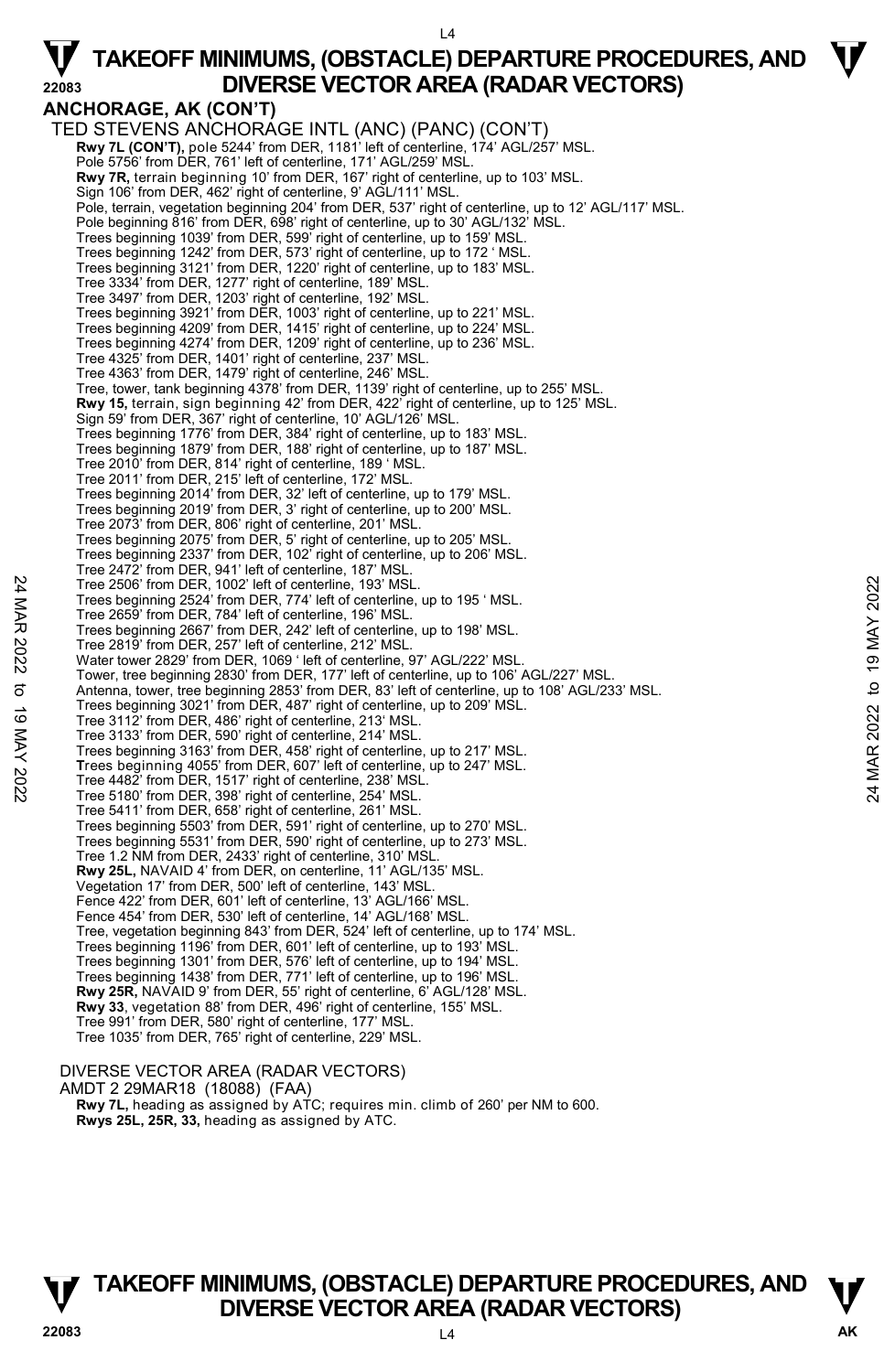# TAKEOFF MINIMUMS, (OBSTACLE) DEPARTURE PROCEDURES, AND DIVERSE VECTOR AREA (RADAR VECTORS)

## ANCHORAGE, AK (CON'T)

TED STEVENS ANCHORAGE INTL (ANC) (PANC) (CON'T)

**Rwy 7L (CON'T),** pole 5244' from DER, 1181' left of centerline, 174' AGL/257' MSL.
Pole 5756' from DER, 761' left of centerline, 171' AGL/259' MSL.
**Rwy 7R,** terrain beginning 10' from DER, 167' right of centerline, up to 103' MSL.
Sign 106' from DER, 462' right of centerline, 9' AGL/111' MSL.
Pole, terrain, vegetation beginning 204' from DER, 537' right of centerline, up to 12' AGL/117' MSL.
Pole beginning 816' from DER, 698' right of centerline, up to 30' AGL/132' MSL.
Trees beginning 1039' from DER, 599' right of centerline, up to 159' MSL.
Trees beginning 1242' from DER, 573' right of centerline, up to 172 ' MSL.
Trees beginning 3121' from DER, 1220' right of centerline, up to 183' MSL.
Tree 3334' from DER, 1277' right of centerline, 189' MSL.
Tree 3497' from DER, 1203' right of centerline, 192' MSL.
Trees beginning 3921' from DER, 1003' right of centerline, up to 221' MSL.
Trees beginning 4209' from DER, 1415' right of centerline, up to 224' MSL.
Trees beginning 4274' from DER, 1209' right of centerline, up to 236' MSL.
Tree 4325' from DER, 1401' right of centerline, 237' MSL.
Tree 4363' from DER, 1479' right of centerline, 246' MSL.
Tree, tower, tank beginning 4378' from DER, 1139' right of centerline, up to 255' MSL.
**Rwy 15,** terrain, sign beginning 42' from DER, 422' right of centerline, up to 125' MSL.
Sign 59' from DER, 367' right of centerline, 10' AGL/126' MSL.
Trees beginning 1776' from DER, 384' right of centerline, up to 183' MSL.
Trees beginning 1879' from DER, 188' right of centerline, up to 187' MSL.
Tree 2010' from DER, 814' right of centerline, 189 ' MSL.
Tree 2011' from DER, 215' left of centerline, 172' MSL.
Trees beginning 2014' from DER, 32' left of centerline, up to 179' MSL.
Trees beginning 2019' from DER, 3' right of centerline, up to 200' MSL.
Tree 2073' from DER, 806' right of centerline, 201' MSL.
Trees beginning 2075' from DER, 5' right of centerline, up to 205' MSL.
Trees beginning 2337' from DER, 102' right of centerline, up to 206' MSL.
Tree 2472' from DER, 941' left of centerline, 187' MSL.
Tree 2506' from DER, 1002' left of centerline, 193' MSL.
Trees beginning 2524' from DER, 774' left of centerline, up to 195 ' MSL.
Tree 2659' from DER, 784' left of centerline, 196' MSL.
Trees beginning 2667' from DER, 242' left of centerline, up to 198' MSL.
Tree 2819' from DER, 257' left of centerline, 212' MSL.
Water tower 2829' from DER, 1069 ' left of centerline, 97' AGL/222' MSL.
Tower, tree beginning 2830' from DER, 177' left of centerline, up to 106' AGL/227' MSL.
Antenna, tower, tree beginning 2853' from DER, 83' left of centerline, up to 108' AGL/233' MSL.
Trees beginning 3021' from DER, 487' right of centerline, up to 209' MSL.
Tree 3112' from DER, 486' right of centerline, 213' MSL.
Tree 3133' from DER, 590' right of centerline, 214' MSL.
Trees beginning 3163' from DER, 458' right of centerline, up to 217' MSL.
Trees beginning 4055' from DER, 607' left of centerline, up to 247' MSL.
Tree 4482' from DER, 1517' right of centerline, 238' MSL.
Tree 5180' from DER, 398' right of centerline, 254' MSL.
Tree 5411' from DER, 658' right of centerline, 261' MSL.
Trees beginning 5503' from DER, 591' right of centerline, up to 270' MSL.
Trees beginning 5531' from DER, 590' right of centerline, up to 273' MSL.
Tree 1.2 NM from DER, 2433' right of centerline, 310' MSL.
**Rwy 25L,** NAVAID 4' from DER, on centerline, 11' AGL/135' MSL.
Vegetation 17' from DER, 500' left of centerline, 143' MSL.
Fence 422' from DER, 601' left of centerline, 13' AGL/166' MSL.
Fence 454' from DER, 530' left of centerline, 14' AGL/168' MSL.
Tree, vegetation beginning 843' from DER, 524' left of centerline, up to 174' MSL.
Trees beginning 1196' from DER, 601' left of centerline, up to 193' MSL.
Trees beginning 1301' from DER, 576' left of centerline, up to 194' MSL.
Trees beginning 1438' from DER, 771' left of centerline, up to 196' MSL.
**Rwy 25R,** NAVAID 9' from DER, 55' right of centerline, 6' AGL/128' MSL.
**Rwy 33**, vegetation 88' from DER, 496' right of centerline, 155' MSL.
Tree 991' from DER, 580' right of centerline, 177' MSL.
Tree 1035' from DER, 765' right of centerline, 229' MSL.

DIVERSE VECTOR AREA (RADAR VECTORS)
AMDT 2 29MAR18 (18088) (FAA)
**Rwy 7L,** heading as assigned by ATC; requires min. climb of 260' per NM to 600.
**Rwys 25L, 25R, 33,** heading as assigned by ATC.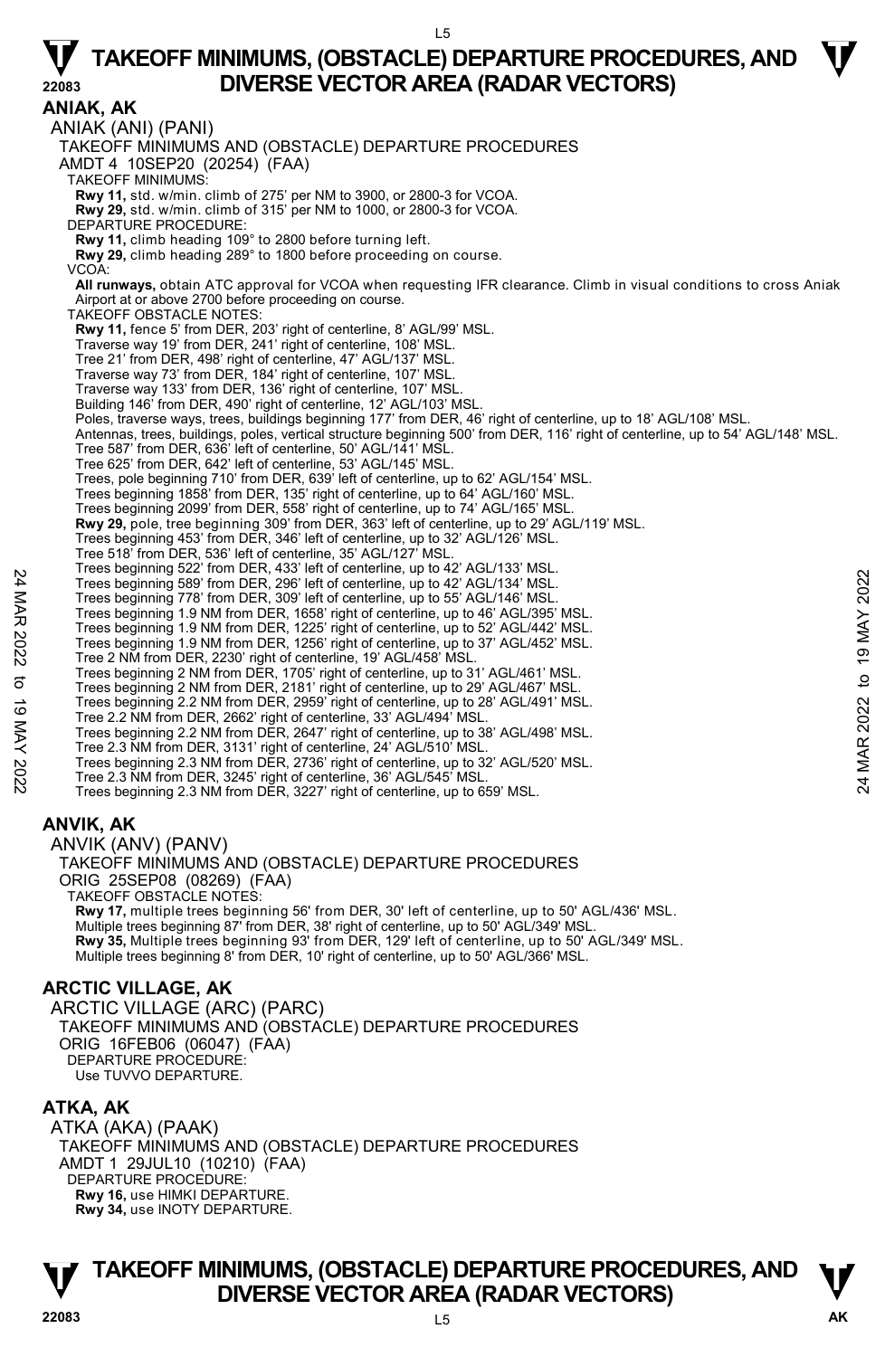## ANIAK, AK

ANIAK (ANI) (PANI)

TAKEOFF MINIMUMS AND (OBSTACLE) DEPARTURE PROCEDURES

AMDT 4 10SEP20 (20254) (FAA)

TAKEOFF MINIMUMS:

**Rwy 11,** std. w/min. climb of 275' per NM to 3900, or 2800-3 for VCOA.
**Rwy 29,** std. w/min. climb of 315' per NM to 1000, or 2800-3 for VCOA.

DEPARTURE PROCEDURE:

**Rwy 11,** climb heading 109° to 2800 before turning left.
**Rwy 29,** climb heading 289° to 1800 before proceeding on course.

VCOA:

**All runways,** obtain ATC approval for VCOA when requesting IFR clearance. Climb in visual conditions to cross Aniak Airport at or above 2700 before proceeding on course.

TAKEOFF OBSTACLE NOTES:

**Rwy 11,** fence 5' from DER, 203' right of centerline, 8' AGL/99' MSL.
Traverse way 19' from DER, 241' right of centerline, 108' MSL.
Tree 21' from DER, 498' right of centerline, 47' AGL/137' MSL.
Traverse way 73' from DER, 184' right of centerline, 107' MSL.
Traverse way 133' from DER, 136' right of centerline, 107' MSL.
Building 146' from DER, 490' right of centerline, 12' AGL/103' MSL.
Poles, traverse ways, trees, buildings beginning 177' from DER, 46' right of centerline, up to 18' AGL/108' MSL.
Antennas, trees, buildings, poles, vertical structure beginning 500' from DER, 116' right of centerline, up to 54' AGL/148' MSL.
Tree 587' from DER, 636' left of centerline, 50' AGL/141' MSL.
Tree 625' from DER, 642' left of centerline, 53' AGL/145' MSL.
Trees, pole beginning 710' from DER, 639' left of centerline, up to 62' AGL/154' MSL.
Trees beginning 1858' from DER, 135' right of centerline, up to 64' AGL/160' MSL.
Trees beginning 2099' from DER, 558' right of centerline, up to 74' AGL/165' MSL.
**Rwy 29,** pole, tree beginning 309' from DER, 363' left of centerline, up to 29' AGL/119' MSL.
Trees beginning 453' from DER, 346' left of centerline, up to 32' AGL/126' MSL.
Tree 518' from DER, 536' left of centerline, 35' AGL/127' MSL.
Trees beginning 522' from DER, 433' left of centerline, up to 42' AGL/133' MSL.
Trees beginning 589' from DER, 296' left of centerline, up to 42' AGL/134' MSL.
Trees beginning 778' from DER, 309' left of centerline, up to 55' AGL/146' MSL.
Trees beginning 1.9 NM from DER, 1658' right of centerline, up to 46' AGL/395' MSL.
Trees beginning 1.9 NM from DER, 1225' right of centerline, up to 52' AGL/442' MSL.
Trees beginning 1.9 NM from DER, 1256' right of centerline, up to 37' AGL/452' MSL.
Tree 2 NM from DER, 2230' right of centerline, 19' AGL/458' MSL.
Trees beginning 2 NM from DER, 1705' right of centerline, up to 31' AGL/461' MSL.
Trees beginning 2 NM from DER, 2181' right of centerline, up to 29' AGL/467' MSL.
Trees beginning 2.2 NM from DER, 2959' right of centerline, up to 28' AGL/491' MSL.
Tree 2.2 NM from DER, 2662' right of centerline, 33' AGL/494' MSL.
Trees beginning 2.2 NM from DER, 2647' right of centerline, up to 38' AGL/498' MSL.
Tree 2.3 NM from DER, 3131' right of centerline, 24' AGL/510' MSL.
Trees beginning 2.3 NM from DER, 2736' right of centerline, up to 32' AGL/520' MSL.
Tree 2.3 NM from DER, 3245' right of centerline, 36' AGL/545' MSL.
Trees beginning 2.3 NM from DER, 3227' right of centerline, up to 659' MSL.

## ANVIK, AK

ANVIK (ANV) (PANV)

TAKEOFF MINIMUMS AND (OBSTACLE) DEPARTURE PROCEDURES

ORIG 25SEP08 (08269) (FAA)

TAKEOFF OBSTACLE NOTES:

**Rwy 17,** multiple trees beginning 56' from DER, 30' left of centerline, up to 50' AGL/436' MSL.
Multiple trees beginning 87' from DER, 38' right of centerline, up to 50' AGL/349' MSL.
**Rwy 35,** Multiple trees beginning 93' from DER, 129' left of centerline, up to 50' AGL/349' MSL.
Multiple trees beginning 8' from DER, 10' right of centerline, up to 50' AGL/366' MSL.

## ARCTIC VILLAGE, AK

ARCTIC VILLAGE (ARC) (PARC)

TAKEOFF MINIMUMS AND (OBSTACLE) DEPARTURE PROCEDURES

ORIG 16FEB06 (06047) (FAA)

DEPARTURE PROCEDURE:

Use TUVVO DEPARTURE.

## ATKA, AK

ATKA (AKA) (PAAK)

TAKEOFF MINIMUMS AND (OBSTACLE) DEPARTURE PROCEDURES

AMDT 1 29JUL10 (10210) (FAA)

DEPARTURE PROCEDURE:

**Rwy 16,** use HIMKI DEPARTURE.
**Rwy 34,** use INOTY DEPARTURE.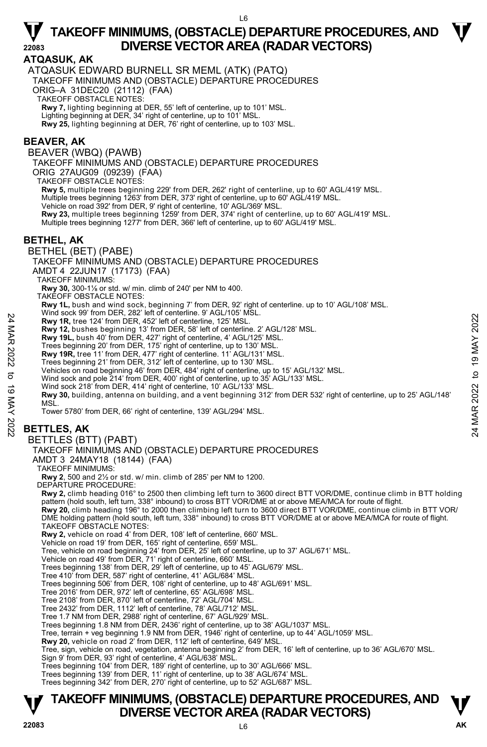## ATQASUK, AK

ATQASUK EDWARD BURNELL SR MEML (ATK) (PATQ)

TAKEOFF MINIMUMS AND (OBSTACLE) DEPARTURE PROCEDURES

ORIG–A 31DEC20 (21112) (FAA)

TAKEOFF OBSTACLE NOTES:

**Rwy 7,** lighting beginning at DER, 55' left of centerline, up to 101' MSL.
Lighting beginning at DER, 34' right of centerline, up to 101' MSL.
**Rwy 25,** lighting beginning at DER, 76' right of centerline, up to 103' MSL.

## BEAVER, AK

BEAVER (WBQ) (PAWB)

TAKEOFF MINIMUMS AND (OBSTACLE) DEPARTURE PROCEDURES

ORIG 27AUG09 (09239) (FAA)

TAKEOFF OBSTACLE NOTES:

**Rwy 5,** multiple trees beginning 229' from DER, 262' right of centerline, up to 60' AGL/419' MSL.
Multiple trees beginning 1263' from DER, 373' right of centerline, up to 60' AGL/419' MSL.
Vehicle on road 392' from DER, 9' right of centerline, 10' AGL/369' MSL.
**Rwy 23,** multiple trees beginning 1259' from DER, 374' right of centerline, up to 60' AGL/419' MSL.
Multiple trees beginning 1277' from DER, 366' left of centerline, up to 60' AGL/419' MSL.

## BETHEL, AK

BETHEL (BET) (PABE)

TAKEOFF MINIMUMS AND (OBSTACLE) DEPARTURE PROCEDURES

AMDT 4 22JUN17 (17173) (FAA)

TAKEOFF MINIMUMS:

**Rwy 30,** 300-1⅛ or std. w/ min. climb of 240' per NM to 400.

TAKEOFF OBSTACLE NOTES:

**Rwy 1L,** bush and wind sock, beginning 7' from DER, 92' right of centerline. up to 10' AGL/108' MSL.
Wind sock 99' from DER, 282' left of centerline. 9' AGL/105' MSL.
**Rwy 1R,** tree 124' from DER, 452' left of centerline, 125' MSL.
**Rwy 12,** bushes beginning 13' from DER, 58' left of centerline. 2' AGL/128' MSL.
**Rwy 19L,** bush 40' from DER, 427' right of centerline, 4' AGL/125' MSL.
Trees beginning 20' from DER, 175' right of centerline, up to 130' MSL.
**Rwy 19R,** tree 11' from DER, 477' right of centerline. 11' AGL/131' MSL.
Trees beginning 21' from DER, 312' left of centerline, up to 130' MSL.
Vehicles on road beginning 46' from DER, 484' right of centerline, up to 15' AGL/132' MSL.
Wind sock and pole 214' from DER, 400' right of centerline, up to 35' AGL/133' MSL.
Wind sock 218' from DER, 414' right of centerline, 10' AGL/133' MSL.
**Rwy 30,** building, antenna on building, and a vent beginning 312' from DER 532' right of centerline, up to 25' AGL/148' MSL.
Tower 5780' from DER, 66' right of centerline, 139' AGL/294' MSL.

## BETTLES, AK

BETTLES (BTT) (PABT)

TAKEOFF MINIMUMS AND (OBSTACLE) DEPARTURE PROCEDURES

AMDT 3 24MAY18 (18144) (FAA)

TAKEOFF MINIMUMS:

**Rwy 2**, 500 and 2½ or std. w/ min. climb of 285' per NM to 1200.

DEPARTURE PROCEDURE:

**Rwy 2,** climb heading 016° to 2500 then climbing left turn to 3600 direct BTT VOR/DME, continue climb in BTT holding pattern (hold south, left turn, 338° inbound) to cross BTT VOR/DME at or above MEA/MCA for route of flight.
**Rwy 20,** climb heading 196° to 2000 then climbing left turn to 3600 direct BTT VOR/DME, continue climb in BTT VOR/DME holding pattern (hold south, left turn, 338° inbound) to cross BTT VOR/DME at or above MEA/MCA for route of flight.

TAKEOFF OBSTACLE NOTES:

**Rwy 2,** vehicle on road 4' from DER, 108' left of centerline, 660' MSL.
Vehicle on road 19' from DER, 165' right of centerline, 659' MSL.
Tree, vehicle on road beginning 24' from DER, 25' left of centerline, up to 37' AGL/671' MSL.
Vehicle on road 49' from DER, 71' right of centerline, 660' MSL.
Trees beginning 138' from DER, 29' left of centerline, up to 45' AGL/679' MSL.
Tree 410' from DER, 587' right of centerline, 41' AGL/684' MSL.
Trees beginning 506' from DER, 108' right of centerline, up to 48' AGL/691' MSL.
Tree 2016' from DER, 972' left of centerline, 65' AGL/698' MSL.
Tree 2108' from DER, 870' left of centerline, 72' AGL/704' MSL.
Tree 2432' from DER, 1112' left of centerline, 78' AGL/712' MSL.
Tree 1.7 NM from DER, 2988' right of centerline, 67' AGL/929' MSL.
Trees beginning 1.8 NM from DER, 2436' right of centerline, up to 38' AGL/1037' MSL.
Tree, terrain + veg beginning 1.9 NM from DER, 1946' right of centerline, up to 44' AGL/1059' MSL.
**Rwy 20,** vehicle on road 2' from DER, 112' left of centerline, 649' MSL.
Tree, sign, vehicle on road, vegetation, antenna beginning 2' from DER, 16' left of centerline, up to 36' AGL/670' MSL.
Sign 9' from DER, 93' right of centerline, 4' AGL/638' MSL.
Trees beginning 104' from DER, 189' right of centerline, up to 30' AGL/666' MSL.
Trees beginning 139' from DER, 11' right of centerline, up to 38' AGL/674' MSL.
Trees beginning 342' from DER, 270' right of centerline, up to 52' AGL/687' MSL.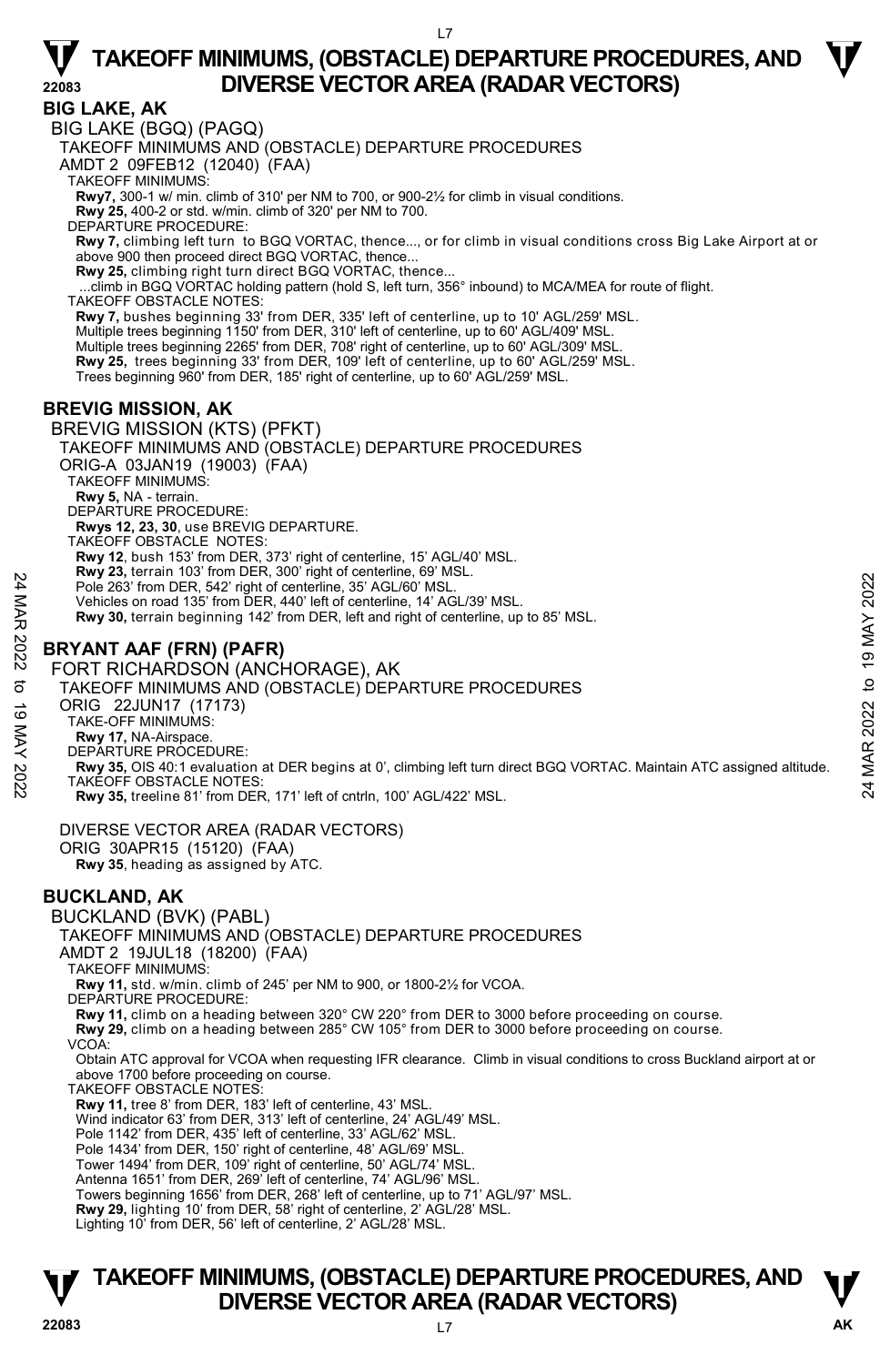## BIG LAKE, AK

BIG LAKE (BGQ) (PAGQ)

TAKEOFF MINIMUMS AND (OBSTACLE) DEPARTURE PROCEDURES

AMDT 2 09FEB12 (12040) (FAA)

TAKEOFF MINIMUMS:

**Rwy7,** 300-1 w/ min. climb of 310' per NM to 700, or 900-2½ for climb in visual conditions.

**Rwy 25,** 400-2 or std. w/min. climb of 320' per NM to 700.

DEPARTURE PROCEDURE:

**Rwy 7,** climbing left turn to BGQ VORTAC, thence..., or for climb in visual conditions cross Big Lake Airport at or above 900 then proceed direct BGQ VORTAC, thence...

**Rwy 25,** climbing right turn direct BGQ VORTAC, thence...

...climb in BGQ VORTAC holding pattern (hold S, left turn, 356° inbound) to MCA/MEA for route of flight.

TAKEOFF OBSTACLE NOTES:

**Rwy 7,** bushes beginning 33' from DER, 335' left of centerline, up to 10' AGL/259' MSL.

Multiple trees beginning 1150' from DER, 310' left of centerline, up to 60' AGL/409' MSL.

Multiple trees beginning 2265' from DER, 708' right of centerline, up to 60' AGL/309' MSL.

**Rwy 25,** trees beginning 33' from DER, 109' left of centerline, up to 60' AGL/259' MSL.

Trees beginning 960' from DER, 185' right of centerline, up to 60' AGL/259' MSL.

## BREVIG MISSION, AK

BREVIG MISSION (KTS) (PFKT)

TAKEOFF MINIMUMS AND (OBSTACLE) DEPARTURE PROCEDURES

ORIG-A 03JAN19 (19003) (FAA)

TAKEOFF MINIMUMS:

**Rwy 5,** NA - terrain.

DEPARTURE PROCEDURE:

**Rwys 12, 23, 30**, use BREVIG DEPARTURE.

TAKEOFF OBSTACLE NOTES:

**Rwy 12**, bush 153' from DER, 373' right of centerline, 15' AGL/40' MSL.

**Rwy 23,** terrain 103' from DER, 300' right of centerline, 69' MSL.

Pole 263' from DER, 542' right of centerline, 35' AGL/60' MSL.

Vehicles on road 135' from DER, 440' left of centerline, 14' AGL/39' MSL.

**Rwy 30,** terrain beginning 142' from DER, left and right of centerline, up to 85' MSL.

## BRYANT AAF (FRN) (PAFR)

FORT RICHARDSON (ANCHORAGE), AK

TAKEOFF MINIMUMS AND (OBSTACLE) DEPARTURE PROCEDURES

ORIG 22JUN17 (17173)

TAKE-OFF MINIMUMS:

**Rwy 17,** NA-Airspace.

DEPARTURE PROCEDURE:

**Rwy 35,** OIS 40:1 evaluation at DER begins at 0', climbing left turn direct BGQ VORTAC. Maintain ATC assigned altitude.

TAKEOFF OBSTACLE NOTES:

**Rwy 35,** treeline 81' from DER, 171' left of cntrln, 100' AGL/422' MSL.

DIVERSE VECTOR AREA (RADAR VECTORS)

ORIG 30APR15 (15120) (FAA)

**Rwy 35**, heading as assigned by ATC.

## BUCKLAND, AK

BUCKLAND (BVK) (PABL)

TAKEOFF MINIMUMS AND (OBSTACLE) DEPARTURE PROCEDURES

AMDT 2 19JUL18 (18200) (FAA)

TAKEOFF MINIMUMS:

**Rwy 11,** std. w/min. climb of 245' per NM to 900, or 1800-2½ for VCOA.

DEPARTURE PROCEDURE:

**Rwy 11,** climb on a heading between 320° CW 220° from DER to 3000 before proceeding on course.

**Rwy 29,** climb on a heading between 285° CW 105° from DER to 3000 before proceeding on course.

VCOA:

Obtain ATC approval for VCOA when requesting IFR clearance. Climb in visual conditions to cross Buckland airport at or above 1700 before proceeding on course.

TAKEOFF OBSTACLE NOTES:

**Rwy 11,** tree 8' from DER, 183' left of centerline, 43' MSL.

Wind indicator 63' from DER, 313' left of centerline, 24' AGL/49' MSL.

Pole 1142' from DER, 435' left of centerline, 33' AGL/62' MSL.

Pole 1434' from DER, 150' right of centerline, 48' AGL/69' MSL.

Tower 1494' from DER, 109' right of centerline, 50' AGL/74' MSL.

Antenna 1651' from DER, 269' left of centerline, 74' AGL/96' MSL.

Towers beginning 1656' from DER, 268' left of centerline, up to 71' AGL/97' MSL.

**Rwy 29,** lighting 10' from DER, 58' right of centerline, 2' AGL/28' MSL.

Lighting 10' from DER, 56' left of centerline, 2' AGL/28' MSL.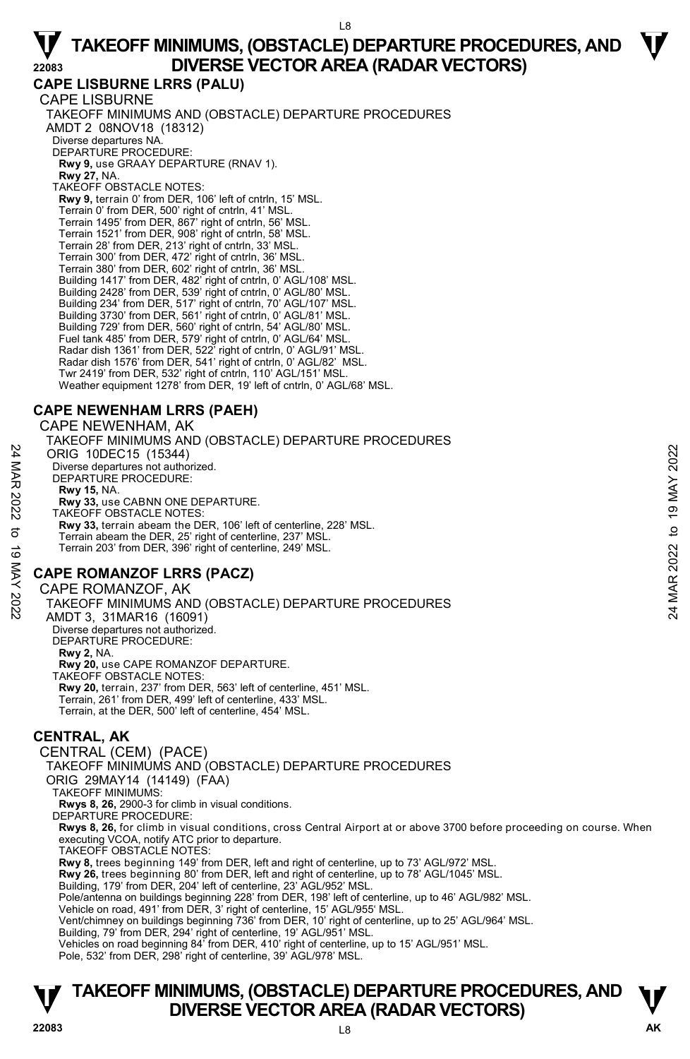## CAPE LISBURNE LRRS (PALU)

CAPE LISBURNE

TAKEOFF MINIMUMS AND (OBSTACLE) DEPARTURE PROCEDURES

AMDT 2 08NOV18 (18312)

Diverse departures NA.

DEPARTURE PROCEDURE:

**Rwy 9,** use GRAAY DEPARTURE (RNAV 1).

**Rwy 27,** NA.

TAKEOFF OBSTACLE NOTES:

**Rwy 9,** terrain 0' from DER, 106' left of cntrln, 15' MSL.
Terrain 0' from DER, 500' right of cntrln, 41' MSL.
Terrain 1495' from DER, 867' right of cntrln, 56' MSL.
Terrain 1521' from DER, 908' right of cntrln, 58' MSL.
Terrain 28' from DER, 213' right of cntrln, 33' MSL.
Terrain 300' from DER, 472' right of cntrln, 36' MSL.
Terrain 380' from DER, 602' right of cntrln, 36' MSL.
Building 1417' from DER, 482' right of cntrln, 0' AGL/108' MSL.
Building 2428' from DER, 539' right of cntrln, 0' AGL/80' MSL.
Building 234' from DER, 517' right of cntrln, 70' AGL/107' MSL.
Building 3730' from DER, 561' right of cntrln, 0' AGL/81' MSL.
Building 729' from DER, 560' right of cntrln, 54' AGL/80' MSL.
Fuel tank 485' from DER, 579' right of cntrln, 0' AGL/64' MSL.
Radar dish 1361' from DER, 522' right of cntrln, 0' AGL/91' MSL.
Radar dish 1576' from DER, 541' right of cntrln, 0' AGL/82' MSL.
Twr 2419' from DER, 532' right of cntrln, 110' AGL/151' MSL.
Weather equipment 1278' from DER, 19' left of cntrln, 0' AGL/68' MSL.

## CAPE NEWENHAM LRRS (PAEH)

CAPE NEWENHAM, AK

TAKEOFF MINIMUMS AND (OBSTACLE) DEPARTURE PROCEDURES

ORIG 10DEC15 (15344)

Diverse departures not authorized.

DEPARTURE PROCEDURE:

**Rwy 15,** NA.

**Rwy 33,** use CABNN ONE DEPARTURE.

TAKEOFF OBSTACLE NOTES:

**Rwy 33,** terrain abeam the DER, 106' left of centerline, 228' MSL.
Terrain abeam the DER, 25' right of centerline, 237' MSL.
Terrain 203' from DER, 396' right of centerline, 249' MSL.

## CAPE ROMANZOF LRRS (PACZ)

CAPE ROMANZOF, AK

TAKEOFF MINIMUMS AND (OBSTACLE) DEPARTURE PROCEDURES

AMDT 3, 31MAR16 (16091)

Diverse departures not authorized.

DEPARTURE PROCEDURE:

**Rwy 2,** NA.

**Rwy 20,** use CAPE ROMANZOF DEPARTURE.

TAKEOFF OBSTACLE NOTES:

**Rwy 20,** terrain, 237' from DER, 563' left of centerline, 451' MSL.
Terrain, 261' from DER, 499' left of centerline, 433' MSL.
Terrain, at the DER, 500' left of centerline, 454' MSL.

## CENTRAL, AK

CENTRAL (CEM) (PACE)

TAKEOFF MINIMUMS AND (OBSTACLE) DEPARTURE PROCEDURES

ORIG 29MAY14 (14149) (FAA)

TAKEOFF MINIMUMS:

**Rwys 8, 26,** 2900-3 for climb in visual conditions.

DEPARTURE PROCEDURE:

**Rwys 8, 26,** for climb in visual conditions, cross Central Airport at or above 3700 before proceeding on course. When executing VCOA, notify ATC prior to departure.

TAKEOFF OBSTACLE NOTES:

**Rwy 8,** trees beginning 149' from DER, left and right of centerline, up to 73' AGL/972' MSL.

**Rwy 26,** trees beginning 80' from DER, left and right of centerline, up to 78' AGL/1045' MSL.
Building, 179' from DER, 204' left of centerline, 23' AGL/952' MSL.
Pole/antenna on buildings beginning 228' from DER, 198' left of centerline, up to 46' AGL/982' MSL.
Vehicle on road, 491' from DER, 3' right of centerline, 15' AGL/955' MSL.
Vent/chimney on buildings beginning 736' from DER, 10' right of centerline, up to 25' AGL/964' MSL.
Building, 79' from DER, 294' right of centerline, 19' AGL/951' MSL.
Vehicles on road beginning 84' from DER, 410' right of centerline, up to 15' AGL/951' MSL.
Pole, 532' from DER, 298' right of centerline, 39' AGL/978' MSL.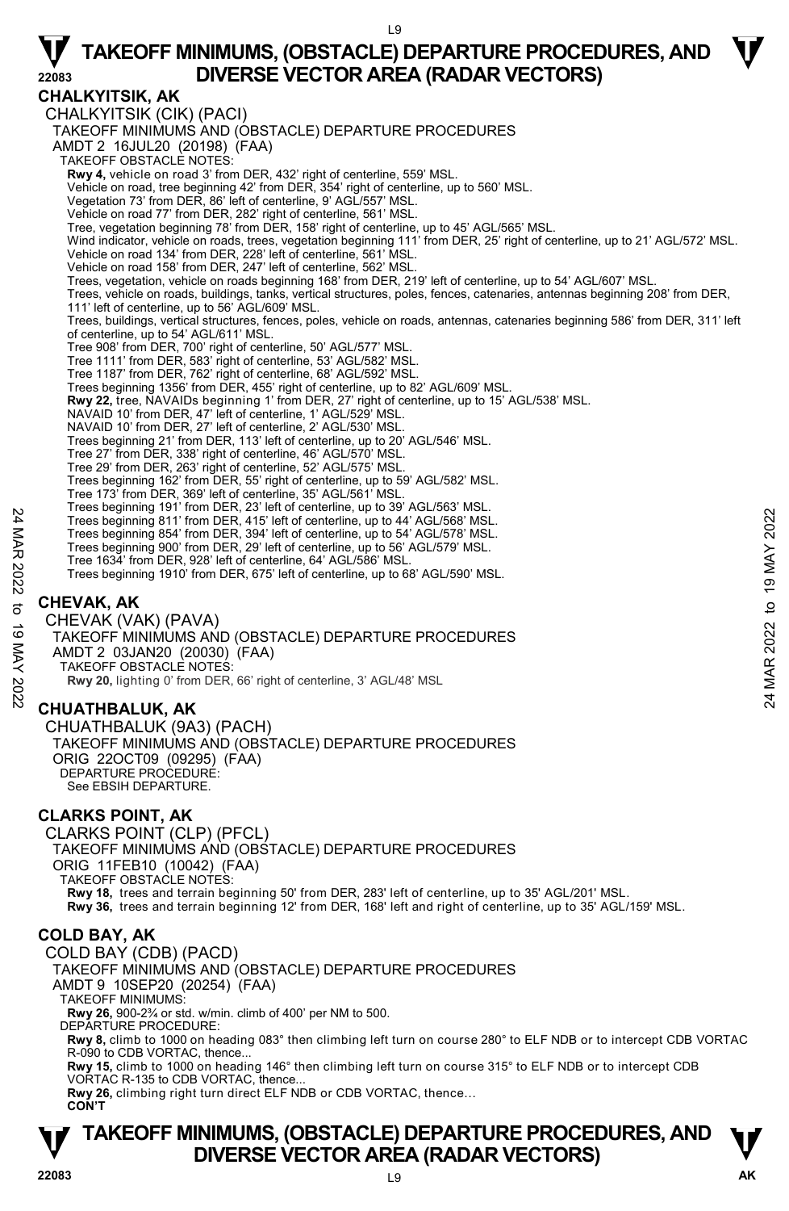## CHALKYITSIK, AK

CHALKYITSIK (CIK) (PACI)

TAKEOFF MINIMUMS AND (OBSTACLE) DEPARTURE PROCEDURES

AMDT 2 16JUL20 (20198) (FAA)

TAKEOFF OBSTACLE NOTES:

**Rwy 4,** vehicle on road 3' from DER, 432' right of centerline, 559' MSL.
Vehicle on road, tree beginning 42' from DER, 354' right of centerline, up to 560' MSL.
Vegetation 73' from DER, 86' left of centerline, 9' AGL/557' MSL.
Vehicle on road 77' from DER, 282' right of centerline, 561' MSL.
Tree, vegetation beginning 78' from DER, 158' right of centerline, up to 45' AGL/565' MSL.
Wind indicator, vehicle on roads, trees, vegetation beginning 111' from DER, 25' right of centerline, up to 21' AGL/572' MSL.
Vehicle on road 134' from DER, 228' left of centerline, 561' MSL.
Vehicle on road 158' from DER, 247' left of centerline, 562' MSL.
Trees, vegetation, vehicle on roads beginning 168' from DER, 219' left of centerline, up to 54' AGL/607' MSL.
Trees, vehicle on roads, buildings, tanks, vertical structures, poles, fences, catenaries, antennas beginning 208' from DER, 111' left of centerline, up to 56' AGL/609' MSL.
Trees, buildings, vertical structures, fences, poles, vehicle on roads, antennas, catenaries beginning 586' from DER, 311' left of centerline, up to 54' AGL/611' MSL.
Tree 908' from DER, 700' right of centerline, 50' AGL/577' MSL.
Tree 1111' from DER, 583' right of centerline, 53' AGL/582' MSL.
Tree 1187' from DER, 762' right of centerline, 68' AGL/592' MSL.
Trees beginning 1356' from DER, 455' right of centerline, up to 82' AGL/609' MSL.

**Rwy 22,** tree, NAVAIDs beginning 1' from DER, 27' right of centerline, up to 15' AGL/538' MSL.
NAVAID 10' from DER, 47' left of centerline, 1' AGL/529' MSL.
NAVAID 10' from DER, 27' left of centerline, 2' AGL/530' MSL.
Trees beginning 21' from DER, 113' left of centerline, up to 20' AGL/546' MSL.
Tree 27' from DER, 338' right of centerline, 46' AGL/570' MSL.
Tree 29' from DER, 263' right of centerline, 52' AGL/575' MSL.
Trees beginning 162' from DER, 55' right of centerline, up to 59' AGL/582' MSL.
Tree 173' from DER, 369' left of centerline, 35' AGL/561' MSL.
Trees beginning 191' from DER, 23' left of centerline, up to 39' AGL/563' MSL.
Trees beginning 811' from DER, 415' left of centerline, up to 44' AGL/568' MSL.
Trees beginning 854' from DER, 394' left of centerline, up to 54' AGL/578' MSL.
Trees beginning 900' from DER, 29' left of centerline, up to 56' AGL/579' MSL.
Tree 1634' from DER, 928' left of centerline, 64' AGL/586' MSL.
Trees beginning 1910' from DER, 675' left of centerline, up to 68' AGL/590' MSL.

## CHEVAK, AK

CHEVAK (VAK) (PAVA)

TAKEOFF MINIMUMS AND (OBSTACLE) DEPARTURE PROCEDURES

AMDT 2 03JAN20 (20030) (FAA)

TAKEOFF OBSTACLE NOTES:

**Rwy 20,** lighting 0' from DER, 66' right of centerline, 3' AGL/48' MSL

## CHUATHBALUK, AK

CHUATHBALUK (9A3) (PACH)

TAKEOFF MINIMUMS AND (OBSTACLE) DEPARTURE PROCEDURES

ORIG 22OCT09 (09295) (FAA)

DEPARTURE PROCEDURE:

See EBSIH DEPARTURE.

## CLARKS POINT, AK

CLARKS POINT (CLP) (PFCL)

TAKEOFF MINIMUMS AND (OBSTACLE) DEPARTURE PROCEDURES

ORIG 11FEB10 (10042) (FAA)

TAKEOFF OBSTACLE NOTES:

**Rwy 18,** trees and terrain beginning 50' from DER, 283' left of centerline, up to 35' AGL/201' MSL.

**Rwy 36,** trees and terrain beginning 12' from DER, 168' left and right of centerline, up to 35' AGL/159' MSL.

## COLD BAY, AK

COLD BAY (CDB) (PACD)

TAKEOFF MINIMUMS AND (OBSTACLE) DEPARTURE PROCEDURES

AMDT 9 10SEP20 (20254) (FAA)

TAKEOFF MINIMUMS:

**Rwy 26,** 900-2¾ or std. w/min. climb of 400' per NM to 500.

DEPARTURE PROCEDURE:

**Rwy 8,** climb to 1000 on heading 083° then climbing left turn on course 280° to ELF NDB or to intercept CDB VORTAC R-090 to CDB VORTAC, thence...

**Rwy 15,** climb to 1000 on heading 146° then climbing left turn on course 315° to ELF NDB or to intercept CDB VORTAC R-135 to CDB VORTAC, thence...

**Rwy 26,** climbing right turn direct ELF NDB or CDB VORTAC, thence...

**CON'T**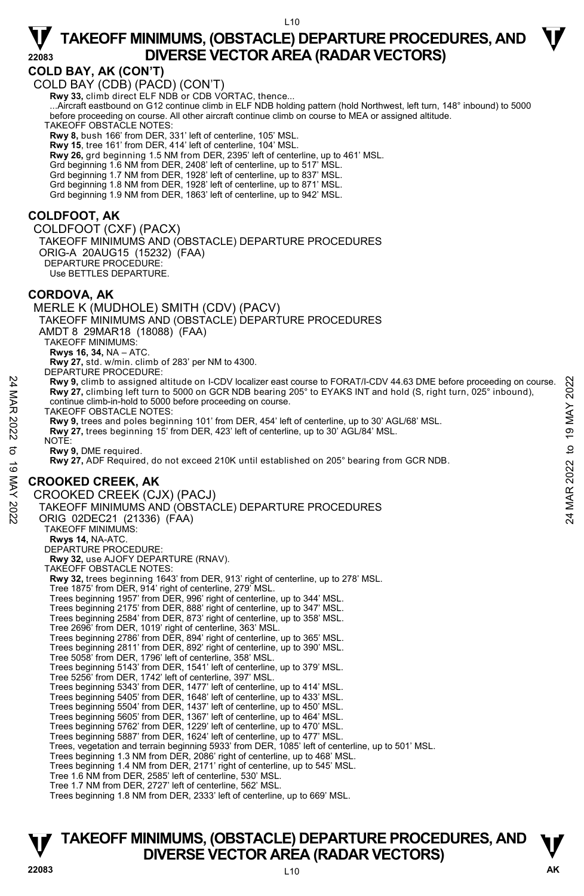## COLD BAY, AK (CON'T)

COLD BAY (CDB) (PACD) (CON'T)

**Rwy 33,** climb direct ELF NDB or CDB VORTAC, thence...

...Aircraft eastbound on G12 continue climb in ELF NDB holding pattern (hold Northwest, left turn, 148° inbound) to 5000 before proceeding on course. All other aircraft continue climb on course to MEA or assigned altitude.

TAKEOFF OBSTACLE NOTES:

**Rwy 8,** bush 166' from DER, 331' left of centerline, 105' MSL.

**Rwy 15**, tree 161' from DER, 414' left of centerline, 104' MSL.

**Rwy 26,** grd beginning 1.5 NM from DER, 2395' left of centerline, up to 461' MSL.
Grd beginning 1.6 NM from DER, 2408' left of centerline, up to 517' MSL.
Grd beginning 1.7 NM from DER, 1928' left of centerline, up to 837' MSL.
Grd beginning 1.8 NM from DER, 1928' left of centerline, up to 871' MSL.
Grd beginning 1.9 NM from DER, 1863' left of centerline, up to 942' MSL.

## COLDFOOT, AK

COLDFOOT (CXF) (PACX)

TAKEOFF MINIMUMS AND (OBSTACLE) DEPARTURE PROCEDURES

ORIG-A 20AUG15 (15232) (FAA)

DEPARTURE PROCEDURE:

Use BETTLES DEPARTURE.

## CORDOVA, AK

MERLE K (MUDHOLE) SMITH (CDV) (PACV)

TAKEOFF MINIMUMS AND (OBSTACLE) DEPARTURE PROCEDURES

AMDT 8 29MAR18 (18088) (FAA)

TAKEOFF MINIMUMS:

**Rwys 16, 34,** NA – ATC.

**Rwy 27,** std. w/min. climb of 283' per NM to 4300.

DEPARTURE PROCEDURE:

**Rwy 9,** climb to assigned altitude on I-CDV localizer east course to FORAT/I-CDV 44.63 DME before proceeding on course.

**Rwy 27,** climbing left turn to 5000 on GCR NDB bearing 205° to EYAKS INT and hold (S, right turn, 025° inbound), continue climb-in-hold to 5000 before proceeding on course.

TAKEOFF OBSTACLE NOTES:

**Rwy 9,** trees and poles beginning 101' from DER, 454' left of centerline, up to 30' AGL/68' MSL.

**Rwy 27,** trees beginning 15' from DER, 423' left of centerline, up to 30' AGL/84' MSL.

NOTE:

**Rwy 9,** DME required.

**Rwy 27,** ADF Required, do not exceed 210K until established on 205° bearing from GCR NDB.

## CROOKED CREEK, AK

CROOKED CREEK (CJX) (PACJ)

TAKEOFF MINIMUMS AND (OBSTACLE) DEPARTURE PROCEDURES

ORIG 02DEC21 (21336) (FAA)

TAKEOFF MINIMUMS:

**Rwys 14,** NA-ATC.

DEPARTURE PROCEDURE:

**Rwy 32,** use AJOFY DEPARTURE (RNAV).

TAKEOFF OBSTACLE NOTES:

**Rwy 32,** trees beginning 1643' from DER, 913' right of centerline, up to 278' MSL.
Tree 1875' from DER, 914' right of centerline, 279' MSL.
Trees beginning 1957' from DER, 996' right of centerline, up to 344' MSL.
Trees beginning 2175' from DER, 888' right of centerline, up to 347' MSL.
Trees beginning 2584' from DER, 873' right of centerline, up to 358' MSL.
Tree 2696' from DER, 1019' right of centerline, 363' MSL.
Trees beginning 2786' from DER, 894' right of centerline, up to 365' MSL.
Trees beginning 2811' from DER, 892' right of centerline, up to 390' MSL.
Tree 5058' from DER, 1796' left of centerline, 358' MSL.
Trees beginning 5143' from DER, 1541' left of centerline, up to 379' MSL.
Tree 5256' from DER, 1742' left of centerline, 397' MSL.
Trees beginning 5343' from DER, 1477' left of centerline, up to 414' MSL.
Trees beginning 5405' from DER, 1648' left of centerline, up to 433' MSL.
Trees beginning 5504' from DER, 1437' left of centerline, up to 450' MSL.
Trees beginning 5605' from DER, 1367' left of centerline, up to 464' MSL.
Trees beginning 5762' from DER, 1229' left of centerline, up to 470' MSL.
Trees beginning 5887' from DER, 1624' left of centerline, up to 477' MSL.
Trees, vegetation and terrain beginning 5933' from DER, 1085' left of centerline, up to 501' MSL.
Trees beginning 1.3 NM from DER, 2086' right of centerline, up to 468' MSL.
Trees beginning 1.4 NM from DER, 2171' right of centerline, up to 545' MSL.
Tree 1.6 NM from DER, 2585' left of centerline, 530' MSL.
Tree 1.7 NM from DER, 2727' left of centerline, 562' MSL.
Trees beginning 1.8 NM from DER, 2333' left of centerline, up to 669' MSL.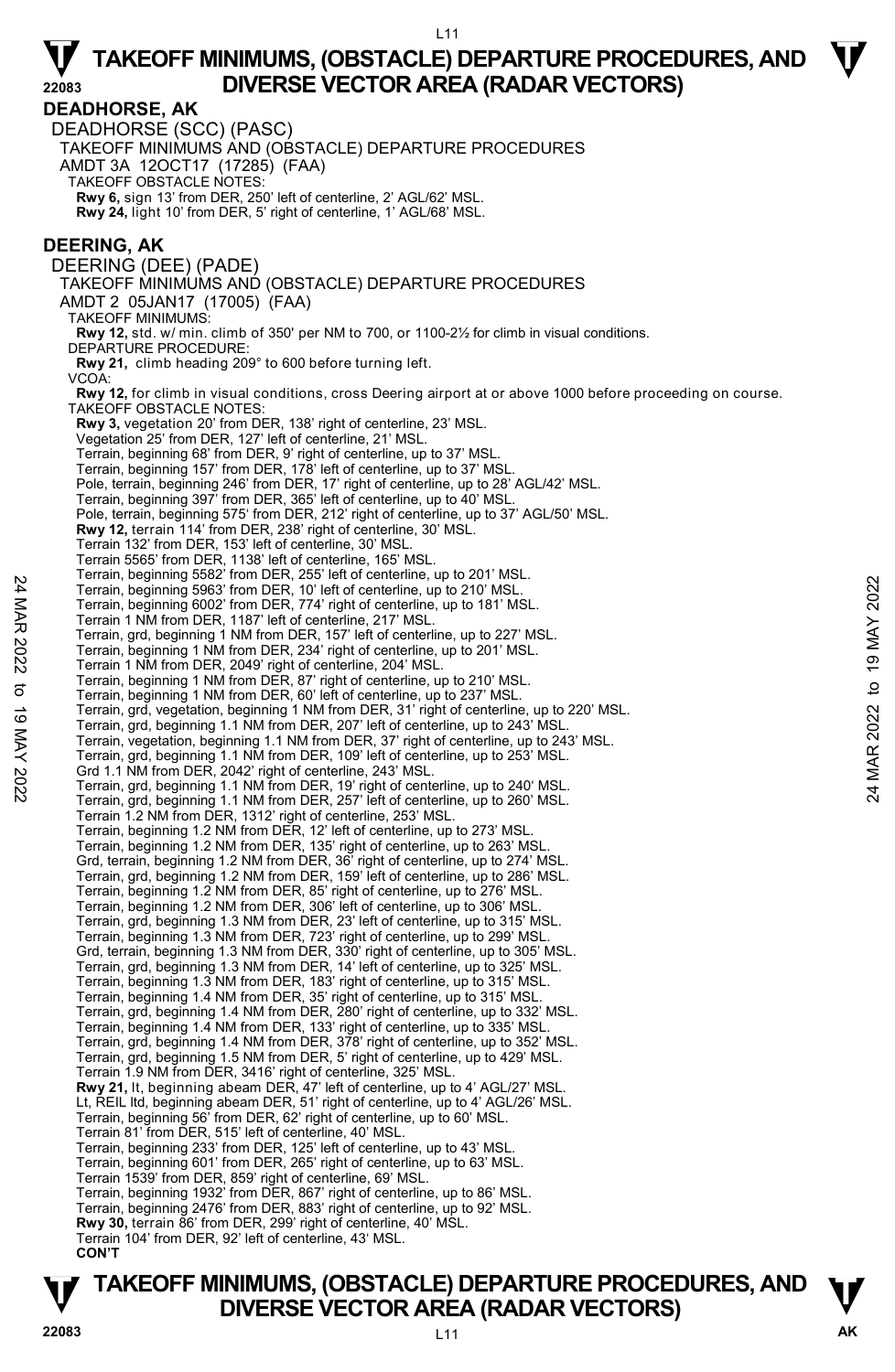# TAKEOFF MINIMUMS, (OBSTACLE) DEPARTURE PROCEDURES, AND DIVERSE VECTOR AREA (RADAR VECTORS)

## DEADHORSE, AK

DEADHORSE (SCC) (PASC)

TAKEOFF MINIMUMS AND (OBSTACLE) DEPARTURE PROCEDURES

AMDT 3A 12OCT17 (17285) (FAA)

TAKEOFF OBSTACLE NOTES:

**Rwy 6,** sign 13' from DER, 250' left of centerline, 2' AGL/62' MSL.

**Rwy 24,** light 10' from DER, 5' right of centerline, 1' AGL/68' MSL.

## DEERING, AK

DEERING (DEE) (PADE)

TAKEOFF MINIMUMS AND (OBSTACLE) DEPARTURE PROCEDURES

AMDT 2 05JAN17 (17005) (FAA)

TAKEOFF MINIMUMS:

**Rwy 12,** std. w/ min. climb of 350' per NM to 700, or 1100-2½ for climb in visual conditions.

DEPARTURE PROCEDURE:

**Rwy 21,** climb heading 209° to 600 before turning left.

VCOA:

**Rwy 12,** for climb in visual conditions, cross Deering airport at or above 1000 before proceeding on course.

TAKEOFF OBSTACLE NOTES:

**Rwy 3,** vegetation 20' from DER, 138' right of centerline, 23' MSL.
Vegetation 25' from DER, 127' left of centerline, 21' MSL.
Terrain, beginning 68' from DER, 9' right of centerline, up to 37' MSL.
Terrain, beginning 157' from DER, 178' left of centerline, up to 37' MSL.
Pole, terrain, beginning 246' from DER, 17' right of centerline, up to 28' AGL/42' MSL.
Terrain, beginning 397' from DER, 365' left of centerline, up to 40' MSL.
Pole, terrain, beginning 575' from DER, 212' right of centerline, up to 37' AGL/50' MSL.

**Rwy 12,** terrain 114' from DER, 238' right of centerline, 30' MSL.
Terrain 132' from DER, 153' left of centerline, 30' MSL.
Terrain 5565' from DER, 1138' left of centerline, 165' MSL.
Terrain, beginning 5582' from DER, 255' left of centerline, up to 201' MSL.
Terrain, beginning 5963' from DER, 10' left of centerline, up to 210' MSL.
Terrain, beginning 6002' from DER, 774' right of centerline, up to 181' MSL.
Terrain 1 NM from DER, 1187' left of centerline, 217' MSL.
Terrain, grd, beginning 1 NM from DER, 157' left of centerline, up to 227' MSL.
Terrain, beginning 1 NM from DER, 234' right of centerline, up to 201' MSL.
Terrain 1 NM from DER, 2049' right of centerline, 204' MSL.
Terrain, beginning 1 NM from DER, 87' right of centerline, up to 210' MSL.
Terrain, beginning 1 NM from DER, 60' left of centerline, up to 237' MSL.
Terrain, grd, vegetation, beginning 1 NM from DER, 31' right of centerline, up to 220' MSL.
Terrain, grd, beginning 1.1 NM from DER, 207' left of centerline, up to 243' MSL.
Terrain, vegetation, beginning 1.1 NM from DER, 37' right of centerline, up to 243' MSL.
Terrain, grd, beginning 1.1 NM from DER, 109' left of centerline, up to 253' MSL.
Grd 1.1 NM from DER, 2042' right of centerline, 243' MSL.
Terrain, grd, beginning 1.1 NM from DER, 19' right of centerline, up to 240' MSL.
Terrain, grd, beginning 1.1 NM from DER, 257' left of centerline, up to 260' MSL.
Terrain 1.2 NM from DER, 1312' right of centerline, 253' MSL.
Terrain, beginning 1.2 NM from DER, 12' left of centerline, up to 273' MSL.
Terrain, beginning 1.2 NM from DER, 135' right of centerline, up to 263' MSL.
Grd, terrain, beginning 1.2 NM from DER, 36' right of centerline, up to 274' MSL.
Terrain, grd, beginning 1.2 NM from DER, 159' left of centerline, up to 286' MSL.
Terrain, beginning 1.2 NM from DER, 85' right of centerline, up to 276' MSL.
Terrain, beginning 1.2 NM from DER, 306' left of centerline, up to 306' MSL.
Terrain, grd, beginning 1.3 NM from DER, 23' left of centerline, up to 315' MSL.
Terrain, beginning 1.3 NM from DER, 723' right of centerline, up to 299' MSL.
Grd, terrain, beginning 1.3 NM from DER, 330' right of centerline, up to 305' MSL.
Terrain, grd, beginning 1.3 NM from DER, 14' left of centerline, up to 325' MSL.
Terrain, beginning 1.3 NM from DER, 183' right of centerline, up to 315' MSL.
Terrain, beginning 1.4 NM from DER, 35' right of centerline, up to 315' MSL.
Terrain, grd, beginning 1.4 NM from DER, 280' right of centerline, up to 332' MSL.
Terrain, beginning 1.4 NM from DER, 133' right of centerline, up to 335' MSL.
Terrain, grd, beginning 1.4 NM from DER, 378' right of centerline, up to 352' MSL.
Terrain, grd, beginning 1.5 NM from DER, 5' right of centerline, up to 429' MSL.
Terrain 1.9 NM from DER, 3416' right of centerline, 325' MSL.

**Rwy 21,** lt, beginning abeam DER, 47' left of centerline, up to 4' AGL/27' MSL.
Lt, REIL ltd, beginning abeam DER, 51' right of centerline, up to 4' AGL/26' MSL.
Terrain, beginning 56' from DER, 62' right of centerline, up to 60' MSL.
Terrain 81' from DER, 515' left of centerline, 40' MSL.
Terrain, beginning 233' from DER, 125' left of centerline, up to 43' MSL.
Terrain, beginning 601' from DER, 265' right of centerline, up to 63' MSL.
Terrain 1539' from DER, 859' right of centerline, 69' MSL.
Terrain, beginning 1932' from DER, 867' right of centerline, up to 86' MSL.
Terrain, beginning 2476' from DER, 883' right of centerline, up to 92' MSL.

**Rwy 30,** terrain 86' from DER, 299' right of centerline, 40' MSL.
Terrain 104' from DER, 92' left of centerline, 43' MSL.

**CON'T**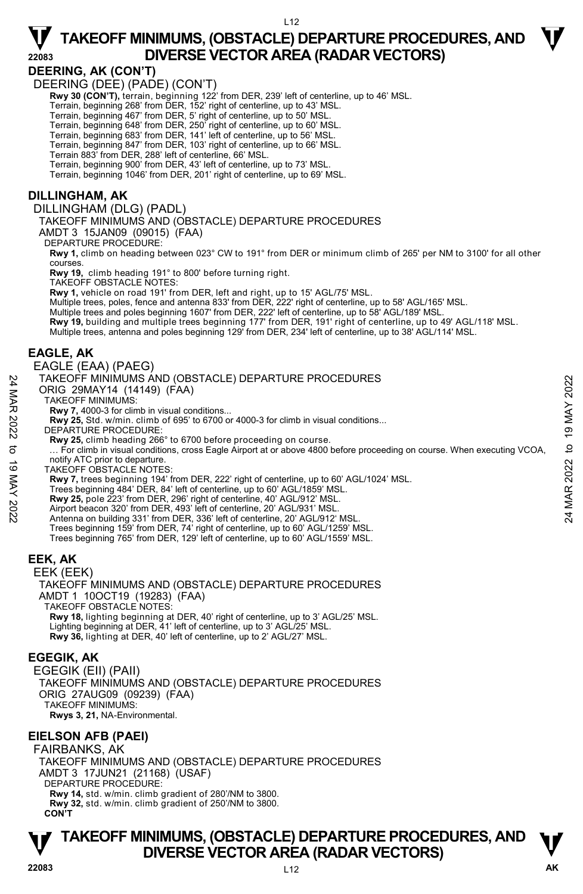**DEERING, AK (CON'T)**

DEERING (DEE) (PADE) (CON'T)

**Rwy 30 (CON'T),** terrain, beginning 122' from DER, 239' left of centerline, up to 46' MSL.
Terrain, beginning 268' from DER, 152' right of centerline, up to 43' MSL.
Terrain, beginning 467' from DER, 5' right of centerline, up to 50' MSL.
Terrain, beginning 648' from DER, 250' right of centerline, up to 60' MSL.
Terrain, beginning 683' from DER, 141' left of centerline, up to 56' MSL.
Terrain, beginning 847' from DER, 103' right of centerline, up to 66' MSL.
Terrain 883' from DER, 288' left of centerline, 66' MSL.
Terrain, beginning 900' from DER, 43' left of centerline, up to 73' MSL.
Terrain, beginning 1046' from DER, 201' right of centerline, up to 69' MSL.

**DILLINGHAM, AK**

DILLINGHAM (DLG) (PADL)
TAKEOFF MINIMUMS AND (OBSTACLE) DEPARTURE PROCEDURES
AMDT 3 15JAN09 (09015) (FAA)
DEPARTURE PROCEDURE:
**Rwy 1,** climb on heading between 023° CW to 191° from DER or minimum climb of 265' per NM to 3100' for all other courses.
**Rwy 19,** climb heading 191° to 800' before turning right.
TAKEOFF OBSTACLE NOTES:
**Rwy 1,** vehicle on road 191' from DER, left and right, up to 15' AGL/75' MSL.
Multiple trees, poles, fence and antenna 833' from DER, 222' right of centerline, up to 58' AGL/165' MSL.
Multiple trees and poles beginning 1607' from DER, 222' left of centerline, up to 58' AGL/189' MSL.
**Rwy 19,** building and multiple trees beginning 177' from DER, 191' right of centerline, up to 49' AGL/118' MSL.
Multiple trees, antenna and poles beginning 129' from DER, 234' left of centerline, up to 38' AGL/114' MSL.

**EAGLE, AK**

EAGLE (EAA) (PAEG)
TAKEOFF MINIMUMS AND (OBSTACLE) DEPARTURE PROCEDURES
ORIG 29MAY14 (14149) (FAA)
TAKEOFF MINIMUMS:
**Rwy 7,** 4000-3 for climb in visual conditions...
**Rwy 25,** Std. w/min. climb of 695' to 6700 or 4000-3 for climb in visual conditions...
DEPARTURE PROCEDURE:
**Rwy 25,** climb heading 266° to 6700 before proceeding on course.
… For climb in visual conditions, cross Eagle Airport at or above 4800 before proceeding on course. When executing VCOA, notify ATC prior to departure.
TAKEOFF OBSTACLE NOTES:
**Rwy 7,** trees beginning 194' from DER, 222' right of centerline, up to 60' AGL/1024' MSL.
Trees beginning 484' DER, 84' left of centerline, up to 60' AGL/1859' MSL.
**Rwy 25,** pole 223' from DER, 296' right of centerline, 40' AGL/912' MSL.
Airport beacon 320' from DER, 493' left of centerline, 20' AGL/931' MSL.
Antenna on building 331' from DER, 336' left of centerline, 20' AGL/912' MSL.
Trees beginning 159' from DER, 74' right of centerline, up to 60' AGL/1259' MSL.
Trees beginning 765' from DER, 129' left of centerline, up to 60' AGL/1559' MSL.

**EEK, AK**

EEK (EEK)
TAKEOFF MINIMUMS AND (OBSTACLE) DEPARTURE PROCEDURES
AMDT 1 10OCT19 (19283) (FAA)
TAKEOFF OBSTACLE NOTES:
**Rwy 18,** lighting beginning at DER, 40' right of centerline, up to 3' AGL/25' MSL.
Lighting beginning at DER, 41' left of centerline, up to 3' AGL/25' MSL.
**Rwy 36,** lighting at DER, 40' left of centerline, up to 2' AGL/27' MSL.

**EGEGIK, AK**

EGEGIK (EII) (PAII)
TAKEOFF MINIMUMS AND (OBSTACLE) DEPARTURE PROCEDURES
ORIG 27AUG09 (09239) (FAA)
TAKEOFF MINIMUMS:
**Rwys 3, 21,** NA-Environmental.

**EIELSON AFB (PAEI)**

FAIRBANKS, AK
TAKEOFF MINIMUMS AND (OBSTACLE) DEPARTURE PROCEDURES
AMDT 3 17JUN21 (21168) (USAF)
DEPARTURE PROCEDURE:
**Rwy 14,** std. w/min. climb gradient of 280'/NM to 3800.
**Rwy 32,** std. w/min. climb gradient of 250'/NM to 3800.
**CON'T**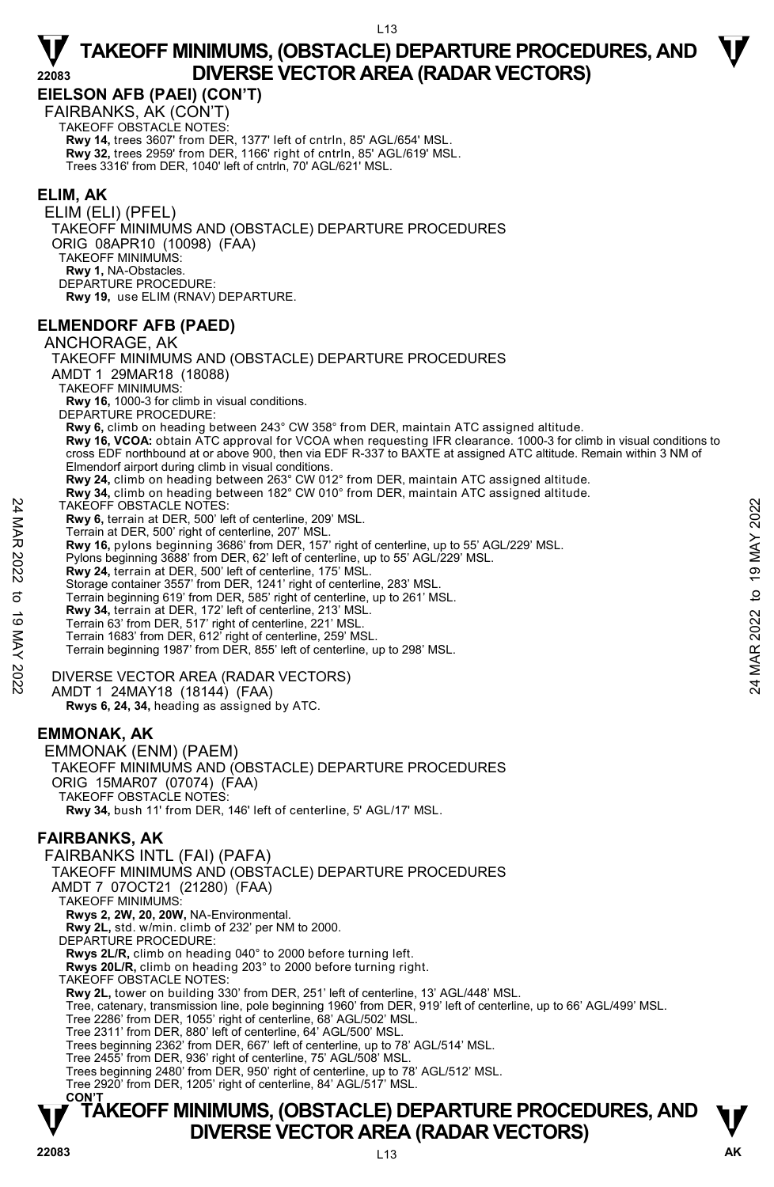## EIELSON AFB (PAEI) (CON'T)

FAIRBANKS, AK (CON'T)

TAKEOFF OBSTACLE NOTES:

**Rwy 14,** trees 3607' from DER, 1377' left of cntrln, 85' AGL/654' MSL.
**Rwy 32,** trees 2959' from DER, 1166' right of cntrln, 85' AGL/619' MSL.
Trees 3316' from DER, 1040' left of cntrln, 70' AGL/621' MSL.

## ELIM, AK

ELIM (ELI) (PFEL)

TAKEOFF MINIMUMS AND (OBSTACLE) DEPARTURE PROCEDURES
ORIG 08APR10 (10098) (FAA)

TAKEOFF MINIMUMS:
**Rwy 1,** NA-Obstacles.

DEPARTURE PROCEDURE:
**Rwy 19,** use ELIM (RNAV) DEPARTURE.

## ELMENDORF AFB (PAED)

ANCHORAGE, AK

TAKEOFF MINIMUMS AND (OBSTACLE) DEPARTURE PROCEDURES
AMDT 1 29MAR18 (18088)

TAKEOFF MINIMUMS:
**Rwy 16,** 1000-3 for climb in visual conditions.

DEPARTURE PROCEDURE:
**Rwy 6,** climb on heading between 243° CW 358° from DER, maintain ATC assigned altitude.
**Rwy 16, VCOA:** obtain ATC approval for VCOA when requesting IFR clearance. 1000-3 for climb in visual conditions to cross EDF northbound at or above 900, then via EDF R-337 to BAXTE at assigned ATC altitude. Remain within 3 NM of Elmendorf airport during climb in visual conditions.
**Rwy 24,** climb on heading between 263° CW 012° from DER, maintain ATC assigned altitude.
**Rwy 34,** climb on heading between 182° CW 010° from DER, maintain ATC assigned altitude.

TAKEOFF OBSTACLE NOTES:
**Rwy 6,** terrain at DER, 500' left of centerline, 209' MSL.
Terrain at DER, 500' right of centerline, 207' MSL.
**Rwy 16,** pylons beginning 3686' from DER, 157' right of centerline, up to 55' AGL/229' MSL.
Pylons beginning 3688' from DER, 62' left of centerline, up to 55' AGL/229' MSL.
**Rwy 24,** terrain at DER, 500' left of centerline, 175' MSL.
Storage container 3557' from DER, 1241' right of centerline, 283' MSL.
Terrain beginning 619' from DER, 585' right of centerline, up to 261' MSL.
**Rwy 34,** terrain at DER, 172' left of centerline, 213' MSL.
Terrain 63' from DER, 517' right of centerline, 221' MSL.
Terrain 1683' from DER, 612' right of centerline, 259' MSL.
Terrain beginning 1987' from DER, 855' left of centerline, up to 298' MSL.

DIVERSE VECTOR AREA (RADAR VECTORS)
AMDT 1 24MAY18 (18144) (FAA)
**Rwys 6, 24, 34,** heading as assigned by ATC.

## EMMONAK, AK

EMMONAK (ENM) (PAEM)

TAKEOFF MINIMUMS AND (OBSTACLE) DEPARTURE PROCEDURES
ORIG 15MAR07 (07074) (FAA)

TAKEOFF OBSTACLE NOTES:
**Rwy 34,** bush 11' from DER, 146' left of centerline, 5' AGL/17' MSL.

## FAIRBANKS, AK

FAIRBANKS INTL (FAI) (PAFA)

TAKEOFF MINIMUMS AND (OBSTACLE) DEPARTURE PROCEDURES
AMDT 7 07OCT21 (21280) (FAA)

TAKEOFF MINIMUMS:
**Rwys 2, 2W, 20, 20W,** NA-Environmental.
**Rwy 2L,** std. w/min. climb of 232' per NM to 2000.

DEPARTURE PROCEDURE:
**Rwys 2L/R,** climb on heading 040° to 2000 before turning left.
**Rwys 20L/R,** climb on heading 203° to 2000 before turning right.

TAKEOFF OBSTACLE NOTES:
**Rwy 2L,** tower on building 330' from DER, 251' left of centerline, 13' AGL/448' MSL.
Tree, catenary, transmission line, pole beginning 1960' from DER, 919' left of centerline, up to 66' AGL/499' MSL.
Tree 2286' from DER, 1055' right of centerline, 68' AGL/502' MSL.
Tree 2311' from DER, 880' left of centerline, 64' AGL/500' MSL.
Trees beginning 2362' from DER, 667' left of centerline, up to 78' AGL/514' MSL.
Tree 2455' from DER, 936' right of centerline, 75' AGL/508' MSL.
Trees beginning 2480' from DER, 950' right of centerline, up to 78' AGL/512' MSL.
Tree 2920' from DER, 1205' right of centerline, 84' AGL/517' MSL.

**CON'T**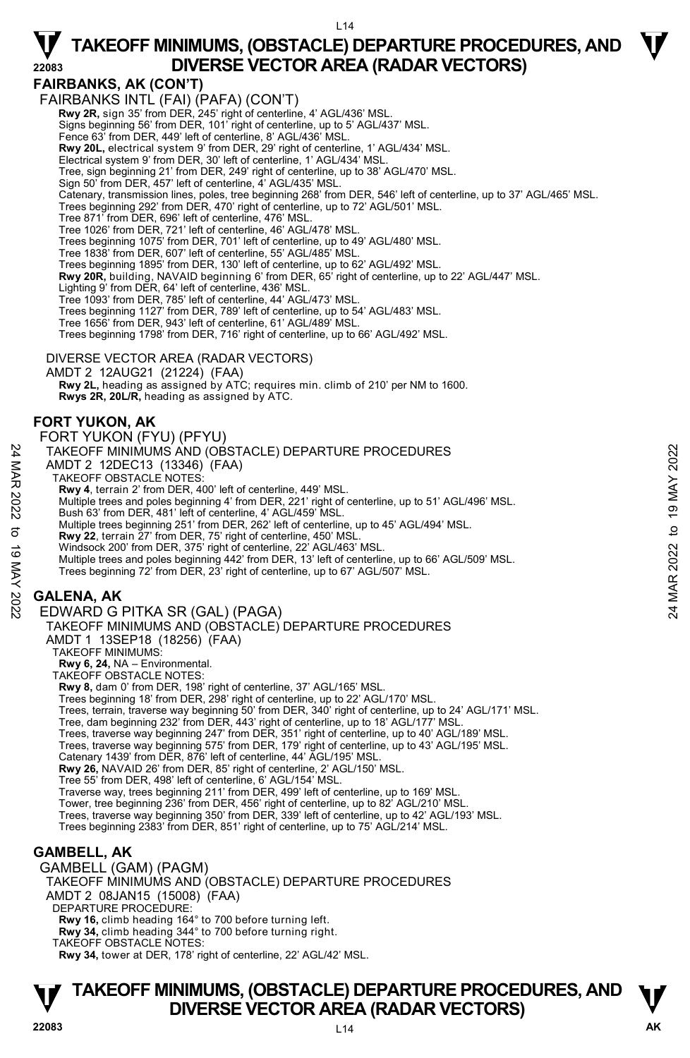## FAIRBANKS, AK (CON'T)

FAIRBANKS INTL (FAI) (PAFA) (CON'T)

**Rwy 2R,** sign 35' from DER, 245' right of centerline, 4' AGL/436' MSL.
Signs beginning 56' from DER, 101' right of centerline, up to 5' AGL/437' MSL.
Fence 63' from DER, 449' left of centerline, 8' AGL/436' MSL.
**Rwy 20L,** electrical system 9' from DER, 29' right of centerline, 1' AGL/434' MSL.
Electrical system 9' from DER, 30' left of centerline, 1' AGL/434' MSL.
Tree, sign beginning 21' from DER, 249' right of centerline, up to 38' AGL/470' MSL.
Sign 50' from DER, 457' left of centerline, 4' AGL/435' MSL.
Catenary, transmission lines, poles, tree beginning 268' from DER, 546' left of centerline, up to 37' AGL/465' MSL.
Trees beginning 292' from DER, 470' right of centerline, up to 72' AGL/501' MSL.
Tree 871' from DER, 696' left of centerline, 476' MSL.
Tree 1026' from DER, 721' left of centerline, 46' AGL/478' MSL.
Trees beginning 1075' from DER, 701' left of centerline, up to 49' AGL/480' MSL.
Tree 1838' from DER, 607' left of centerline, 55' AGL/485' MSL.
Trees beginning 1895' from DER, 130' left of centerline, up to 62' AGL/492' MSL.
**Rwy 20R,** building, NAVAID beginning 6' from DER, 65' right of centerline, up to 22' AGL/447' MSL.
Lighting 9' from DER, 64' left of centerline, 436' MSL.
Tree 1093' from DER, 785' left of centerline, 44' AGL/473' MSL.
Trees beginning 1127' from DER, 789' left of centerline, up to 54' AGL/483' MSL.
Tree 1656' from DER, 943' left of centerline, 61' AGL/489' MSL.
Trees beginning 1798' from DER, 716' right of centerline, up to 66' AGL/492' MSL.

DIVERSE VECTOR AREA (RADAR VECTORS)
AMDT 2 12AUG21 (21224) (FAA)
**Rwy 2L,** heading as assigned by ATC; requires min. climb of 210' per NM to 1600.
**Rwys 2R, 20L/R,** heading as assigned by ATC.

## FORT YUKON, AK

FORT YUKON (FYU) (PFYU)
TAKEOFF MINIMUMS AND (OBSTACLE) DEPARTURE PROCEDURES
AMDT 2 12DEC13 (13346) (FAA)
TAKEOFF OBSTACLE NOTES:
**Rwy 4**, terrain 2' from DER, 400' left of centerline, 449' MSL.
Multiple trees and poles beginning 4' from DER, 221' right of centerline, up to 51' AGL/496' MSL.
Bush 63' from DER, 481' left of centerline, 4' AGL/459' MSL.
Multiple trees beginning 251' from DER, 262' left of centerline, up to 45' AGL/494' MSL.
**Rwy 22**, terrain 27' from DER, 75' right of centerline, 450' MSL.
Windsock 200' from DER, 375' right of centerline, 22' AGL/463' MSL.
Multiple trees and poles beginning 442' from DER, 13' left of centerline, up to 66' AGL/509' MSL.
Trees beginning 72' from DER, 23' right of centerline, up to 67' AGL/507' MSL.

## GALENA, AK

EDWARD G PITKA SR (GAL) (PAGA)
TAKEOFF MINIMUMS AND (OBSTACLE) DEPARTURE PROCEDURES
AMDT 1 13SEP18 (18256) (FAA)
TAKEOFF MINIMUMS:
**Rwy 6, 24,** NA – Environmental.
TAKEOFF OBSTACLE NOTES:
**Rwy 8,** dam 0' from DER, 198' right of centerline, 37' AGL/165' MSL.
Trees beginning 18' from DER, 298' right of centerline, up to 22' AGL/170' MSL.
Trees, terrain, traverse way beginning 50' from DER, 340' right of centerline, up to 24' AGL/171' MSL.
Tree, dam beginning 232' from DER, 443' right of centerline, up to 18' AGL/177' MSL.
Trees, traverse way beginning 247' from DER, 351' right of centerline, up to 40' AGL/189' MSL.
Trees, traverse way beginning 575' from DER, 179' right of centerline, up to 43' AGL/195' MSL.
Catenary 1439' from DER, 876' left of centerline, 44' AGL/195' MSL.
**Rwy 26,** NAVAID 26' from DER, 85' right of centerline, 2' AGL/150' MSL.
Tree 55' from DER, 498' left of centerline, 6' AGL/154' MSL.
Traverse way, trees beginning 211' from DER, 499' left of centerline, up to 169' MSL.
Tower, tree beginning 236' from DER, 456' right of centerline, up to 82' AGL/210' MSL.
Trees, traverse way beginning 350' from DER, 339' left of centerline, up to 42' AGL/193' MSL.
Trees beginning 2383' from DER, 851' right of centerline, up to 75' AGL/214' MSL.

## GAMBELL, AK

GAMBELL (GAM) (PAGM)
TAKEOFF MINIMUMS AND (OBSTACLE) DEPARTURE PROCEDURES
AMDT 2 08JAN15 (15008) (FAA)
DEPARTURE PROCEDURE:
**Rwy 16,** climb heading 164° to 700 before turning left.
**Rwy 34,** climb heading 344° to 700 before turning right.
TAKEOFF OBSTACLE NOTES:
**Rwy 34,** tower at DER, 178' right of centerline, 22' AGL/42' MSL.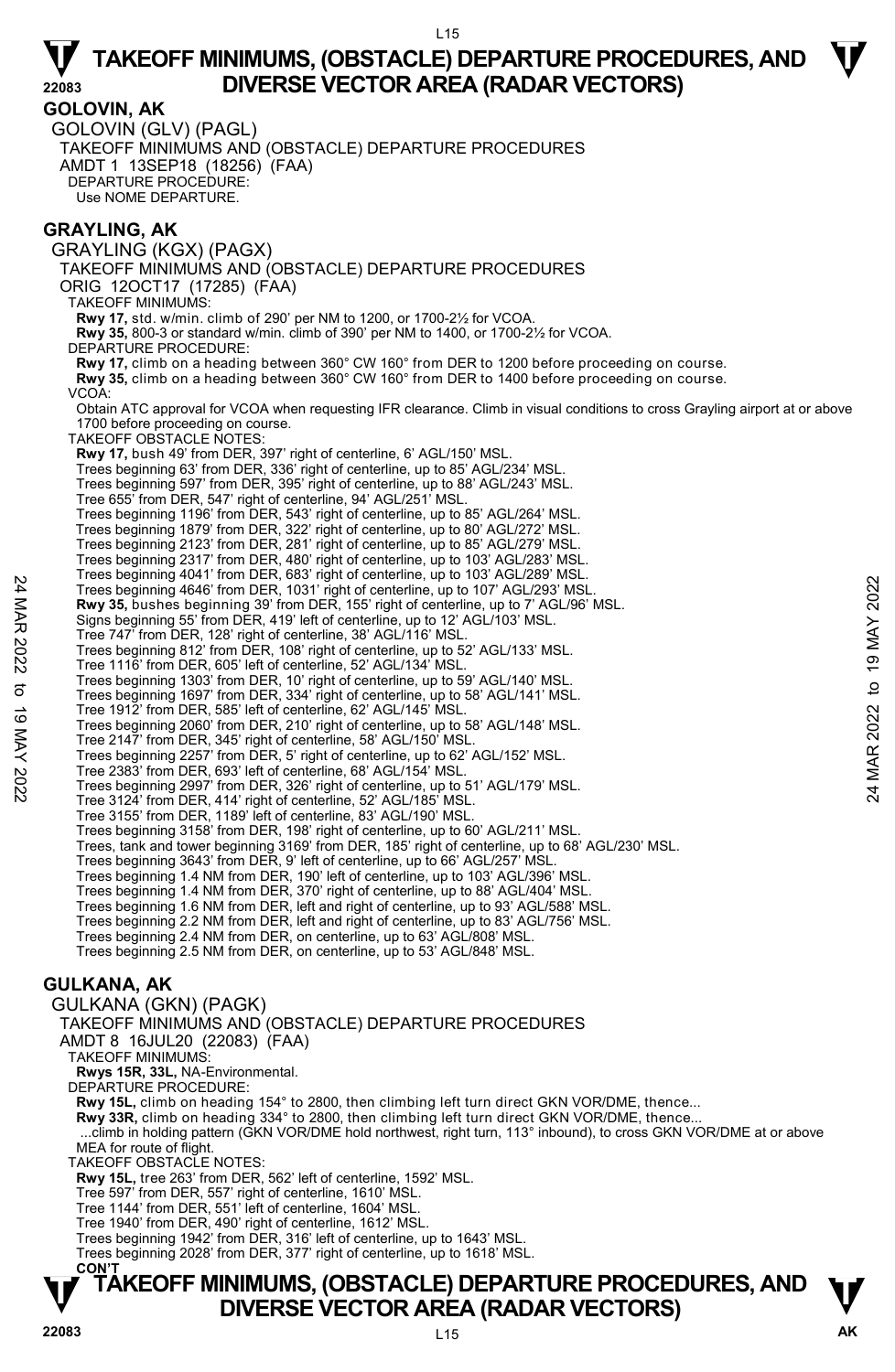## GOLOVIN, AK

GOLOVIN (GLV) (PAGL)

TAKEOFF MINIMUMS AND (OBSTACLE) DEPARTURE PROCEDURES

AMDT 1 13SEP18 (18256) (FAA)

DEPARTURE PROCEDURE:

Use NOME DEPARTURE.

## GRAYLING, AK

GRAYLING (KGX) (PAGX)

TAKEOFF MINIMUMS AND (OBSTACLE) DEPARTURE PROCEDURES

ORIG 12OCT17 (17285) (FAA)

TAKEOFF MINIMUMS:

**Rwy 17,** std. w/min. climb of 290' per NM to 1200, or 1700-2½ for VCOA.
**Rwy 35,** 800-3 or standard w/min. climb of 390' per NM to 1400, or 1700-2½ for VCOA.

DEPARTURE PROCEDURE:

**Rwy 17,** climb on a heading between 360° CW 160° from DER to 1200 before proceeding on course.
**Rwy 35,** climb on a heading between 360° CW 160° from DER to 1400 before proceeding on course.

VCOA:

Obtain ATC approval for VCOA when requesting IFR clearance. Climb in visual conditions to cross Grayling airport at or above 1700 before proceeding on course.

TAKEOFF OBSTACLE NOTES:

**Rwy 17,** bush 49' from DER, 397' right of centerline, 6' AGL/150' MSL.
Trees beginning 63' from DER, 336' right of centerline, up to 85' AGL/234' MSL.
Trees beginning 597' from DER, 395' right of centerline, up to 88' AGL/243' MSL.
Tree 655' from DER, 547' right of centerline, 94' AGL/251' MSL.
Trees beginning 1196' from DER, 543' right of centerline, up to 85' AGL/264' MSL.
Trees beginning 1879' from DER, 322' right of centerline, up to 80' AGL/272' MSL.
Trees beginning 2123' from DER, 281' right of centerline, up to 85' AGL/279' MSL.
Trees beginning 2317' from DER, 480' right of centerline, up to 103' AGL/283' MSL.
Trees beginning 4041' from DER, 683' right of centerline, up to 103' AGL/289' MSL.
Trees beginning 4646' from DER, 1031' right of centerline, up to 107' AGL/293' MSL.
**Rwy 35,** bushes beginning 39' from DER, 155' right of centerline, up to 7' AGL/96' MSL.
Signs beginning 55' from DER, 419' left of centerline, up to 12' AGL/103' MSL.
Tree 747' from DER, 128' right of centerline, 38' AGL/116' MSL.
Trees beginning 812' from DER, 108' right of centerline, up to 52' AGL/133' MSL.
Tree 1116' from DER, 605' left of centerline, 52' AGL/134' MSL.
Trees beginning 1303' from DER, 10' right of centerline, up to 59' AGL/140' MSL.
Trees beginning 1697' from DER, 334' right of centerline, up to 58' AGL/141' MSL.
Tree 1912' from DER, 585' left of centerline, 62' AGL/145' MSL.
Trees beginning 2060' from DER, 210' right of centerline, up to 58' AGL/148' MSL.
Tree 2147' from DER, 345' right of centerline, 58' AGL/150' MSL.
Trees beginning 2257' from DER, 5' right of centerline, up to 62' AGL/152' MSL.
Tree 2383' from DER, 693' left of centerline, 68' AGL/154' MSL.
Trees beginning 2997' from DER, 326' right of centerline, up to 51' AGL/179' MSL.
Tree 3124' from DER, 414' right of centerline, 52' AGL/185' MSL.
Tree 3155' from DER, 1189' left of centerline, 83' AGL/190' MSL.
Trees beginning 3158' from DER, 198' right of centerline, up to 60' AGL/211' MSL.
Trees, tank and tower beginning 3169' from DER, 185' right of centerline, up to 68' AGL/230' MSL.
Trees beginning 3643' from DER, 9' left of centerline, up to 66' AGL/257' MSL.
Trees beginning 1.4 NM from DER, 190' left of centerline, up to 103' AGL/396' MSL.
Trees beginning 1.4 NM from DER, 370' right of centerline, up to 88' AGL/404' MSL.
Trees beginning 1.6 NM from DER, left and right of centerline, up to 93' AGL/588' MSL.
Trees beginning 2.2 NM from DER, left and right of centerline, up to 83' AGL/756' MSL.
Trees beginning 2.4 NM from DER, on centerline, up to 63' AGL/808' MSL.
Trees beginning 2.5 NM from DER, on centerline, up to 53' AGL/848' MSL.

## GULKANA, AK

GULKANA (GKN) (PAGK)

TAKEOFF MINIMUMS AND (OBSTACLE) DEPARTURE PROCEDURES

AMDT 8 16JUL20 (22083) (FAA)

TAKEOFF MINIMUMS:

**Rwys 15R, 33L,** NA-Environmental.

DEPARTURE PROCEDURE:

**Rwy 15L,** climb on heading 154° to 2800, then climbing left turn direct GKN VOR/DME, thence...
**Rwy 33R,** climb on heading 334° to 2800, then climbing left turn direct GKN VOR/DME, thence...
...climb in holding pattern (GKN VOR/DME hold northwest, right turn, 113° inbound), to cross GKN VOR/DME at or above MEA for route of flight.

TAKEOFF OBSTACLE NOTES:

**Rwy 15L,** tree 263' from DER, 562' left of centerline, 1592' MSL.
Tree 597' from DER, 557' right of centerline, 1610' MSL.
Tree 1144' from DER, 551' left of centerline, 1604' MSL.
Tree 1940' from DER, 490' right of centerline, 1612' MSL.
Trees beginning 1942' from DER, 316' left of centerline, up to 1643' MSL.
Trees beginning 2028' from DER, 377' right of centerline, up to 1618' MSL.

**CON'T**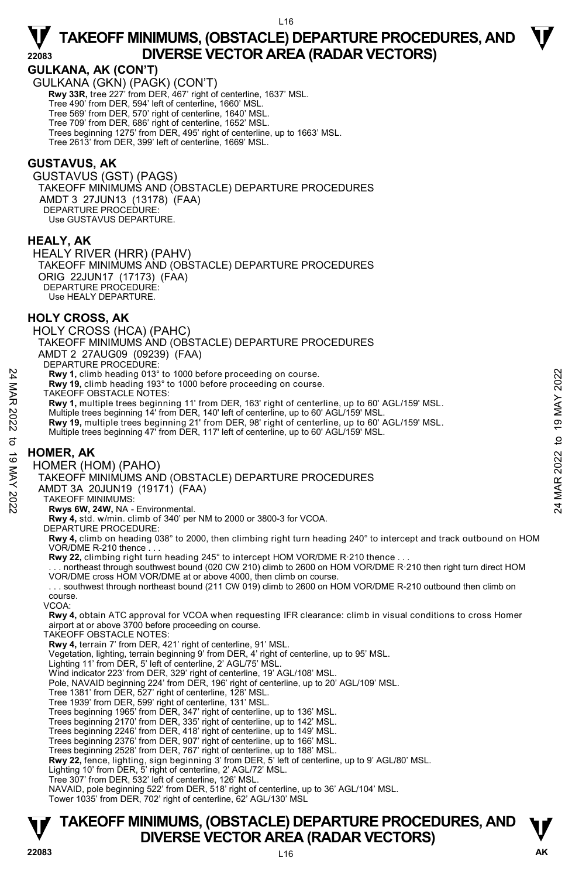## GULKANA, AK (CON'T)

GULKANA (GKN) (PAGK) (CON'T)

**Rwy 33R,** tree 227' from DER, 467' right of centerline, 1637' MSL.
Tree 490' from DER, 594' left of centerline, 1660' MSL.
Tree 569' from DER, 570' right of centerline, 1640' MSL.
Tree 709' from DER, 686' right of centerline, 1652' MSL.
Trees beginning 1275' from DER, 495' right of centerline, up to 1663' MSL.
Tree 2613' from DER, 399' left of centerline, 1669' MSL.

## GUSTAVUS, AK

GUSTAVUS (GST) (PAGS)
TAKEOFF MINIMUMS AND (OBSTACLE) DEPARTURE PROCEDURES
AMDT 3 27JUN13 (13178) (FAA)
DEPARTURE PROCEDURE:
Use GUSTAVUS DEPARTURE.

## HEALY, AK

HEALY RIVER (HRR) (PAHV)
TAKEOFF MINIMUMS AND (OBSTACLE) DEPARTURE PROCEDURES
ORIG 22JUN17 (17173) (FAA)
DEPARTURE PROCEDURE:
Use HEALY DEPARTURE.

## HOLY CROSS, AK

HOLY CROSS (HCA) (PAHC)
TAKEOFF MINIMUMS AND (OBSTACLE) DEPARTURE PROCEDURES
AMDT 2 27AUG09 (09239) (FAA)
DEPARTURE PROCEDURE:
**Rwy 1,** climb heading 013° to 1000 before proceeding on course.
**Rwy 19,** climb heading 193° to 1000 before proceeding on course.
TAKEOFF OBSTACLE NOTES:
**Rwy 1,** multiple trees beginning 11' from DER, 163' right of centerline, up to 60' AGL/159' MSL.
Multiple trees beginning 14' from DER, 140' left of centerline, up to 60' AGL/159' MSL.
**Rwy 19,** multiple trees beginning 21' from DER, 98' right of centerline, up to 60' AGL/159' MSL.
Multiple trees beginning 47' from DER, 117' left of centerline, up to 60' AGL/159' MSL.

## HOMER, AK

HOMER (HOM) (PAHO)
TAKEOFF MINIMUMS AND (OBSTACLE) DEPARTURE PROCEDURES
AMDT 3A 20JUN19 (19171) (FAA)
TAKEOFF MINIMUMS:
**Rwys 6W, 24W,** NA - Environmental.
**Rwy 4,** std. w/min. climb of 340' per NM to 2000 or 3800-3 for VCOA.
DEPARTURE PROCEDURE:
**Rwy 4,** climb on heading 038° to 2000, then climbing right turn heading 240° to intercept and track outbound on HOM VOR/DME R-210 thence . . .
**Rwy 22,** climbing right turn heading 245° to intercept HOM VOR/DME R-210 thence . . .
. . . northeast through southwest bound (020 CW 210) climb to 2600 on HOM VOR/DME R-210 then right turn direct HOM VOR/DME cross HOM VOR/DME at or above 4000, then climb on course.
. . . southwest through northeast bound (211 CW 019) climb to 2600 on HOM VOR/DME R-210 outbound then climb on course.
VCOA:
**Rwy 4,** obtain ATC approval for VCOA when requesting IFR clearance: climb in visual conditions to cross Homer airport at or above 3700 before proceeding on course.
TAKEOFF OBSTACLE NOTES:
**Rwy 4,** terrain 7' from DER, 421' right of centerline, 91' MSL.
Vegetation, lighting, terrain beginning 9' from DER, 4' right of centerline, up to 95' MSL.
Lighting 11' from DER, 5' left of centerline, 2' AGL/75' MSL.
Wind indicator 223' from DER, 329' right of centerline, 19' AGL/108' MSL.
Pole, NAVAID beginning 224' from DER, 196' right of centerline, up to 20' AGL/109' MSL.
Tree 1381' from DER, 527' right of centerline, 128' MSL.
Tree 1939' from DER, 599' right of centerline, 131' MSL.
Trees beginning 1965' from DER, 347' right of centerline, up to 136' MSL.
Trees beginning 2170' from DER, 335' right of centerline, up to 142' MSL.
Trees beginning 2246' from DER, 418' right of centerline, up to 149' MSL.
Trees beginning 2376' from DER, 907' right of centerline, up to 166' MSL.
Trees beginning 2528' from DER, 767' right of centerline, up to 188' MSL.
**Rwy 22,** fence, lighting, sign beginning 3' from DER, 5' left of centerline, up to 9' AGL/80' MSL.
Lighting 10' from DER, 5' right of centerline, 2' AGL/72' MSL.
Tree 307' from DER, 532' left of centerline, 126' MSL.
NAVAID, pole beginning 522' from DER, 518' right of centerline, up to 36' AGL/104' MSL.
Tower 1035' from DER, 702' right of centerline, 62' AGL/130' MSL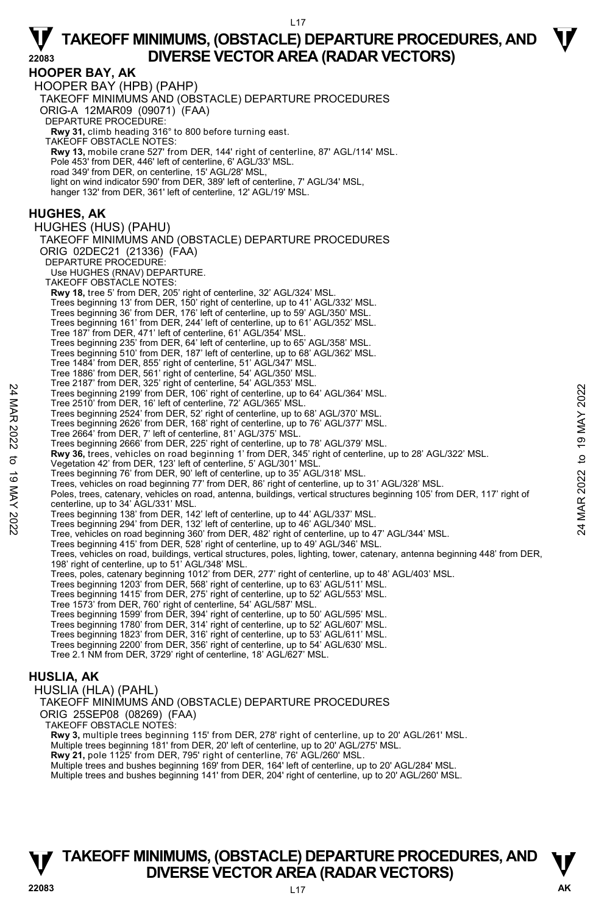## HOOPER BAY, AK

HOOPER BAY (HPB) (PAHP)

TAKEOFF MINIMUMS AND (OBSTACLE) DEPARTURE PROCEDURES

ORIG-A 12MAR09 (09071) (FAA)

DEPARTURE PROCEDURE:

**Rwy 31,** climb heading 316° to 800 before turning east.

TAKEOFF OBSTACLE NOTES:

**Rwy 13,** mobile crane 527' from DER, 144' right of centerline, 87' AGL/114' MSL.
Pole 453' from DER, 446' left of centerline, 6' AGL/33' MSL.
road 349' from DER, on centerline, 15' AGL/28' MSL,
light on wind indicator 590' from DER, 389' left of centerline, 7' AGL/34' MSL,
hanger 132' from DER, 361' left of centerline, 12' AGL/19' MSL.

## HUGHES, AK

HUGHES (HUS) (PAHU)

TAKEOFF MINIMUMS AND (OBSTACLE) DEPARTURE PROCEDURES

ORIG 02DEC21 (21336) (FAA)

DEPARTURE PROCEDURE:

Use HUGHES (RNAV) DEPARTURE.

TAKEOFF OBSTACLE NOTES:

**Rwy 18,** tree 5' from DER, 205' right of centerline, 32' AGL/324' MSL.
Trees beginning 13' from DER, 150' right of centerline, up to 41' AGL/332' MSL.
Trees beginning 36' from DER, 176' left of centerline, up to 59' AGL/350' MSL.
Trees beginning 161' from DER, 244' left of centerline, up to 61' AGL/352' MSL.
Tree 187' from DER, 471' left of centerline, 61' AGL/354' MSL.
Trees beginning 235' from DER, 64' left of centerline, up to 65' AGL/358' MSL.
Trees beginning 510' from DER, 187' left of centerline, up to 68' AGL/362' MSL.
Tree 1484' from DER, 855' right of centerline, 51' AGL/347' MSL.
Tree 1886' from DER, 561' right of centerline, 54' AGL/350' MSL.
Tree 2187' from DER, 325' right of centerline, 54' AGL/353' MSL.
Trees beginning 2199' from DER, 106' right of centerline, up to 64' AGL/364' MSL.
Tree 2510' from DER, 16' left of centerline, 72' AGL/365' MSL.
Trees beginning 2524' from DER, 52' right of centerline, up to 68' AGL/370' MSL.
Trees beginning 2626' from DER, 168' right of centerline, up to 76' AGL/377' MSL.
Tree 2664' from DER, 7' left of centerline, 81' AGL/375' MSL.
Trees beginning 2666' from DER, 225' right of centerline, up to 78' AGL/379' MSL.
**Rwy 36,** trees, vehicles on road beginning 1' from DER, 345' right of centerline, up to 28' AGL/322' MSL.
Vegetation 42' from DER, 123' left of centerline, 5' AGL/301' MSL.
Trees beginning 76' from DER, 90' left of centerline, up to 35' AGL/318' MSL.
Trees, vehicles on road beginning 77' from DER, 86' right of centerline, up to 31' AGL/328' MSL.
Poles, trees, catenary, vehicles on road, antenna, buildings, vertical structures beginning 105' from DER, 117' right of centerline, up to 34' AGL/331' MSL.
Trees beginning 138' from DER, 142' left of centerline, up to 44' AGL/337' MSL.
Trees beginning 294' from DER, 132' left of centerline, up to 46' AGL/340' MSL.
Tree, vehicles on road beginning 360' from DER, 482' right of centerline, up to 47' AGL/344' MSL.
Trees beginning 415' from DER, 528' right of centerline, up to 49' AGL/346' MSL.
Trees, vehicles on road, buildings, vertical structures, poles, lighting, tower, catenary, antenna beginning 448' from DER, 198' right of centerline, up to 51' AGL/348' MSL.
Trees, poles, catenary beginning 1012' from DER, 277' right of centerline, up to 48' AGL/403' MSL.
Trees beginning 1203' from DER, 568' right of centerline, up to 63' AGL/511' MSL.
Trees beginning 1415' from DER, 275' right of centerline, up to 52' AGL/553' MSL.
Tree 1573' from DER, 760' right of centerline, 54' AGL/587' MSL.
Trees beginning 1599' from DER, 394' right of centerline, up to 50' AGL/595' MSL.
Trees beginning 1780' from DER, 314' right of centerline, up to 52' AGL/607' MSL.
Trees beginning 1823' from DER, 316' right of centerline, up to 53' AGL/611' MSL.
Trees beginning 2200' from DER, 356' right of centerline, up to 54' AGL/630' MSL.
Tree 2.1 NM from DER, 3729' right of centerline, 18' AGL/627' MSL.

## HUSLIA, AK

HUSLIA (HLA) (PAHL)

TAKEOFF MINIMUMS AND (OBSTACLE) DEPARTURE PROCEDURES

ORIG 25SEP08 (08269) (FAA)

TAKEOFF OBSTACLE NOTES:

**Rwy 3,** multiple trees beginning 115' from DER, 278' right of centerline, up to 20' AGL/261' MSL.
Multiple trees beginning 181' from DER, 20' left of centerline, up to 20' AGL/275' MSL.
**Rwy 21,** pole 1125' from DER, 795' right of centerline, 76' AGL/260' MSL.
Multiple trees and bushes beginning 169' from DER, 164' left of centerline, up to 20' AGL/284' MSL.
Multiple trees and bushes beginning 141' from DER, 204' right of centerline, up to 20' AGL/260' MSL.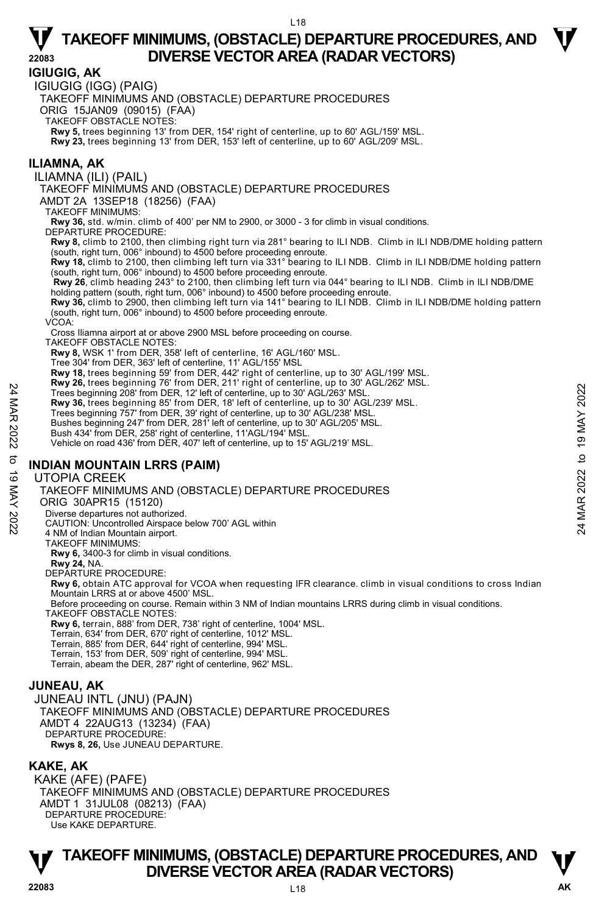# TAKEOFF MINIMUMS, (OBSTACLE) DEPARTURE PROCEDURES, AND DIVERSE VECTOR AREA (RADAR VECTORS)

## IGIUGIG, AK

IGIUGIG (IGG) (PAIG)
TAKEOFF MINIMUMS AND (OBSTACLE) DEPARTURE PROCEDURES
ORIG 15JAN09 (09015) (FAA)
TAKEOFF OBSTACLE NOTES:
**Rwy 5,** trees beginning 13' from DER, 154' right of centerline, up to 60' AGL/159' MSL.
**Rwy 23,** trees beginning 13' from DER, 153' left of centerline, up to 60' AGL/209' MSL.

## ILIAMNA, AK

ILIAMNA (ILI) (PAIL)
TAKEOFF MINIMUMS AND (OBSTACLE) DEPARTURE PROCEDURES
AMDT 2A 13SEP18 (18256) (FAA)
TAKEOFF MINIMUMS:
**Rwy 36,** std. w/min. climb of 400' per NM to 2900, or 3000 - 3 for climb in visual conditions.
DEPARTURE PROCEDURE:
**Rwy 8,** climb to 2100, then climbing right turn via 281° bearing to ILI NDB. Climb in ILI NDB/DME holding pattern (south, right turn, 006° inbound) to 4500 before proceeding enroute.
**Rwy 18,** climb to 2100, then climbing left turn via 331° bearing to ILI NDB. Climb in ILI NDB/DME holding pattern (south, right turn, 006° inbound) to 4500 before proceeding enroute.
**Rwy 26**, climb heading 243° to 2100, then climbing left turn via 044° bearing to ILI NDB. Climb in ILI NDB/DME holding pattern (south, right turn, 006° inbound) to 4500 before proceeding enroute.
**Rwy 36,** climb to 2900, then climbing left turn via 141° bearing to ILI NDB. Climb in ILI NDB/DME holding pattern (south, right turn, 006° inbound) to 4500 before proceeding enroute.
VCOA:
Cross Iliamna airport at or above 2900 MSL before proceeding on course.
TAKEOFF OBSTACLE NOTES:
**Rwy 8,** WSK 1' from DER, 358' left of centerline, 16' AGL/160' MSL.
Tree 304' from DER, 363' left of centerline, 11' AGL/155' MSL
**Rwy 18,** trees beginning 59' from DER, 442' right of centerline, up to 30' AGL/199' MSL.
**Rwy 26,** trees beginning 76' from DER, 211' right of centerline, up to 30' AGL/262' MSL.
Trees beginning 208' from DER, 12' left of centerline, up to 30' AGL/263' MSL.
**Rwy 36,** trees beginning 85' from DER, 18' left of centerline, up to 30' AGL/239' MSL.
Trees beginning 757' from DER, 39' right of centerline, up to 30' AGL/238' MSL.
Bushes beginning 247' from DER, 281' left of centerline, up to 30' AGL/205' MSL.
Bush 434' from DER, 258' right of centerline, 11'AGL/194' MSL.
Vehicle on road 436' from DER, 407' left of centerline, up to 15' AGL/219' MSL.

## INDIAN MOUNTAIN LRRS (PAIM)

UTOPIA CREEK
TAKEOFF MINIMUMS AND (OBSTACLE) DEPARTURE PROCEDURES
ORIG 30APR15 (15120)
Diverse departures not authorized.
CAUTION: Uncontrolled Airspace below 700' AGL within 4 NM of Indian Mountain airport.
TAKEOFF MINIMUMS:
**Rwy 6,** 3400-3 for climb in visual conditions.
**Rwy 24,** NA.
DEPARTURE PROCEDURE:
**Rwy 6,** obtain ATC approval for VCOA when requesting IFR clearance. climb in visual conditions to cross Indian Mountain LRRS at or above 4500' MSL.
Before proceeding on course. Remain within 3 NM of Indian mountains LRRS during climb in visual conditions.
TAKEOFF OBSTACLE NOTES:
**Rwy 6,** terrain, 888' from DER, 738' right of centerline, 1004' MSL.
Terrain, 634' from DER, 670' right of centerline, 1012' MSL.
Terrain, 885' from DER, 644' right of centerline, 994' MSL.
Terrain, 153' from DER, 509' right of centerline, 994' MSL.
Terrain, abeam the DER, 287' right of centerline, 962' MSL.

## JUNEAU, AK

JUNEAU INTL (JNU) (PAJN)
TAKEOFF MINIMUMS AND (OBSTACLE) DEPARTURE PROCEDURES
AMDT 4 22AUG13 (13234) (FAA)
DEPARTURE PROCEDURE:
**Rwys 8, 26,** Use JUNEAU DEPARTURE.

## KAKE, AK

KAKE (AFE) (PAFE)
TAKEOFF MINIMUMS AND (OBSTACLE) DEPARTURE PROCEDURES
AMDT 1 31JUL08 (08213) (FAA)
DEPARTURE PROCEDURE:
Use KAKE DEPARTURE.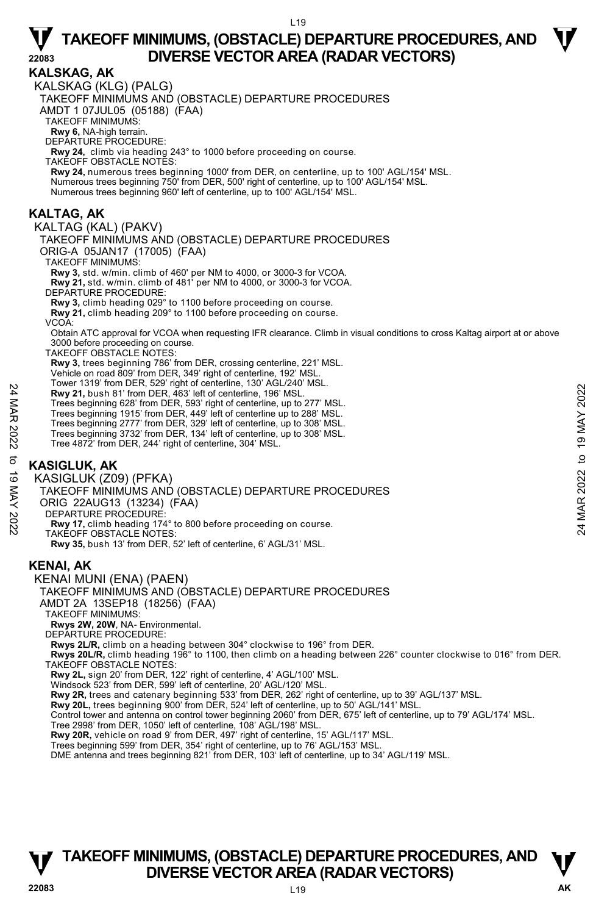## KALSKAG, AK

KALSKAG (KLG) (PALG)

TAKEOFF MINIMUMS AND (OBSTACLE) DEPARTURE PROCEDURES

AMDT 1 07JUL05 (05188) (FAA)

TAKEOFF MINIMUMS:

**Rwy 6,** NA-high terrain.

DEPARTURE PROCEDURE:

**Rwy 24,** climb via heading 243° to 1000 before proceeding on course.

TAKEOFF OBSTACLE NOTES:

**Rwy 24,** numerous trees beginning 1000' from DER, on centerline, up to 100' AGL/154' MSL.
Numerous trees beginning 750' from DER, 500' right of centerline, up to 100' AGL/154' MSL.
Numerous trees beginning 960' left of centerline, up to 100' AGL/154' MSL.

## KALTAG, AK

KALTAG (KAL) (PAKV)

TAKEOFF MINIMUMS AND (OBSTACLE) DEPARTURE PROCEDURES

ORIG-A 05JAN17 (17005) (FAA)

TAKEOFF MINIMUMS:

**Rwy 3,** std. w/min. climb of 460' per NM to 4000, or 3000-3 for VCOA.
**Rwy 21,** std. w/min. climb of 481' per NM to 4000, or 3000-3 for VCOA.

DEPARTURE PROCEDURE:

**Rwy 3,** climb heading 029° to 1100 before proceeding on course.
**Rwy 21,** climb heading 209° to 1100 before proceeding on course.

VCOA:

Obtain ATC approval for VCOA when requesting IFR clearance. Climb in visual conditions to cross Kaltag airport at or above 3000 before proceeding on course.

TAKEOFF OBSTACLE NOTES:

**Rwy 3,** trees beginning 786' from DER, crossing centerline, 221' MSL.
Vehicle on road 809' from DER, 349' right of centerline, 192' MSL.
Tower 1319' from DER, 529' right of centerline, 130' AGL/240' MSL.
**Rwy 21,** bush 81' from DER, 463' left of centerline, 196' MSL.
Trees beginning 628' from DER, 593' right of centerline, up to 277' MSL.
Trees beginning 1915' from DER, 449' left of centerline up to 288' MSL.
Trees beginning 2777' from DER, 329' left of centerline, up to 308' MSL.
Trees beginning 3732' from DER, 134' left of centerline, up to 308' MSL.
Tree 4872' from DER, 244' right of centerline, 304' MSL.

## KASIGLUK, AK

KASIGLUK (Z09) (PFKA)

TAKEOFF MINIMUMS AND (OBSTACLE) DEPARTURE PROCEDURES

ORIG 22AUG13 (13234) (FAA)

DEPARTURE PROCEDURE:

**Rwy 17,** climb heading 174° to 800 before proceeding on course.

TAKEOFF OBSTACLE NOTES:

**Rwy 35,** bush 13' from DER, 52' left of centerline, 6' AGL/31' MSL.

## KENAI, AK

KENAI MUNI (ENA) (PAEN)

TAKEOFF MINIMUMS AND (OBSTACLE) DEPARTURE PROCEDURES

AMDT 2A 13SEP18 (18256) (FAA)

TAKEOFF MINIMUMS:

**Rwys 2W, 20W**, NA- Environmental.

DEPARTURE PROCEDURE:

**Rwys 2L/R,** climb on a heading between 304° clockwise to 196° from DER.
**Rwys 20L/R,** climb heading 196° to 1100, then climb on a heading between 226° counter clockwise to 016° from DER.

TAKEOFF OBSTACLE NOTES:

**Rwy 2L,** sign 20' from DER, 122' right of centerline, 4' AGL/100' MSL.
Windsock 523' from DER, 599' left of centerline, 20' AGL/120' MSL.
**Rwy 2R,** trees and catenary beginning 533' from DER, 262' right of centerline, up to 39' AGL/137' MSL.
**Rwy 20L,** trees beginning 900' from DER, 524' left of centerline, up to 50' AGL/141' MSL.
Control tower and antenna on control tower beginning 2060' from DER, 675' left of centerline, up to 79' AGL/174' MSL.
Tree 2998' from DER, 1050' left of centerline, 108' AGL/198' MSL.
**Rwy 20R,** vehicle on road 9' from DER, 497' right of centerline, 15' AGL/117' MSL.
Trees beginning 599' from DER, 354' right of centerline, up to 76' AGL/153' MSL.
DME antenna and trees beginning 821' from DER, 103' left of centerline, up to 34' AGL/119' MSL.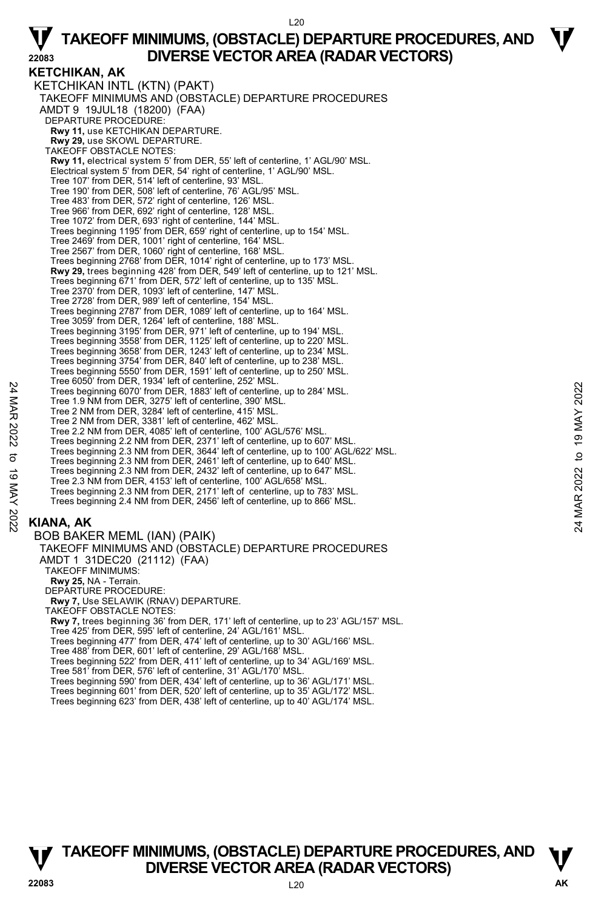# TAKEOFF MINIMUMS, (OBSTACLE) DEPARTURE PROCEDURES, AND DIVERSE VECTOR AREA (RADAR VECTORS)

## KETCHIKAN, AK

KETCHIKAN INTL (KTN) (PAKT)

TAKEOFF MINIMUMS AND (OBSTACLE) DEPARTURE PROCEDURES

AMDT 9 19JUL18 (18200) (FAA)

DEPARTURE PROCEDURE:

**Rwy 11,** use KETCHIKAN DEPARTURE.

**Rwy 29,** use SKOWL DEPARTURE.

TAKEOFF OBSTACLE NOTES:

**Rwy 11,** electrical system 5' from DER, 55' left of centerline, 1' AGL/90' MSL.
Electrical system 5' from DER, 54' right of centerline, 1' AGL/90' MSL.
Tree 107' from DER, 514' left of centerline, 93' MSL.
Tree 190' from DER, 508' left of centerline, 76' AGL/95' MSL.
Tree 483' from DER, 572' right of centerline, 126' MSL.
Tree 966' from DER, 692' right of centerline, 128' MSL.
Tree 1072' from DER, 693' right of centerline, 144' MSL.
Trees beginning 1195' from DER, 659' right of centerline, up to 154' MSL.
Tree 2469' from DER, 1001' right of centerline, 164' MSL.
Tree 2567' from DER, 1060' right of centerline, 168' MSL.
Trees beginning 2768' from DER, 1014' right of centerline, up to 173' MSL.

**Rwy 29,** trees beginning 428' from DER, 549' left of centerline, up to 121' MSL.
Trees beginning 671' from DER, 572' left of centerline, up to 135' MSL.
Tree 2370' from DER, 1093' left of centerline, 147' MSL.
Tree 2728' from DER, 989' left of centerline, 154' MSL.
Trees beginning 2787' from DER, 1089' left of centerline, up to 164' MSL.
Tree 3059' from DER, 1264' left of centerline, 188' MSL.
Trees beginning 3195' from DER, 971' left of centerline, up to 194' MSL.
Trees beginning 3558' from DER, 1125' left of centerline, up to 220' MSL.
Trees beginning 3658' from DER, 1243' left of centerline, up to 234' MSL.
Trees beginning 3754' from DER, 840' left of centerline, up to 238' MSL.
Trees beginning 5550' from DER, 1591' left of centerline, up to 250' MSL.
Tree 6050' from DER, 1934' left of centerline, 252' MSL.
Trees beginning 6070' from DER, 1883' left of centerline, up to 284' MSL.
Tree 1.9 NM from DER, 3275' left of centerline, 390' MSL.
Tree 2 NM from DER, 3284' left of centerline, 415' MSL.
Tree 2 NM from DER, 3381' left of centerline, 462' MSL.
Tree 2.2 NM from DER, 4085' left of centerline, 100' AGL/576' MSL.
Trees beginning 2.2 NM from DER, 2371' left of centerline, up to 607' MSL.
Trees beginning 2.3 NM from DER, 3644' left of centerline, up to 100' AGL/622' MSL.
Trees beginning 2.3 NM from DER, 2461' left of centerline, up to 640' MSL.
Trees beginning 2.3 NM from DER, 2432' left of centerline, up to 647' MSL.
Tree 2.3 NM from DER, 4153' left of centerline, 100' AGL/658' MSL.
Trees beginning 2.3 NM from DER, 2171' left of centerline, up to 783' MSL.
Trees beginning 2.4 NM from DER, 2456' left of centerline, up to 866' MSL.

## KIANA, AK

BOB BAKER MEML (IAN) (PAIK)

TAKEOFF MINIMUMS AND (OBSTACLE) DEPARTURE PROCEDURES

AMDT 1 31DEC20 (21112) (FAA)

TAKEOFF MINIMUMS:

**Rwy 25,** NA - Terrain.

DEPARTURE PROCEDURE:

**Rwy 7,** Use SELAWIK (RNAV) DEPARTURE.

TAKEOFF OBSTACLE NOTES:

**Rwy 7,** trees beginning 36' from DER, 171' left of centerline, up to 23' AGL/157' MSL.
Tree 425' from DER, 595' left of centerline, 24' AGL/161' MSL.
Trees beginning 477' from DER, 474' left of centerline, up to 30' AGL/166' MSL.
Tree 488' from DER, 601' left of centerline, 29' AGL/168' MSL.
Trees beginning 522' from DER, 411' left of centerline, up to 34' AGL/169' MSL.
Tree 581' from DER, 576' left of centerline, 31' AGL/170' MSL.
Trees beginning 590' from DER, 434' left of centerline, up to 36' AGL/171' MSL.
Trees beginning 601' from DER, 520' left of centerline, up to 35' AGL/172' MSL.
Trees beginning 623' from DER, 438' left of centerline, up to 40' AGL/174' MSL.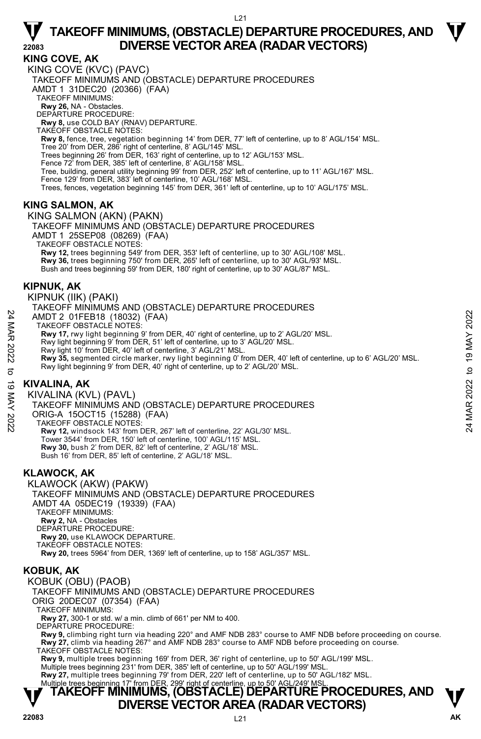## KING COVE, AK

KING COVE (KVC) (PAVC)

TAKEOFF MINIMUMS AND (OBSTACLE) DEPARTURE PROCEDURES

AMDT 1 31DEC20 (20366) (FAA)

TAKEOFF MINIMUMS:

**Rwy 26,** NA - Obstacles.

DEPARTURE PROCEDURE:

**Rwy 8,** use COLD BAY (RNAV) DEPARTURE.

TAKEOFF OBSTACLE NOTES:

**Rwy 8,** fence, tree, vegetation beginning 14' from DER, 77' left of centerline, up to 8' AGL/154' MSL.
Tree 20' from DER, 286' right of centerline, 8' AGL/145' MSL.
Trees beginning 26' from DER, 163' right of centerline, up to 12' AGL/153' MSL.
Fence 72' from DER, 385' left of centerline, 8' AGL/158' MSL.
Tree, building, general utility beginning 99' from DER, 252' left of centerline, up to 11' AGL/167' MSL.
Fence 129' from DER, 383' left of centerline, 10' AGL/168' MSL.
Trees, fences, vegetation beginning 145' from DER, 361' left of centerline, up to 10' AGL/175' MSL.

## KING SALMON, AK

KING SALMON (AKN) (PAKN)

TAKEOFF MINIMUMS AND (OBSTACLE) DEPARTURE PROCEDURES

AMDT 1 25SEP08 (08269) (FAA)

TAKEOFF OBSTACLE NOTES:

**Rwy 12,** trees beginning 549' from DER, 353' left of centerline, up to 30' AGL/108' MSL.
**Rwy 36,** trees beginning 750' from DER, 265' left of centerline, up to 30' AGL/93' MSL.
Bush and trees beginning 59' from DER, 180' right of centerline, up to 30' AGL/87' MSL.

## KIPNUK, AK

KIPNUK (IIK) (PAKI)

TAKEOFF MINIMUMS AND (OBSTACLE) DEPARTURE PROCEDURES

AMDT 2 01FEB18 (18032) (FAA)

TAKEOFF OBSTACLE NOTES:

**Rwy 17,** rwy light beginning 9' from DER, 40' right of centerline, up to 2' AGL/20' MSL.
Rwy light beginning 9' from DER, 51' left of centerline, up to 3' AGL/20' MSL.
Rwy light 10' from DER, 40' left of centerline, 3' AGL/21' MSL.
**Rwy 35,** segmented circle marker, rwy light beginning 0' from DER, 40' left of centerline, up to 6' AGL/20' MSL.
Rwy light beginning 9' from DER, 40' right of centerline, up to 2' AGL/20' MSL.

## KIVALINA, AK

KIVALINA (KVL) (PAVL)

TAKEOFF MINIMUMS AND (OBSTACLE) DEPARTURE PROCEDURES

ORIG-A 15OCT15 (15288) (FAA)

TAKEOFF OBSTACLE NOTES:

**Rwy 12,** windsock 143' from DER, 267' left of centerline, 22' AGL/30' MSL.
Tower 3544' from DER, 150' left of centerline, 100' AGL/115' MSL.
**Rwy 30,** bush 2' from DER, 82' left of centerline, 2' AGL/18' MSL.
Bush 16' from DER, 85' left of centerline, 2' AGL/18' MSL.

## KLAWOCK, AK

KLAWOCK (AKW) (PAKW)

TAKEOFF MINIMUMS AND (OBSTACLE) DEPARTURE PROCEDURES

AMDT 4A 05DEC19 (19339) (FAA)

TAKEOFF MINIMUMS:

**Rwy 2,** NA - Obstacles

DEPARTURE PROCEDURE:

**Rwy 20,** use KLAWOCK DEPARTURE.

TAKEOFF OBSTACLE NOTES:

**Rwy 20,** trees 5964' from DER, 1369' left of centerline, up to 158' AGL/357' MSL.

## KOBUK, AK

KOBUK (OBU) (PAOB)

TAKEOFF MINIMUMS AND (OBSTACLE) DEPARTURE PROCEDURES

ORIG 20DEC07 (07354) (FAA)

TAKEOFF MINIMUMS:

**Rwy 27,** 300-1 or std. w/ a min. climb of 661' per NM to 400.

DEPARTURE PROCEDURE:

**Rwy 9,** climbing right turn via heading 220° and AMF NDB 283° course to AMF NDB before proceeding on course.
**Rwy 27,** climb via heading 267° and AMF NDB 283° course to AMF NDB before proceeding on course.

TAKEOFF OBSTACLE NOTES:

**Rwy 9,** multiple trees beginning 169' from DER, 36' right of centerline, up to 50' AGL/199' MSL.
Multiple trees beginning 231' from DER, 385' left of centerline, up to 50' AGL/199' MSL.
**Rwy 27,** multiple trees beginning 79' from DER, 220' left of centerline, up to 50' AGL/182' MSL.
Multiple trees beginning 17' from DER, 299' right of centerline, up to 50' AGL/249' MSL.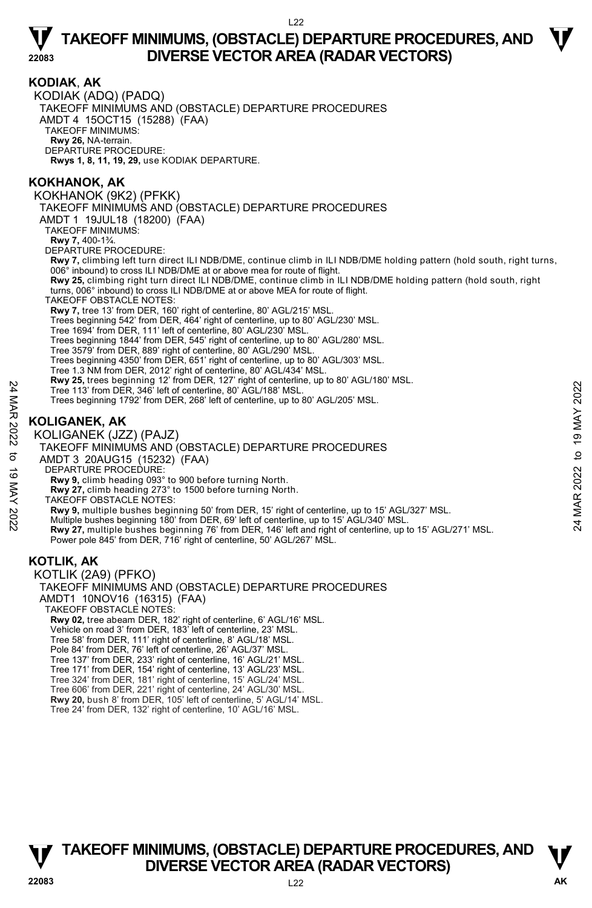## KODIAK, AK

KODIAK (ADQ) (PADQ)
TAKEOFF MINIMUMS AND (OBSTACLE) DEPARTURE PROCEDURES
AMDT 4 15OCT15 (15288) (FAA)
TAKEOFF MINIMUMS:
**Rwy 26,** NA-terrain.
DEPARTURE PROCEDURE:
**Rwys 1, 8, 11, 19, 29,** use KODIAK DEPARTURE.

## KOKHANOK, AK

KOKHANOK (9K2) (PFKK)
TAKEOFF MINIMUMS AND (OBSTACLE) DEPARTURE PROCEDURES
AMDT 1 19JUL18 (18200) (FAA)
TAKEOFF MINIMUMS:
**Rwy 7,** 400-1¾.
DEPARTURE PROCEDURE:
**Rwy 7,** climbing left turn direct ILI NDB/DME, continue climb in ILI NDB/DME holding pattern (hold south, right turns, 006° inbound) to cross ILI NDB/DME at or above mea for route of flight.
**Rwy 25,** climbing right turn direct ILI NDB/DME, continue climb in ILI NDB/DME holding pattern (hold south, right turns, 006° inbound) to cross ILI NDB/DME at or above MEA for route of flight.
TAKEOFF OBSTACLE NOTES:
**Rwy 7,** tree 13' from DER, 160' right of centerline, 80' AGL/215' MSL.
Trees beginning 542' from DER, 464' right of centerline, up to 80' AGL/230' MSL.
Tree 1694' from DER, 111' left of centerline, 80' AGL/230' MSL.
Trees beginning 1844' from DER, 545' right of centerline, up to 80' AGL/280' MSL.
Tree 3579' from DER, 889' right of centerline, 80' AGL/290' MSL.
Trees beginning 4350' from DER, 651' right of centerline, up to 80' AGL/303' MSL.
Tree 1.3 NM from DER, 2012' right of centerline, 80' AGL/434' MSL.
**Rwy 25,** trees beginning 12' from DER, 127' right of centerline, up to 80' AGL/180' MSL.
Tree 113' from DER, 346' left of centerline, 80' AGL/188' MSL.
Trees beginning 1792' from DER, 268' left of centerline, up to 80' AGL/205' MSL.

## KOLIGANEK, AK

KOLIGANEK (JZZ) (PAJZ)
TAKEOFF MINIMUMS AND (OBSTACLE) DEPARTURE PROCEDURES
AMDT 3 20AUG15 (15232) (FAA)
DEPARTURE PROCEDURE:
**Rwy 9,** climb heading 093° to 900 before turning North.
**Rwy 27,** climb heading 273° to 1500 before turning North.
TAKEOFF OBSTACLE NOTES:
**Rwy 9,** multiple bushes beginning 50' from DER, 15' right of centerline, up to 15' AGL/327' MSL.
Multiple bushes beginning 180' from DER, 69' left of centerline, up to 15' AGL/340' MSL.
**Rwy 27,** multiple bushes beginning 76' from DER, 146' left and right of centerline, up to 15' AGL/271' MSL.
Power pole 845' from DER, 716' right of centerline, 50' AGL/267' MSL.

## KOTLIK, AK

KOTLIK (2A9) (PFKO)
TAKEOFF MINIMUMS AND (OBSTACLE) DEPARTURE PROCEDURES
AMDT1 10NOV16 (16315) (FAA)
TAKEOFF OBSTACLE NOTES:
**Rwy 02,** tree abeam DER, 182' right of centerline, 6' AGL/16' MSL.
Vehicle on road 3' from DER, 183' left of centerline, 23' MSL.
Tree 58' from DER, 111' right of centerline, 8' AGL/18' MSL.
Pole 84' from DER, 76' left of centerline, 26' AGL/37' MSL.
Tree 137' from DER, 233' right of centerline, 16' AGL/21' MSL.
Tree 171' from DER, 154' right of centerline, 13' AGL/23' MSL.
Tree 324' from DER, 181' right of centerline, 15' AGL/24' MSL.
Tree 606' from DER, 221' right of centerline, 24' AGL/30' MSL.
**Rwy 20,** bush 8' from DER, 105' left of centerline, 5' AGL/14' MSL.
Tree 24' from DER, 132' right of centerline, 10' AGL/16' MSL.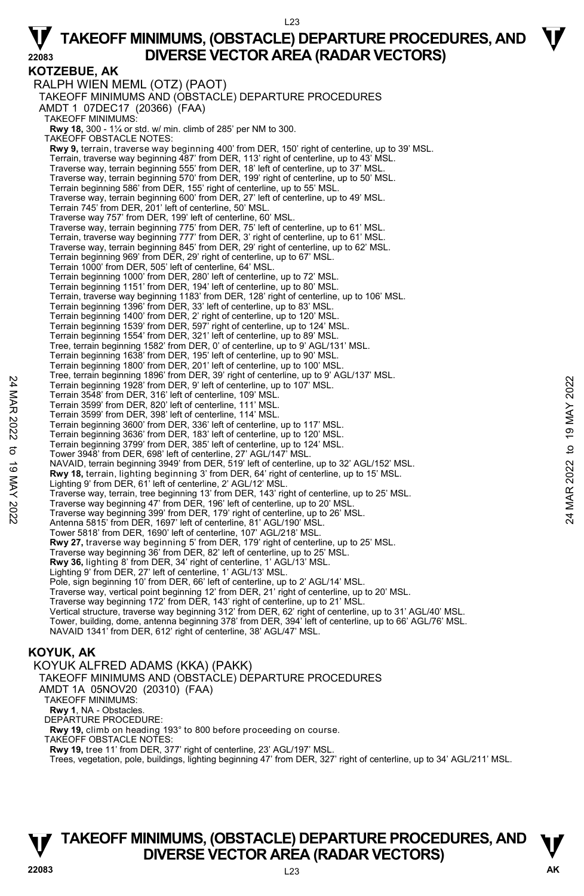# TAKEOFF MINIMUMS, (OBSTACLE) DEPARTURE PROCEDURES, AND DIVERSE VECTOR AREA (RADAR VECTORS)

## KOTZEBUE, AK

RALPH WIEN MEML (OTZ) (PAOT)
TAKEOFF MINIMUMS AND (OBSTACLE) DEPARTURE PROCEDURES
AMDT 1 07DEC17 (20366) (FAA)
TAKEOFF MINIMUMS:
**Rwy 18,** 300 - 1¼ or std. w/ min. climb of 285' per NM to 300.
TAKEOFF OBSTACLE NOTES:
**Rwy 9,** terrain, traverse way beginning 400' from DER, 150' right of centerline, up to 39' MSL.
Terrain, traverse way beginning 487' from DER, 113' right of centerline, up to 43' MSL.
Traverse way, terrain beginning 555' from DER, 18' left of centerline, up to 37' MSL.
Traverse way, terrain beginning 570' from DER, 199' right of centerline, up to 50' MSL.
Terrain beginning 586' from DER, 155' right of centerline, up to 55' MSL.
Traverse way, terrain beginning 600' from DER, 27' left of centerline, up to 49' MSL.
Terrain 745' from DER, 201' left of centerline, 50' MSL.
Traverse way 757' from DER, 199' left of centerline, 60' MSL.
Traverse way, terrain beginning 775' from DER, 75' left of centerline, up to 61' MSL.
Terrain, traverse way beginning 777' from DER, 3' right of centerline, up to 61' MSL.
Traverse way, terrain beginning 845' from DER, 29' right of centerline, up to 62' MSL.
Terrain beginning 969' from DER, 29' right of centerline, up to 67' MSL.
Terrain 1000' from DER, 505' left of centerline, 64' MSL.
Terrain beginning 1000' from DER, 280' left of centerline, up to 72' MSL.
Terrain beginning 1151' from DER, 194' left of centerline, up to 80' MSL.
Terrain, traverse way beginning 1183' from DER, 128' right of centerline, up to 106' MSL.
Terrain beginning 1396' from DER, 33' left of centerline, up to 83' MSL.
Terrain beginning 1400' from DER, 2' right of centerline, up to 120' MSL.
Terrain beginning 1539' from DER, 597' right of centerline, up to 124' MSL.
Terrain beginning 1554' from DER, 321' left of centerline, up to 89' MSL.
Tree, terrain beginning 1582' from DER, 0' of centerline, up to 9' AGL/131' MSL.
Terrain beginning 1638' from DER, 195' left of centerline, up to 90' MSL.
Terrain beginning 1800' from DER, 201' left of centerline, up to 100' MSL.
Tree, terrain beginning 1896' from DER, 39' right of centerline, up to 9' AGL/137' MSL.
Terrain beginning 1928' from DER, 9' left of centerline, up to 107' MSL.
Terrain 3548' from DER, 316' left of centerline, 109' MSL.
Terrain 3599' from DER, 820' left of centerline, 111' MSL.
Terrain 3599' from DER, 398' left of centerline, 114' MSL.
Terrain beginning 3600' from DER, 336' left of centerline, up to 117' MSL.
Terrain beginning 3636' from DER, 183' left of centerline, up to 120' MSL.
Terrain beginning 3799' from DER, 385' left of centerline, up to 124' MSL.
Tower 3948' from DER, 698' left of centerline, 27' AGL/147' MSL.
NAVAID, terrain beginning 3949' from DER, 519' left of centerline, up to 32' AGL/152' MSL.
**Rwy 18,** terrain, lighting beginning 3' from DER, 64' right of centerline, up to 15' MSL.
Lighting 9' from DER, 61' left of centerline, 2' AGL/12' MSL.
Traverse way, terrain, tree beginning 13' from DER, 143' right of centerline, up to 25' MSL.
Traverse way beginning 47' from DER, 196' left of centerline, up to 20' MSL.
Traverse way beginning 399' from DER, 179' right of centerline, up to 26' MSL.
Antenna 5815' from DER, 1697' left of centerline, 81' AGL/190' MSL.
Tower 5818' from DER, 1690' left of centerline, 107' AGL/218' MSL.
**Rwy 27,** traverse way beginning 5' from DER, 179' right of centerline, up to 25' MSL.
Traverse way beginning 36' from DER, 82' left of centerline, up to 25' MSL.
**Rwy 36,** lighting 8' from DER, 34' right of centerline, 1' AGL/13' MSL.
Lighting 9' from DER, 27' left of centerline, 1' AGL/13' MSL.
Pole, sign beginning 10' from DER, 66' left of centerline, up to 2' AGL/14' MSL.
Traverse way, vertical point beginning 12' from DER, 21' right of centerline, up to 20' MSL.
Traverse way beginning 172' from DER, 143' right of centerline, up to 21' MSL.
Vertical structure, traverse way beginning 312' from DER, 62' right of centerline, up to 31' AGL/40' MSL.
Tower, building, dome, antenna beginning 378' from DER, 394' left of centerline, up to 66' AGL/76' MSL.
NAVAID 1341' from DER, 612' right of centerline, 38' AGL/47' MSL.

## KOYUK, AK

KOYUK ALFRED ADAMS (KKA) (PAKK)
TAKEOFF MINIMUMS AND (OBSTACLE) DEPARTURE PROCEDURES
AMDT 1A 05NOV20 (20310) (FAA)
TAKEOFF MINIMUMS:
**Rwy 1**, NA - Obstacles.
DEPARTURE PROCEDURE:
**Rwy 19,** climb on heading 193° to 800 before proceeding on course.
TAKEOFF OBSTACLE NOTES:
**Rwy 19,** tree 11' from DER, 377' right of centerline, 23' AGL/197' MSL.
Trees, vegetation, pole, buildings, lighting beginning 47' from DER, 327' right of centerline, up to 34' AGL/211' MSL.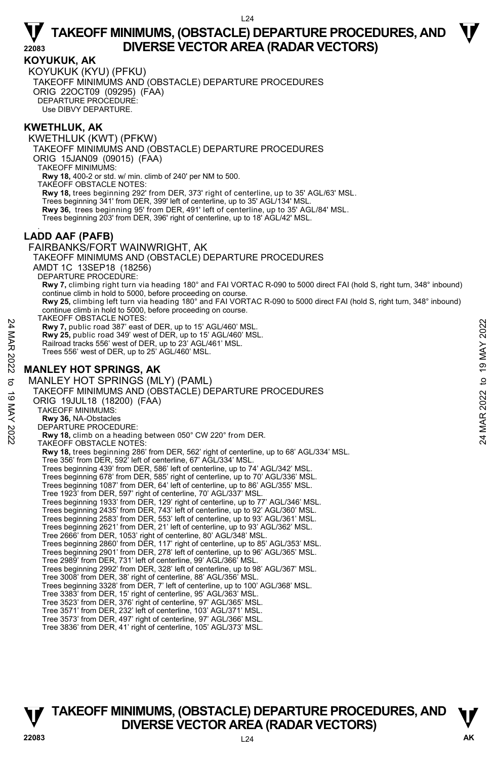## KOYUKUK, AK

KOYUKUK (KYU) (PFKU)
TAKEOFF MINIMUMS AND (OBSTACLE) DEPARTURE PROCEDURES
ORIG 22OCT09 (09295) (FAA)
DEPARTURE PROCEDURE:
Use DIBVY DEPARTURE.

## KWETHLUK, AK

KWETHLUK (KWT) (PFKW)
TAKEOFF MINIMUMS AND (OBSTACLE) DEPARTURE PROCEDURES
ORIG 15JAN09 (09015) (FAA)
TAKEOFF MINIMUMS:
**Rwy 18,** 400-2 or std. w/ min. climb of 240' per NM to 500.
TAKEOFF OBSTACLE NOTES:
**Rwy 18,** trees beginning 292' from DER, 373' right of centerline, up to 35' AGL/63' MSL.
Trees beginning 341' from DER, 399' left of centerline, up to 35' AGL/134' MSL.
**Rwy 36,** trees beginning 95' from DER, 491' left of centerline, up to 35' AGL/84' MSL.
Trees beginning 203' from DER, 396' right of centerline, up to 18' AGL/42' MSL.

## LADD AAF (PAFB)

FAIRBANKS/FORT WAINWRIGHT, AK
TAKEOFF MINIMUMS AND (OBSTACLE) DEPARTURE PROCEDURES
AMDT 1C 13SEP18 (18256)
DEPARTURE PROCEDURE:
**Rwy 7,** climbing right turn via heading 180° and FAI VORTAC R-090 to 5000 direct FAI (hold S, right turn, 348° inbound) continue climb in hold to 5000, before proceeding on course.
**Rwy 25,** climbing left turn via heading 180° and FAI VORTAC R-090 to 5000 direct FAI (hold S, right turn, 348° inbound) continue climb in hold to 5000, before proceeding on course.
TAKEOFF OBSTACLE NOTES:
**Rwy 7,** public road 387' east of DER, up to 15' AGL/460' MSL.
**Rwy 25,** public road 349' west of DER, up to 15' AGL/460' MSL.
Railroad tracks 556' west of DER, up to 23' AGL/461' MSL.
Trees 556' west of DER, up to 25' AGL/460' MSL.

## MANLEY HOT SPRINGS, AK

MANLEY HOT SPRINGS (MLY) (PAML)
TAKEOFF MINIMUMS AND (OBSTACLE) DEPARTURE PROCEDURES
ORIG 19JUL18 (18200) (FAA)
TAKEOFF MINIMUMS:
**Rwy 36,** NA-Obstacles
DEPARTURE PROCEDURE:
**Rwy 18,** climb on a heading between 050° CW 220° from DER.
TAKEOFF OBSTACLE NOTES:
**Rwy 18,** trees beginning 286' from DER, 562' right of centerline, up to 68' AGL/334' MSL.
Tree 356' from DER, 592' left of centerline, 67' AGL/334' MSL.
Trees beginning 439' from DER, 586' left of centerline, up to 74' AGL/342' MSL.
Trees beginning 678' from DER, 585' right of centerline, up to 70' AGL/336' MSL.
Trees beginning 1087' from DER, 64' left of centerline, up to 86' AGL/355' MSL.
Tree 1923' from DER, 597' right of centerline, 70' AGL/337' MSL.
Trees beginning 1933' from DER, 129' right of centerline, up to 77' AGL/346' MSL.
Trees beginning 2435' from DER, 743' left of centerline, up to 92' AGL/360' MSL.
Trees beginning 2583' from DER, 553' left of centerline, up to 93' AGL/361' MSL.
Trees beginning 2621' from DER, 21' left of centerline, up to 93' AGL/362' MSL.
Tree 2666' from DER, 1053' right of centerline, 80' AGL/348' MSL.
Trees beginning 2860' from DER, 117' right of centerline, up to 85' AGL/353' MSL.
Trees beginning 2901' from DER, 278' left of centerline, up to 96' AGL/365' MSL.
Tree 2989' from DER, 731' left of centerline, 99' AGL/366' MSL.
Trees beginning 2992' from DER, 328' left of centerline, up to 98' AGL/367' MSL.
Tree 3008' from DER, 38' right of centerline, 88' AGL/356' MSL.
Trees beginning 3328' from DER, 7' left of centerline, up to 100' AGL/368' MSL.
Tree 3383' from DER, 15' right of centerline, 95' AGL/363' MSL.
Tree 3523' from DER, 376' right of centerline, 97' AGL/365' MSL.
Tree 3571' from DER, 232' left of centerline, 103' AGL/371' MSL.
Tree 3573' from DER, 497' right of centerline, 97' AGL/366' MSL.
Tree 3836' from DER, 41' right of centerline, 105' AGL/373' MSL.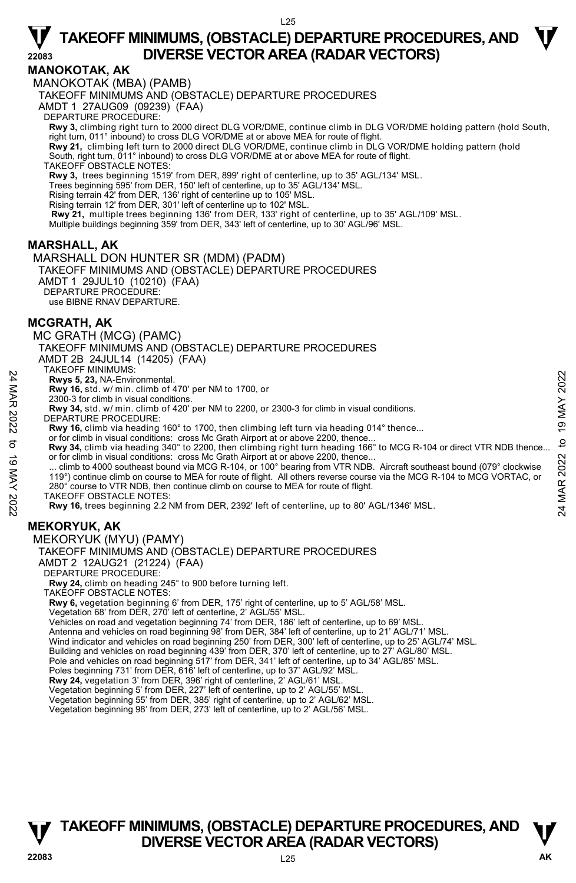## MANOKOTAK, AK

MANOKOTAK (MBA) (PAMB)

TAKEOFF MINIMUMS AND (OBSTACLE) DEPARTURE PROCEDURES

AMDT 1 27AUG09 (09239) (FAA)

DEPARTURE PROCEDURE:

**Rwy 3,** climbing right turn to 2000 direct DLG VOR/DME, continue climb in DLG VOR/DME holding pattern (hold South, right turn, 011° inbound) to cross DLG VOR/DME at or above MEA for route of flight.

**Rwy 21,** climbing left turn to 2000 direct DLG VOR/DME, continue climb in DLG VOR/DME holding pattern (hold South, right turn, 011° inbound) to cross DLG VOR/DME at or above MEA for route of flight.

TAKEOFF OBSTACLE NOTES:

**Rwy 3,** trees beginning 1519' from DER, 899' right of centerline, up to 35' AGL/134' MSL.
Trees beginning 595' from DER, 150' left of centerline, up to 35' AGL/134' MSL.
Rising terrain 42' from DER, 136' right of centerline up to 105' MSL.
Rising terrain 12' from DER, 301' left of centerline up to 102' MSL.

**Rwy 21,** multiple trees beginning 136' from DER, 133' right of centerline, up to 35' AGL/109' MSL.
Multiple buildings beginning 359' from DER, 343' left of centerline, up to 30' AGL/96' MSL.

## MARSHALL, AK

MARSHALL DON HUNTER SR (MDM) (PADM)

TAKEOFF MINIMUMS AND (OBSTACLE) DEPARTURE PROCEDURES

AMDT 1 29JUL10 (10210) (FAA)

DEPARTURE PROCEDURE:

use BIBNE RNAV DEPARTURE.

## MCGRATH, AK

MC GRATH (MCG) (PAMC)

TAKEOFF MINIMUMS AND (OBSTACLE) DEPARTURE PROCEDURES

AMDT 2B 24JUL14 (14205) (FAA)

TAKEOFF MINIMUMS:

**Rwys 5, 23,** NA-Environmental.

**Rwy 16,** std. w/ min. climb of 470' per NM to 1700, or 2300-3 for climb in visual conditions.

**Rwy 34,** std. w/ min. climb of 420' per NM to 2200, or 2300-3 for climb in visual conditions.

DEPARTURE PROCEDURE:

**Rwy 16,** climb via heading 160° to 1700, then climbing left turn via heading 014° thence...
or for climb in visual conditions: cross Mc Grath Airport at or above 2200, thence...

**Rwy 34,** climb via heading 340° to 2200, then climbing right turn heading 166° to MCG R-104 or direct VTR NDB thence...
or for climb in visual conditions: cross Mc Grath Airport at or above 2200, thence...

... climb to 4000 southeast bound via MCG R-104, or 100° bearing from VTR NDB. Aircraft southeast bound (079° clockwise 119°) continue climb on course to MEA for route of flight. All others reverse course via the MCG R-104 to MCG VORTAC, or 280° course to VTR NDB, then continue climb on course to MEA for route of flight.

TAKEOFF OBSTACLE NOTES:

**Rwy 16,** trees beginning 2.2 NM from DER, 2392' left of centerline, up to 80' AGL/1346' MSL.

## MEKORYUK, AK

MEKORYUK (MYU) (PAMY)

TAKEOFF MINIMUMS AND (OBSTACLE) DEPARTURE PROCEDURES

AMDT 2 12AUG21 (21224) (FAA)

DEPARTURE PROCEDURE:

**Rwy 24,** climb on heading 245° to 900 before turning left.

TAKEOFF OBSTACLE NOTES:

**Rwy 6,** vegetation beginning 6' from DER, 175' right of centerline, up to 5' AGL/58' MSL.
Vegetation 68' from DER, 270' left of centerline, 2' AGL/55' MSL.
Vehicles on road and vegetation beginning 74' from DER, 186' left of centerline, up to 69' MSL.
Antenna and vehicles on road beginning 98' from DER, 384' left of centerline, up to 21' AGL/71' MSL.
Wind indicator and vehicles on road beginning 250' from DER, 300' left of centerline, up to 25' AGL/74' MSL.
Building and vehicles on road beginning 439' from DER, 370' left of centerline, up to 27' AGL/80' MSL.
Pole and vehicles on road beginning 517' from DER, 341' left of centerline, up to 34' AGL/85' MSL.
Poles beginning 731' from DER, 616' left of centerline, up to 37' AGL/92' MSL.

**Rwy 24,** vegetation 3' from DER, 396' right of centerline, 2' AGL/61' MSL.
Vegetation beginning 5' from DER, 227' left of centerline, up to 2' AGL/55' MSL.
Vegetation beginning 55' from DER, 385' right of centerline, up to 2' AGL/62' MSL.
Vegetation beginning 98' from DER, 273' left of centerline, up to 2' AGL/56' MSL.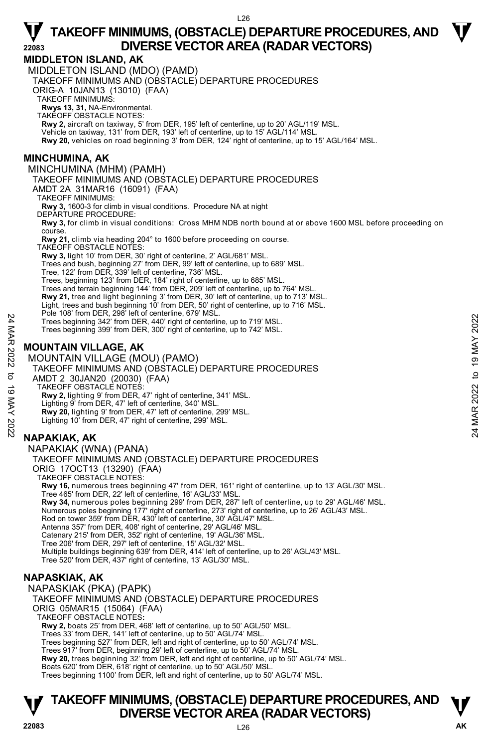## MIDDLETON ISLAND, AK

MIDDLETON ISLAND (MDO) (PAMD)
TAKEOFF MINIMUMS AND (OBSTACLE) DEPARTURE PROCEDURES
ORIG-A 10JAN13 (13010) (FAA)
TAKEOFF MINIMUMS:
**Rwys 13, 31,** NA-Environmental.
TAKEOFF OBSTACLE NOTES:
**Rwy 2,** aircraft on taxiway, 5' from DER, 195' left of centerline, up to 20' AGL/119' MSL.
Vehicle on taxiway, 131' from DER, 193' left of centerline, up to 15' AGL/114' MSL.
**Rwy 20,** vehicles on road beginning 3' from DER, 124' right of centerline, up to 15' AGL/164' MSL.

## MINCHUMINA, AK

MINCHUMINA (MHM) (PAMH)
TAKEOFF MINIMUMS AND (OBSTACLE) DEPARTURE PROCEDURES
AMDT 2A 31MAR16 (16091) (FAA)
TAKEOFF MINIMUMS:
**Rwy 3,** 1600-3 for climb in visual conditions. Procedure NA at night
DEPARTURE PROCEDURE:
**Rwy 3,** for climb in visual conditions: Cross MHM NDB north bound at or above 1600 MSL before proceeding on course.
**Rwy 21,** climb via heading 204° to 1600 before proceeding on course.
TAKEOFF OBSTACLE NOTES:
**Rwy 3,** light 10' from DER, 30' right of centerline, 2' AGL/681' MSL.
Trees and bush, beginning 27' from DER, 99' left of centerline, up to 689' MSL.
Tree, 122' from DER, 339' left of centerline, 736' MSL.
Trees, beginning 123' from DER, 184' right of centerline, up to 685' MSL.
Trees and terrain beginning 144' from DER, 209' left of centerline, up to 764' MSL.
**Rwy 21,** tree and light beginning 3' from DER, 30' left of centerline, up to 713' MSL.
Light, trees and bush beginning 10' from DER, 50' right of centerline, up to 716' MSL.
Pole 108' from DER, 298' left of centerline, 679' MSL.
Trees beginning 342' from DER, 440' right of centerline, up to 719' MSL.
Trees beginning 399' from DER, 300' right of centerline, up to 742' MSL.

## MOUNTAIN VILLAGE, AK

MOUNTAIN VILLAGE (MOU) (PAMO)
TAKEOFF MINIMUMS AND (OBSTACLE) DEPARTURE PROCEDURES
AMDT 2 30JAN20 (20030) (FAA)
TAKEOFF OBSTACLE NOTES:
**Rwy 2,** lighting 9' from DER, 47' right of centerline, 341' MSL.
Lighting 9' from DER, 47' left of centerline, 340' MSL.
**Rwy 20,** lighting 9' from DER, 47' left of centerline, 299' MSL.
Lighting 10' from DER, 47' right of centerline, 299' MSL.

## NAPAKIAK, AK

NAPAKIAK (WNA) (PANA)
TAKEOFF MINIMUMS AND (OBSTACLE) DEPARTURE PROCEDURES
ORIG 17OCT13 (13290) (FAA)
TAKEOFF OBSTACLE NOTES:
**Rwy 16,** numerous trees beginning 47' from DER, 161' right of centerline, up to 13' AGL/30' MSL.
Tree 465' from DER, 22' left of centerline, 16' AGL/33' MSL.
**Rwy 34,** numerous poles beginning 299' from DER, 287' left of centerline, up to 29' AGL/46' MSL.
Numerous poles beginning 177' right of centerline, 273' right of centerline, up to 26' AGL/43' MSL.
Rod on tower 359' from DER, 430' left of centerline, 30' AGL/47' MSL.
Antenna 357' from DER, 408' right of centerline, 29' AGL/46' MSL.
Catenary 215' from DER, 352' right of centerline, 19' AGL/36' MSL.
Tree 206' from DER, 297' left of centerline, 15' AGL/32' MSL.
Multiple buildings beginning 639' from DER, 414' left of centerline, up to 26' AGL/43' MSL.
Tree 520' from DER, 437' right of centerline, 13' AGL/30' MSL.

## NAPASKIAK, AK

NAPASKIAK (PKA) (PAPK)
TAKEOFF MINIMUMS AND (OBSTACLE) DEPARTURE PROCEDURES
ORIG 05MAR15 (15064) (FAA)
TAKEOFF OBSTACLE NOTES:
**Rwy 2,** boats 25' from DER, 468' left of centerline, up to 50' AGL/50' MSL.
Trees 33' from DER, 141' left of centerline, up to 50' AGL/74' MSL.
Trees beginning 527' from DER, left and right of centerline, up to 50' AGL/74' MSL.
Trees 917' from DER, beginning 29' left of centerline, up to 50' AGL/74' MSL.
**Rwy 20,** trees beginning 32' from DER, left and right of centerline, up to 50' AGL/74' MSL.
Boats 620' from DER, 618' right of centerline, up to 50' AGL/50' MSL.
Trees beginning 1100' from DER, left and right of centerline, up to 50' AGL/74' MSL.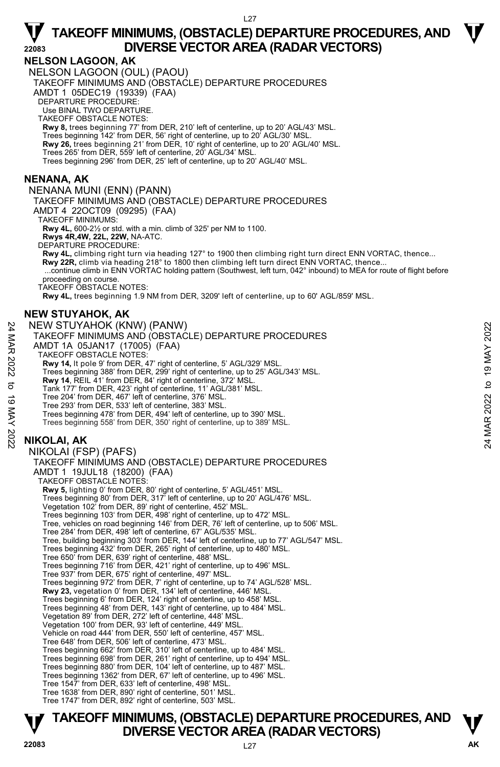## NELSON LAGOON, AK

NELSON LAGOON (OUL) (PAOU)

TAKEOFF MINIMUMS AND (OBSTACLE) DEPARTURE PROCEDURES

AMDT 1 05DEC19 (19339) (FAA)

DEPARTURE PROCEDURE:

Use BINAL TWO DEPARTURE.

TAKEOFF OBSTACLE NOTES:

**Rwy 8,** trees beginning 77' from DER, 210' left of centerline, up to 20' AGL/43' MSL.
Trees beginning 142' from DER, 56' right of centerline, up to 20' AGL/30' MSL.
**Rwy 26,** trees beginning 21' from DER, 10' right of centerline, up to 20' AGL/40' MSL.
Trees 265' from DER, 559' left of centerline, 20' AGL/34' MSL.
Trees beginning 296' from DER, 25' left of centerline, up to 20' AGL/40' MSL.

## NENANA, AK

NENANA MUNI (ENN) (PANN)

TAKEOFF MINIMUMS AND (OBSTACLE) DEPARTURE PROCEDURES

AMDT 4 22OCT09 (09295) (FAA)

TAKEOFF MINIMUMS:

**Rwy 4L,** 600-2½ or std. with a min. climb of 325' per NM to 1100.
**Rwys 4R,4W, 22L, 22W,** NA-ATC.

DEPARTURE PROCEDURE:

**Rwy 4L,** climbing right turn via heading 127° to 1900 then climbing right turn direct ENN VORTAC, thence...
**Rwy 22R,** climb via heading 218° to 1800 then climbing left turn direct ENN VORTAC, thence...
...continue climb in ENN VORTAC holding pattern (Southwest, left turn, 042° inbound) to MEA for route of flight before proceeding on course.

TAKEOFF OBSTACLE NOTES:

**Rwy 4L,** trees beginning 1.9 NM from DER, 3209' left of centerline, up to 60' AGL/859' MSL.

## NEW STUYAHOK, AK

NEW STUYAHOK (KNW) (PANW)

TAKEOFF MINIMUMS AND (OBSTACLE) DEPARTURE PROCEDURES

AMDT 1A 05JAN17 (17005) (FAA)

TAKEOFF OBSTACLE NOTES:

**Rwy 14,** lt pole 9' from DER, 47' right of centerline, 5' AGL/329' MSL.
Trees beginning 388' from DER, 299' right of centerline, up to 25' AGL/343' MSL.
**Rwy 14**, REIL 41' from DER, 84' right of centerline, 372' MSL.
Tank 177' from DER, 423' right of centerline, 11' AGL/381' MSL.
Tree 204' from DER, 467' left of centerline, 376' MSL.
Tree 293' from DER, 533' left of centerline, 383' MSL.
Trees beginning 478' from DER, 494' left of centerline, up to 390' MSL.
Trees beginning 558' from DER, 350' right of centerline, up to 389' MSL.

## NIKOLAI, AK

NIKOLAI (FSP) (PAFS)

TAKEOFF MINIMUMS AND (OBSTACLE) DEPARTURE PROCEDURES

AMDT 1 19JUL18 (18200) (FAA)

TAKEOFF OBSTACLE NOTES:

**Rwy 5,** lighting 0' from DER, 80' right of centerline, 5' AGL/451' MSL.
Trees beginning 80' from DER, 317' left of centerline, up to 20' AGL/476' MSL.
Vegetation 102' from DER, 89' right of centerline, 452' MSL.
Trees beginning 103' from DER, 498' right of centerline, up to 472' MSL.
Tree, vehicles on road beginning 146' from DER, 76' left of centerline, up to 506' MSL.
Tree 284' from DER, 498' left of centerline, 67' AGL/535' MSL.
Tree, building beginning 303' from DER, 144' left of centerline, up to 77' AGL/547' MSL.
Trees beginning 432' from DER, 265' right of centerline, up to 480' MSL.
Tree 650' from DER, 639' right of centerline, 488' MSL.
Trees beginning 716' from DER, 421' right of centerline, up to 496' MSL.
Tree 937' from DER, 675' right of centerline, 497' MSL.
Trees beginning 972' from DER, 7' right of centerline, up to 74' AGL/528' MSL.
**Rwy 23,** vegetation 0' from DER, 134' left of centerline, 446' MSL.
Trees beginning 6' from DER, 124' right of centerline, up to 458' MSL.
Trees beginning 48' from DER, 143' right of centerline, up to 484' MSL.
Vegetation 89' from DER, 272' left of centerline, 448' MSL.
Vegetation 100' from DER, 93' left of centerline, 449' MSL.
Vehicle on road 444' from DER, 550' left of centerline, 457' MSL.
Tree 648' from DER, 506' left of centerline, 473' MSL.
Trees beginning 662' from DER, 310' left of centerline, up to 484' MSL.
Trees beginning 698' from DER, 261' right of centerline, up to 494' MSL.
Trees beginning 880' from DER, 104' left of centerline, up to 487' MSL.
Trees beginning 1362' from DER, 67' left of centerline, up to 496' MSL.
Tree 1547' from DER, 633' left of centerline, 498' MSL.
Tree 1638' from DER, 890' right of centerline, 501' MSL.
Tree 1747' from DER, 892' right of centerline, 503' MSL.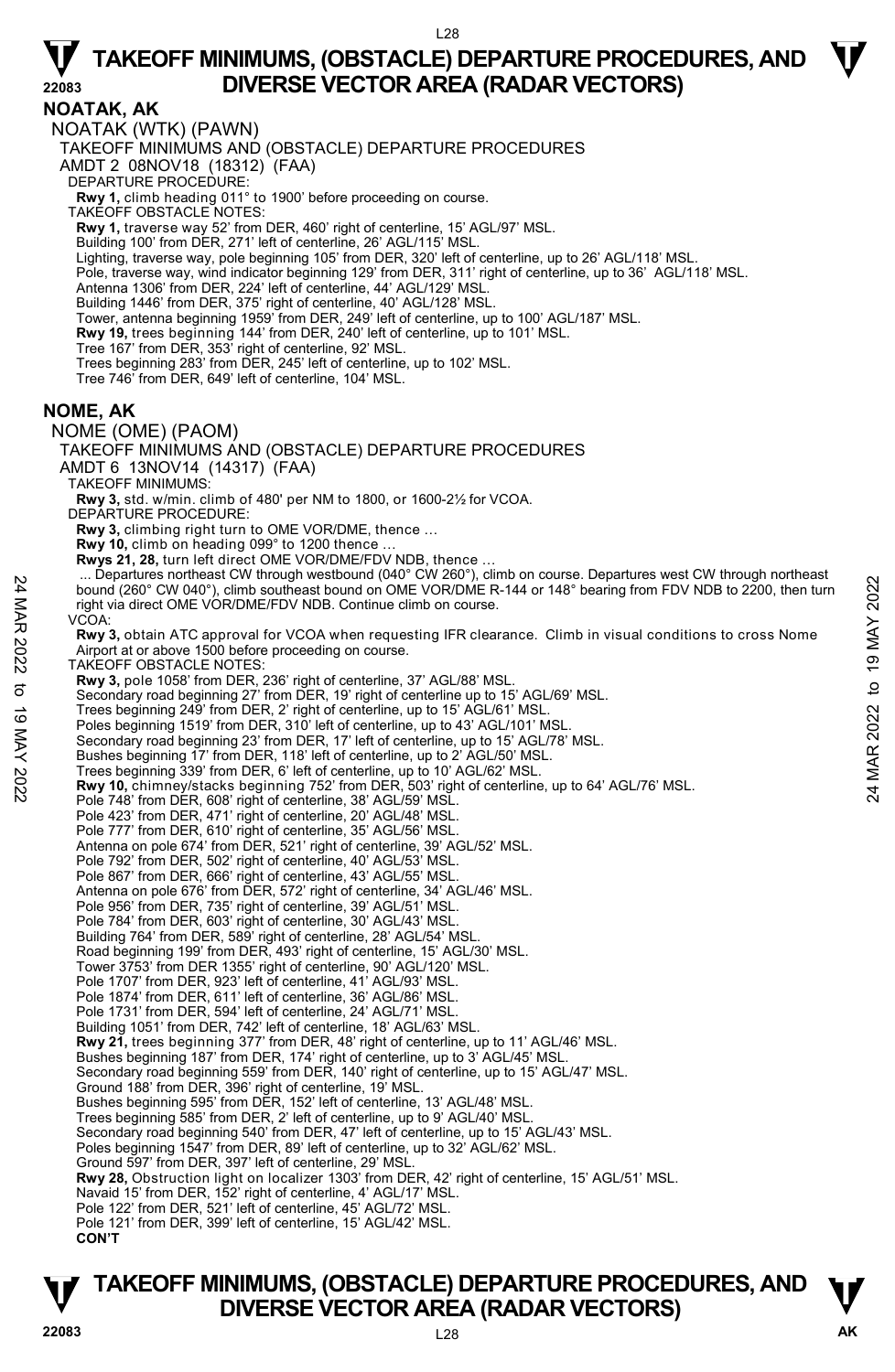# TAKEOFF MINIMUMS, (OBSTACLE) DEPARTURE PROCEDURES, AND DIVERSE VECTOR AREA (RADAR VECTORS)

## NOATAK, AK

NOATAK (WTK) (PAWN)

TAKEOFF MINIMUMS AND (OBSTACLE) DEPARTURE PROCEDURES

AMDT 2 08NOV18 (18312) (FAA)

DEPARTURE PROCEDURE:

**Rwy 1,** climb heading 011° to 1900' before proceeding on course.

TAKEOFF OBSTACLE NOTES:

**Rwy 1,** traverse way 52' from DER, 460' right of centerline, 15' AGL/97' MSL.
Building 100' from DER, 271' left of centerline, 26' AGL/115' MSL.
Lighting, traverse way, pole beginning 105' from DER, 320' left of centerline, up to 26' AGL/118' MSL.
Pole, traverse way, wind indicator beginning 129' from DER, 311' right of centerline, up to 36' AGL/118' MSL.
Antenna 1306' from DER, 224' left of centerline, 44' AGL/129' MSL.
Building 1446' from DER, 375' right of centerline, 40' AGL/128' MSL.
Tower, antenna beginning 1959' from DER, 249' left of centerline, up to 100' AGL/187' MSL.
**Rwy 19,** trees beginning 144' from DER, 240' left of centerline, up to 101' MSL.
Tree 167' from DER, 353' right of centerline, 92' MSL.
Trees beginning 283' from DER, 245' left of centerline, up to 102' MSL.
Tree 746' from DER, 649' left of centerline, 104' MSL.

## NOME, AK

NOME (OME) (PAOM)

TAKEOFF MINIMUMS AND (OBSTACLE) DEPARTURE PROCEDURES

AMDT 6 13NOV14 (14317) (FAA)

TAKEOFF MINIMUMS:

**Rwy 3,** std. w/min. climb of 480' per NM to 1800, or 1600-2½ for VCOA.

DEPARTURE PROCEDURE:

**Rwy 3,** climbing right turn to OME VOR/DME, thence ...
**Rwy 10,** climb on heading 099° to 1200 thence ...
**Rwys 21, 28,** turn left direct OME VOR/DME/FDV NDB, thence ...
... Departures northeast CW through westbound (040° CW 260°), climb on course. Departures west CW through northeast bound (260° CW 040°), climb southeast bound on OME VOR/DME R-144 or 148° bearing from FDV NDB to 2200, then turn right via direct OME VOR/DME/FDV NDB. Continue climb on course.

VCOA:

**Rwy 3,** obtain ATC approval for VCOA when requesting IFR clearance. Climb in visual conditions to cross Nome Airport at or above 1500 before proceeding on course.

TAKEOFF OBSTACLE NOTES:

**Rwy 3,** pole 1058' from DER, 236' right of centerline, 37' AGL/88' MSL.
Secondary road beginning 27' from DER, 19' right of centerline up to 15' AGL/69' MSL.
Trees beginning 249' from DER, 2' right of centerline, up to 15' AGL/61' MSL.
Poles beginning 1519' from DER, 310' left of centerline, up to 43' AGL/101' MSL.
Secondary road beginning 23' from DER, 17' left of centerline, up to 15' AGL/78' MSL.
Bushes beginning 17' from DER, 118' left of centerline, up to 2' AGL/50' MSL.
Trees beginning 339' from DER, 6' left of centerline, up to 10' AGL/62' MSL.
**Rwy 10,** chimney/stacks beginning 752' from DER, 503' right of centerline, up to 64' AGL/76' MSL.
Pole 748' from DER, 608' right of centerline, 38' AGL/59' MSL.
Pole 423' from DER, 471' right of centerline, 20' AGL/48' MSL.
Pole 777' from DER, 610' right of centerline, 35' AGL/56' MSL.
Antenna on pole 674' from DER, 521' right of centerline, 39' AGL/52' MSL.
Pole 792' from DER, 502' right of centerline, 40' AGL/53' MSL.
Pole 867' from DER, 666' right of centerline, 43' AGL/55' MSL.
Antenna on pole 676' from DER, 572' right of centerline, 34' AGL/46' MSL.
Pole 956' from DER, 735' right of centerline, 39' AGL/51' MSL.
Pole 784' from DER, 603' right of centerline, 30' AGL/43' MSL.
Building 764' from DER, 589' right of centerline, 28' AGL/54' MSL.
Road beginning 199' from DER, 493' right of centerline, 15' AGL/30' MSL.
Tower 3753' from DER 1355' right of centerline, 90' AGL/120' MSL.
Pole 1707' from DER, 923' left of centerline, 41' AGL/93' MSL.
Pole 1874' from DER, 611' left of centerline, 36' AGL/86' MSL.
Pole 1731' from DER, 594' left of centerline, 24' AGL/71' MSL.
Building 1051' from DER, 742' left of centerline, 18' AGL/63' MSL.
**Rwy 21,** trees beginning 377' from DER, 48' right of centerline, up to 11' AGL/46' MSL.
Bushes beginning 187' from DER, 174' right of centerline, up to 3' AGL/45' MSL.
Secondary road beginning 559' from DER, 140' right of centerline, up to 15' AGL/47' MSL.
Ground 188' from DER, 396' right of centerline, 19' MSL.
Bushes beginning 595' from DER, 152' left of centerline, 13' AGL/48' MSL.
Trees beginning 585' from DER, 2' left of centerline, up to 9' AGL/40' MSL.
Secondary road beginning 540' from DER, 47' left of centerline, up to 15' AGL/43' MSL.
Poles beginning 1547' from DER, 89' left of centerline, up to 32' AGL/62' MSL.
Ground 597' from DER, 397' left of centerline, 29' MSL.
**Rwy 28,** Obstruction light on localizer 1303' from DER, 42' right of centerline, 15' AGL/51' MSL.
Navaid 15' from DER, 152' right of centerline, 4' AGL/17' MSL.
Pole 122' from DER, 521' left of centerline, 45' AGL/72' MSL.
Pole 121' from DER, 399' left of centerline, 15' AGL/42' MSL.

**CON'T**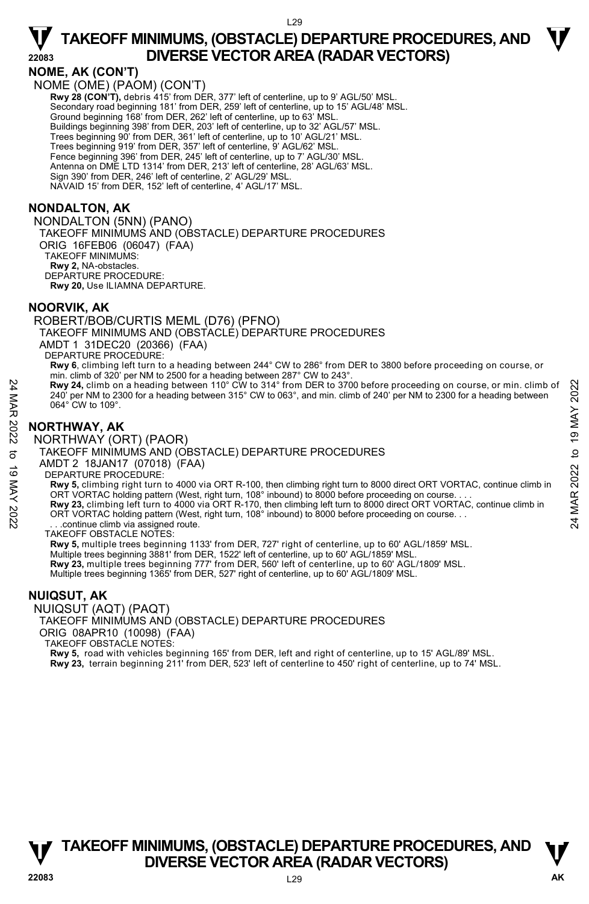## NOME, AK (CON'T)

NOME (OME) (PAOM) (CON'T)

**Rwy 28 (CON'T),** debris 415' from DER, 377' left of centerline, up to 9' AGL/50' MSL.
Secondary road beginning 181' from DER, 259' left of centerline, up to 15' AGL/48' MSL.
Ground beginning 168' from DER, 262' left of centerline, up to 63' MSL.
Buildings beginning 398' from DER, 203' left of centerline, up to 32' AGL/57' MSL.
Trees beginning 90' from DER, 361' left of centerline, up to 10' AGL/21' MSL.
Trees beginning 919' from DER, 357' left of centerline, 9' AGL/62' MSL.
Fence beginning 396' from DER, 245' left of centerline, up to 7' AGL/30' MSL.
Antenna on DME LTD 1314' from DER, 213' left of centerline, 28' AGL/63' MSL.
Sign 390' from DER, 246' left of centerline, 2' AGL/29' MSL.
NAVAID 15' from DER, 152' left of centerline, 4' AGL/17' MSL.

## NONDALTON, AK

NONDALTON (5NN) (PANO)
TAKEOFF MINIMUMS AND (OBSTACLE) DEPARTURE PROCEDURES
ORIG 16FEB06 (06047) (FAA)
TAKEOFF MINIMUMS:
**Rwy 2,** NA-obstacles.
DEPARTURE PROCEDURE:
**Rwy 20,** Use ILIAMNA DEPARTURE.

## NOORVIK, AK

ROBERT/BOB/CURTIS MEML (D76) (PFNO)
TAKEOFF MINIMUMS AND (OBSTACLE) DEPARTURE PROCEDURES
AMDT 1 31DEC20 (20366) (FAA)
DEPARTURE PROCEDURE:
**Rwy 6**, climbing left turn to a heading between 244° CW to 286° from DER to 3800 before proceeding on course, or min. climb of 320' per NM to 2500 for a heading between 287° CW to 243°.
**Rwy 24,** climb on a heading between 110° CW to 314° from DER to 3700 before proceeding on course, or min. climb of 240' per NM to 2300 for a heading between 315° CW to 063°, and min. climb of 240' per NM to 2300 for a heading between 064° CW to 109°.

## NORTHWAY, AK

NORTHWAY (ORT) (PAOR)
TAKEOFF MINIMUMS AND (OBSTACLE) DEPARTURE PROCEDURES
AMDT 2 18JAN17 (07018) (FAA)
DEPARTURE PROCEDURE:
**Rwy 5,** climbing right turn to 4000 via ORT R-100, then climbing right turn to 8000 direct ORT VORTAC, continue climb in ORT VORTAC holding pattern (West, right turn, 108° inbound) to 8000 before proceeding on course. . . .
**Rwy 23,** climbing left turn to 4000 via ORT R-170, then climbing left turn to 8000 direct ORT VORTAC, continue climb in ORT VORTAC holding pattern (West, right turn, 108° inbound) to 8000 before proceeding on course. . .
. . .continue climb via assigned route.
TAKEOFF OBSTACLE NOTES:
**Rwy 5,** multiple trees beginning 1133' from DER, 727' right of centerline, up to 60' AGL/1859' MSL.
Multiple trees beginning 3881' from DER, 1522' left of centerline, up to 60' AGL/1859' MSL.
**Rwy 23,** multiple trees beginning 777' from DER, 560' left of centerline, up to 60' AGL/1809' MSL.
Multiple trees beginning 1365' from DER, 527' right of centerline, up to 60' AGL/1809' MSL.

## NUIQSUT, AK

NUIQSUT (AQT) (PAQT)
TAKEOFF MINIMUMS AND (OBSTACLE) DEPARTURE PROCEDURES
ORIG 08APR10 (10098) (FAA)
TAKEOFF OBSTACLE NOTES:
**Rwy 5,** road with vehicles beginning 165' from DER, left and right of centerline, up to 15' AGL/89' MSL.
**Rwy 23,** terrain beginning 211' from DER, 523' left of centerline to 450' right of centerline, up to 74' MSL.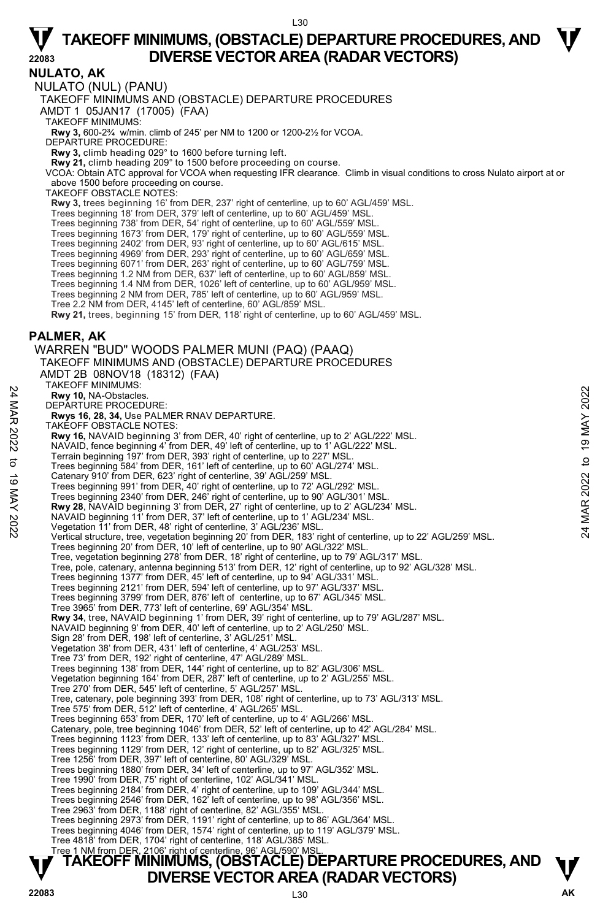# TAKEOFF MINIMUMS, (OBSTACLE) DEPARTURE PROCEDURES, AND DIVERSE VECTOR AREA (RADAR VECTORS)

## NULATO, AK

NULATO (NUL) (PANU)

TAKEOFF MINIMUMS AND (OBSTACLE) DEPARTURE PROCEDURES

AMDT 1 05JAN17 (17005) (FAA)

TAKEOFF MINIMUMS:

**Rwy 3,** 600-2¾ w/min. climb of 245' per NM to 1200 or 1200-2½ for VCOA.

DEPARTURE PROCEDURE:

**Rwy 3,** climb heading 029° to 1600 before turning left.

**Rwy 21,** climb heading 209° to 1500 before proceeding on course.

VCOA: Obtain ATC approval for VCOA when requesting IFR clearance. Climb in visual conditions to cross Nulato airport at or above 1500 before proceeding on course.

TAKEOFF OBSTACLE NOTES:

**Rwy 3,** trees beginning 16' from DER, 237' right of centerline, up to 60' AGL/459' MSL.
Trees beginning 18' from DER, 379' left of centerline, up to 60' AGL/459' MSL.
Trees beginning 738' from DER, 54' right of centerline, up to 60' AGL/559' MSL.
Trees beginning 1673' from DER, 179' right of centerline, up to 60' AGL/559' MSL.
Trees beginning 2402' from DER, 93' right of centerline, up to 60' AGL/615' MSL.
Trees beginning 4969' from DER, 293' right of centerline, up to 60' AGL/659' MSL.
Trees beginning 6071' from DER, 263' right of centerline, up to 60' AGL/759' MSL.
Trees beginning 1.2 NM from DER, 637' left of centerline, up to 60' AGL/859' MSL.
Trees beginning 1.4 NM from DER, 1026' left of centerline, up to 60' AGL/959' MSL.
Trees beginning 2 NM from DER, 785' left of centerline, up to 60' AGL/959' MSL.
Tree 2.2 NM from DER, 4145' left of centerline, 60' AGL/859' MSL.

**Rwy 21,** trees, beginning 15' from DER, 118' right of centerline, up to 60' AGL/459' MSL.

## PALMER, AK

WARREN "BUD" WOODS PALMER MUNI (PAQ) (PAAQ)

TAKEOFF MINIMUMS AND (OBSTACLE) DEPARTURE PROCEDURES

AMDT 2B 08NOV18 (18312) (FAA)

TAKEOFF MINIMUMS:

**Rwy 10,** NA-Obstacles.

DEPARTURE PROCEDURE:

**Rwys 16, 28, 34,** Use PALMER RNAV DEPARTURE.

TAKEOFF OBSTACLE NOTES:

**Rwy 16,** NAVAID beginning 3' from DER, 40' right of centerline, up to 2' AGL/222' MSL.
NAVAID, fence beginning 4' from DER, 49' left of centerline, up to 1' AGL/222' MSL.
Terrain beginning 197' from DER, 393' right of centerline, up to 227' MSL.
Trees beginning 584' from DER, 161' left of centerline, up to 60' AGL/274' MSL.
Catenary 910' from DER, 623' right of centerline, 39' AGL/259' MSL.
Trees beginning 991' from DER, 40' right of centerline, up to 72' AGL/292' MSL.
Trees beginning 2340' from DER, 246' right of centerline, up to 90' AGL/301' MSL.

**Rwy 28**, NAVAID beginning 3' from DER, 27' right of centerline, up to 2' AGL/234' MSL.
NAVAID beginning 11' from DER, 37' left of centerline, up to 1' AGL/234' MSL.
Vegetation 11' from DER, 48' right of centerline, 3' AGL/236' MSL.
Vertical structure, tree, vegetation beginning 20' from DER, 183' right of centerline, up to 22' AGL/259' MSL.
Trees beginning 20' from DER, 10' left of centerline, up to 90' AGL/322' MSL.
Tree, vegetation beginning 278' from DER, 18' right of centerline, up to 79' AGL/317' MSL.
Tree, pole, catenary, antenna beginning 513' from DER, 12' right of centerline, up to 92' AGL/328' MSL.
Trees beginning 1377' from DER, 45' left of centerline, up to 94' AGL/331' MSL.
Trees beginning 2121' from DER, 594' left of centerline, up to 97' AGL/337' MSL.
Trees beginning 3799' from DER, 876' left of centerline, up to 67' AGL/345' MSL.
Tree 3965' from DER, 773' left of centerline, 69' AGL/354' MSL.

**Rwy 34**, tree, NAVAID beginning 1' from DER, 39' right of centerline, up to 79' AGL/287' MSL.
NAVAID beginning 9' from DER, 40' left of centerline, up to 2' AGL/250' MSL.
Sign 28' from DER, 198' left of centerline, 3' AGL/251' MSL.
Vegetation 38' from DER, 431' left of centerline, 4' AGL/253' MSL.
Tree 73' from DER, 192' right of centerline, 47' AGL/289' MSL.
Trees beginning 138' from DER, 144' right of centerline, up to 82' AGL/306' MSL.
Vegetation beginning 164' from DER, 287' left of centerline, up to 2' AGL/255' MSL.
Tree 270' from DER, 545' left of centerline, 5' AGL/257' MSL.
Tree, catenary, pole beginning 393' from DER, 108' right of centerline, up to 73' AGL/313' MSL.
Tree 575' from DER, 512' left of centerline, 4' AGL/265' MSL.
Trees beginning 653' from DER, 170' left of centerline, up to 4' AGL/266' MSL.
Catenary, pole, tree beginning 1046' from DER, 52' left of centerline, up to 42' AGL/284' MSL.
Trees beginning 1123' from DER, 133' left of centerline, up to 83' AGL/327' MSL.
Trees beginning 1129' from DER, 12' right of centerline, up to 82' AGL/325' MSL.
Tree 1256' from DER, 397' left of centerline, 80' AGL/329' MSL.
Trees beginning 1880' from DER, 34' left of centerline, up to 97' AGL/352' MSL.
Tree 1990' from DER, 75' right of centerline, 102' AGL/341' MSL.
Trees beginning 2184' from DER, 4' right of centerline, up to 109' AGL/344' MSL.
Trees beginning 2546' from DER, 162' left of centerline, up to 98' AGL/356' MSL.
Tree 2963' from DER, 1188' right of centerline, 82' AGL/355' MSL.
Trees beginning 2973' from DER, 1191' right of centerline, up to 86' AGL/364' MSL.
Trees beginning 4046' from DER, 1574' right of centerline, up to 119' AGL/379' MSL.
Tree 4818' from DER, 1704' right of centerline, 118' AGL/385' MSL.
Tree 1 NM from DER, 2106' right of centerline, 96' AGL/590' MSL.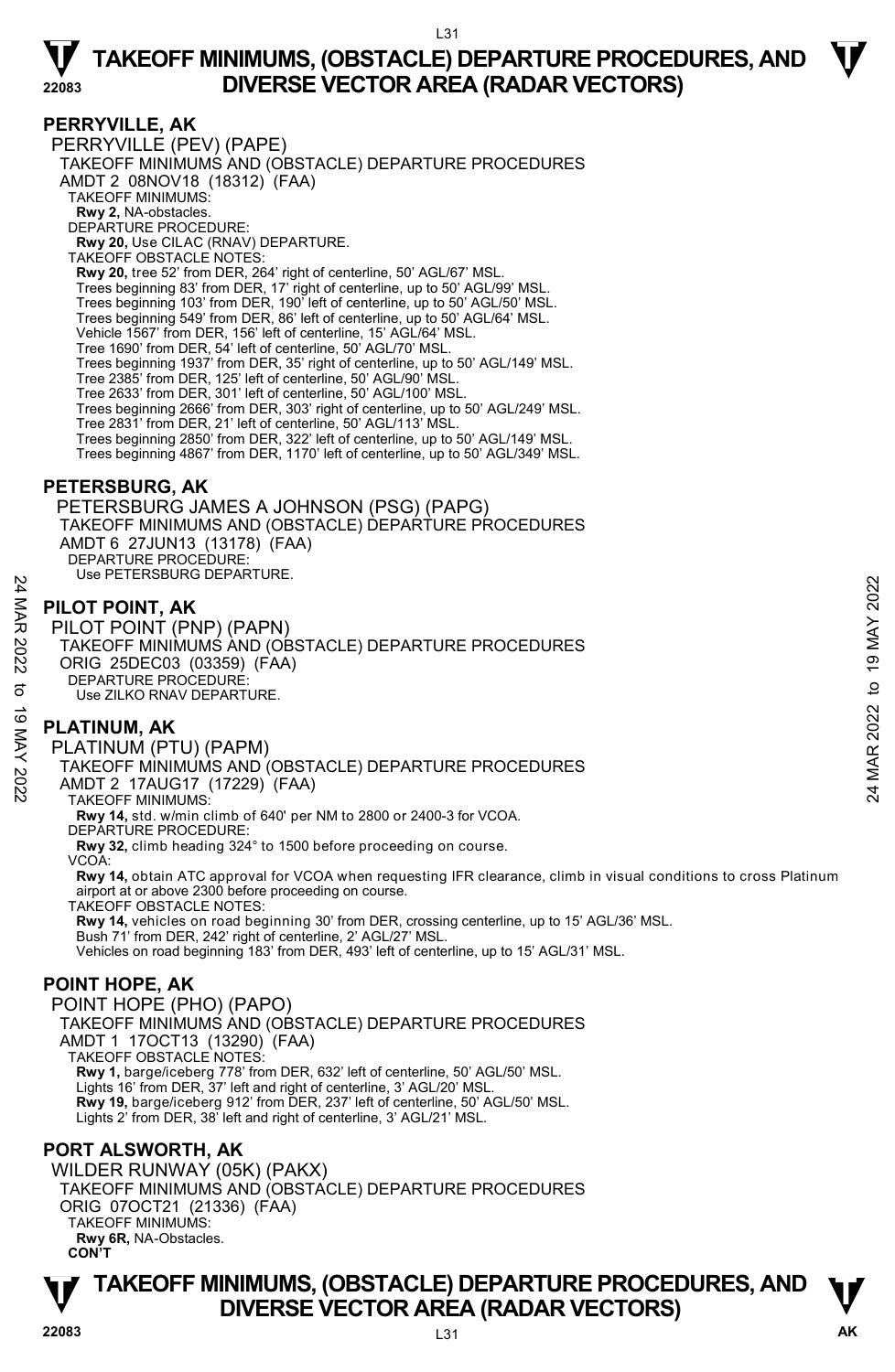## PERRYVILLE, AK

PERRYVILLE (PEV) (PAPE)
TAKEOFF MINIMUMS AND (OBSTACLE) DEPARTURE PROCEDURES
AMDT 2 08NOV18 (18312) (FAA)
TAKEOFF MINIMUMS:
**Rwy 2,** NA-obstacles.
DEPARTURE PROCEDURE:
**Rwy 20,** Use CILAC (RNAV) DEPARTURE.
TAKEOFF OBSTACLE NOTES:
**Rwy 20,** tree 52' from DER, 264' right of centerline, 50' AGL/67' MSL.
Trees beginning 83' from DER, 17' right of centerline, up to 50' AGL/99' MSL.
Trees beginning 103' from DER, 190' left of centerline, up to 50' AGL/50' MSL.
Trees beginning 549' from DER, 86' left of centerline, up to 50' AGL/64' MSL.
Vehicle 1567' from DER, 156' left of centerline, 15' AGL/64' MSL.
Tree 1690' from DER, 54' left of centerline, 50' AGL/70' MSL.
Trees beginning 1937' from DER, 35' right of centerline, up to 50' AGL/149' MSL.
Tree 2385' from DER, 125' left of centerline, 50' AGL/90' MSL.
Tree 2633' from DER, 301' left of centerline, 50' AGL/100' MSL.
Trees beginning 2666' from DER, 303' right of centerline, up to 50' AGL/249' MSL.
Tree 2831' from DER, 21' left of centerline, 50' AGL/113' MSL.
Trees beginning 2850' from DER, 322' left of centerline, up to 50' AGL/149' MSL.
Trees beginning 4867' from DER, 1170' left of centerline, up to 50' AGL/349' MSL.

## PETERSBURG, AK

PETERSBURG JAMES A JOHNSON (PSG) (PAPG)
TAKEOFF MINIMUMS AND (OBSTACLE) DEPARTURE PROCEDURES
AMDT 6 27JUN13 (13178) (FAA)
DEPARTURE PROCEDURE:
Use PETERSBURG DEPARTURE.

## PILOT POINT, AK

PILOT POINT (PNP) (PAPN)
TAKEOFF MINIMUMS AND (OBSTACLE) DEPARTURE PROCEDURES
ORIG 25DEC03 (03359) (FAA)
DEPARTURE PROCEDURE:
Use ZILKO RNAV DEPARTURE.

## PLATINUM, AK

PLATINUM (PTU) (PAPM)
TAKEOFF MINIMUMS AND (OBSTACLE) DEPARTURE PROCEDURES
AMDT 2 17AUG17 (17229) (FAA)
TAKEOFF MINIMUMS:
**Rwy 14,** std. w/min climb of 640' per NM to 2800 or 2400-3 for VCOA.
DEPARTURE PROCEDURE:
**Rwy 32,** climb heading 324° to 1500 before proceeding on course.
VCOA:
**Rwy 14,** obtain ATC approval for VCOA when requesting IFR clearance, climb in visual conditions to cross Platinum airport at or above 2300 before proceeding on course.
TAKEOFF OBSTACLE NOTES:
**Rwy 14,** vehicles on road beginning 30' from DER, crossing centerline, up to 15' AGL/36' MSL.
Bush 71' from DER, 242' right of centerline, 2' AGL/27' MSL.
Vehicles on road beginning 183' from DER, 493' left of centerline, up to 15' AGL/31' MSL.

## POINT HOPE, AK

POINT HOPE (PHO) (PAPO)
TAKEOFF MINIMUMS AND (OBSTACLE) DEPARTURE PROCEDURES
AMDT 1 17OCT13 (13290) (FAA)
TAKEOFF OBSTACLE NOTES:
**Rwy 1,** barge/iceberg 778' from DER, 632' left of centerline, 50' AGL/50' MSL.
Lights 16' from DER, 37' left and right of centerline, 3' AGL/20' MSL.
**Rwy 19,** barge/iceberg 912' from DER, 237' left of centerline, 50' AGL/50' MSL.
Lights 2' from DER, 38' left and right of centerline, 3' AGL/21' MSL.

## PORT ALSWORTH, AK

WILDER RUNWAY (05K) (PAKX)
TAKEOFF MINIMUMS AND (OBSTACLE) DEPARTURE PROCEDURES
ORIG 07OCT21 (21336) (FAA)
TAKEOFF MINIMUMS:
**Rwy 6R,** NA-Obstacles.
**CON'T**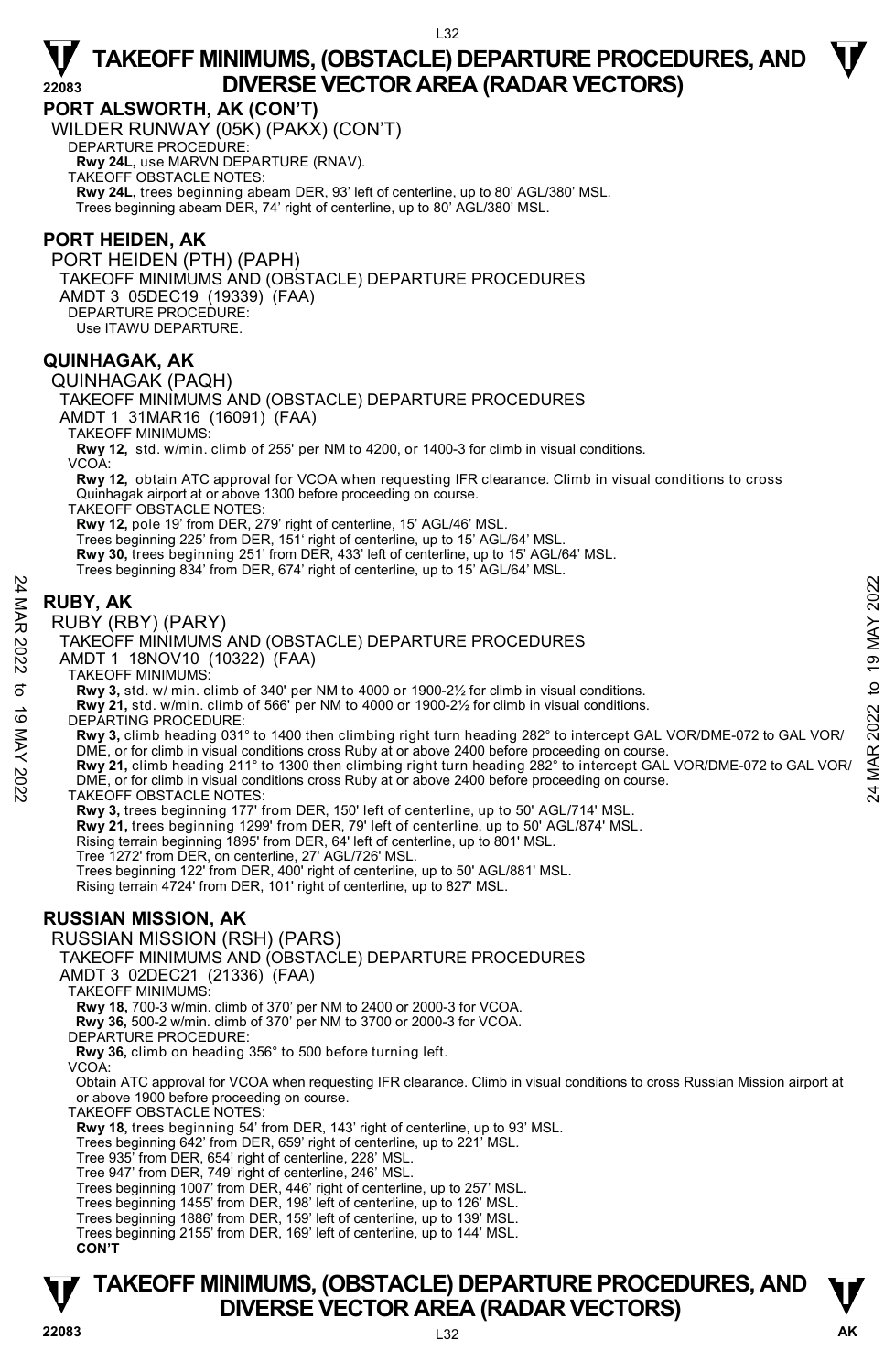## PORT ALSWORTH, AK (CON'T)

WILDER RUNWAY (05K) (PAKX) (CON'T)

DEPARTURE PROCEDURE:

**Rwy 24L,** use MARVN DEPARTURE (RNAV).

TAKEOFF OBSTACLE NOTES:

**Rwy 24L,** trees beginning abeam DER, 93' left of centerline, up to 80' AGL/380' MSL.
Trees beginning abeam DER, 74' right of centerline, up to 80' AGL/380' MSL.

## PORT HEIDEN, AK

PORT HEIDEN (PTH) (PAPH)

TAKEOFF MINIMUMS AND (OBSTACLE) DEPARTURE PROCEDURES

AMDT 3 05DEC19 (19339) (FAA)

DEPARTURE PROCEDURE:

Use ITAWU DEPARTURE.

## QUINHAGAK, AK

QUINHAGAK (PAQH)

TAKEOFF MINIMUMS AND (OBSTACLE) DEPARTURE PROCEDURES

AMDT 1 31MAR16 (16091) (FAA)

TAKEOFF MINIMUMS:

**Rwy 12,** std. w/min. climb of 255' per NM to 4200, or 1400-3 for climb in visual conditions.

VCOA:

**Rwy 12,** obtain ATC approval for VCOA when requesting IFR clearance. Climb in visual conditions to cross Quinhagak airport at or above 1300 before proceeding on course.

TAKEOFF OBSTACLE NOTES:

**Rwy 12,** pole 19' from DER, 279' right of centerline, 15' AGL/46' MSL.
Trees beginning 225' from DER, 151' right of centerline, up to 15' AGL/64' MSL.
**Rwy 30,** trees beginning 251' from DER, 433' left of centerline, up to 15' AGL/64' MSL.
Trees beginning 834' from DER, 674' right of centerline, up to 15' AGL/64' MSL.

## RUBY, AK

RUBY (RBY) (PARY)

TAKEOFF MINIMUMS AND (OBSTACLE) DEPARTURE PROCEDURES

AMDT 1 18NOV10 (10322) (FAA)

TAKEOFF MINIMUMS:

**Rwy 3,** std. w/ min. climb of 340' per NM to 4000 or 1900-2½ for climb in visual conditions.
**Rwy 21,** std. w/min. climb of 566' per NM to 4000 or 1900-2½ for climb in visual conditions.

DEPARTING PROCEDURE:

**Rwy 3,** climb heading 031° to 1400 then climbing right turn heading 282° to intercept GAL VOR/DME-072 to GAL VOR/DME, or for climb in visual conditions cross Ruby at or above 2400 before proceeding on course.
**Rwy 21,** climb heading 211° to 1300 then climbing right turn heading 282° to intercept GAL VOR/DME-072 to GAL VOR/DME, or for climb in visual conditions cross Ruby at or above 2400 before proceeding on course.

TAKEOFF OBSTACLE NOTES:

**Rwy 3,** trees beginning 177' from DER, 150' left of centerline, up to 50' AGL/714' MSL.
**Rwy 21,** trees beginning 1299' from DER, 79' left of centerline, up to 50' AGL/874' MSL.
Rising terrain beginning 1895' from DER, 64' left of centerline, up to 801' MSL.
Tree 1272' from DER, on centerline, 27' AGL/726' MSL.
Trees beginning 122' from DER, 400' right of centerline, up to 50' AGL/881' MSL.
Rising terrain 4724' from DER, 101' right of centerline, up to 827' MSL.

## RUSSIAN MISSION, AK

RUSSIAN MISSION (RSH) (PARS)

TAKEOFF MINIMUMS AND (OBSTACLE) DEPARTURE PROCEDURES

AMDT 3 02DEC21 (21336) (FAA)

TAKEOFF MINIMUMS:

**Rwy 18,** 700-3 w/min. climb of 370' per NM to 2400 or 2000-3 for VCOA.
**Rwy 36,** 500-2 w/min. climb of 370' per NM to 3700 or 2000-3 for VCOA.

DEPARTURE PROCEDURE:

**Rwy 36,** climb on heading 356° to 500 before turning left.

VCOA:

Obtain ATC approval for VCOA when requesting IFR clearance. Climb in visual conditions to cross Russian Mission airport at or above 1900 before proceeding on course.

TAKEOFF OBSTACLE NOTES:

**Rwy 18,** trees beginning 54' from DER, 143' right of centerline, up to 93' MSL.
Trees beginning 642' from DER, 659' right of centerline, up to 221' MSL.
Tree 935' from DER, 654' right of centerline, 228' MSL.
Tree 947' from DER, 749' right of centerline, 246' MSL.
Trees beginning 1007' from DER, 446' right of centerline, up to 257' MSL.
Trees beginning 1455' from DER, 198' left of centerline, up to 126' MSL.
Trees beginning 1886' from DER, 159' left of centerline, up to 139' MSL.
Trees beginning 2155' from DER, 169' left of centerline, up to 144' MSL.

**CON'T**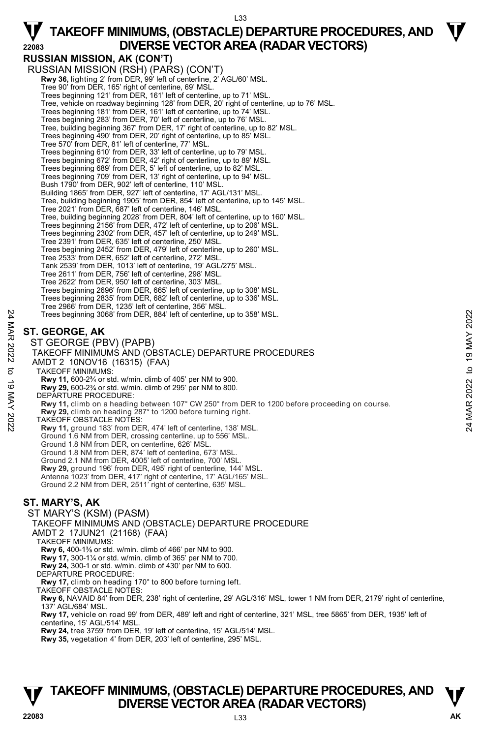## RUSSIAN MISSION, AK (CON'T)

RUSSIAN MISSION (RSH) (PARS) (CON'T)

**Rwy 36,** lighting 2' from DER, 99' left of centerline, 2' AGL/60' MSL.
Tree 90' from DER, 165' right of centerline, 69' MSL.
Trees beginning 121' from DER, 161' left of centerline, up to 71' MSL.
Tree, vehicle on roadway beginning 128' from DER, 20' right of centerline, up to 76' MSL.
Trees beginning 181' from DER, 161' left of centerline, up to 74' MSL.
Trees beginning 283' from DER, 70' left of centerline, up to 76' MSL.
Tree, building beginning 367' from DER, 17' right of centerline, up to 82' MSL.
Trees beginning 490' from DER, 20' right of centerline, up to 85' MSL.
Tree 570' from DER, 81' left of centerline, 77' MSL.
Trees beginning 610' from DER, 33' left of centerline, up to 79' MSL.
Trees beginning 672' from DER, 42' right of centerline, up to 89' MSL.
Trees beginning 689' from DER, 5' left of centerline, up to 82' MSL.
Trees beginning 709' from DER, 13' right of centerline, up to 94' MSL.
Bush 1790' from DER, 902' left of centerline, 110' MSL.
Building 1865' from DER, 927' left of centerline, 17' AGL/131' MSL.
Tree, building beginning 1905' from DER, 854' left of centerline, up to 145' MSL.
Tree 2021' from DER, 687' left of centerline, 146' MSL.
Tree, building beginning 2028' from DER, 804' left of centerline, up to 160' MSL.
Trees beginning 2156' from DER, 472' left of centerline, up to 206' MSL.
Trees beginning 2302' from DER, 457' left of centerline, up to 249' MSL.
Tree 2391' from DER, 635' left of centerline, 250' MSL.
Trees beginning 2452' from DER, 479' left of centerline, up to 260' MSL.
Tree 2533' from DER, 652' left of centerline, 272' MSL.
Tank 2539' from DER, 1013' left of centerline, 19' AGL/275' MSL.
Tree 2611' from DER, 756' left of centerline, 298' MSL.
Tree 2622' from DER, 950' left of centerline, 303' MSL.
Trees beginning 2696' from DER, 665' left of centerline, up to 308' MSL.
Trees beginning 2835' from DER, 682' left of centerline, up to 336' MSL.
Tree 2966' from DER, 1235' left of centerline, 356' MSL.
Trees beginning 3068' from DER, 884' left of centerline, up to 358' MSL.

## ST. GEORGE, AK

ST GEORGE (PBV) (PAPB)
TAKEOFF MINIMUMS AND (OBSTACLE) DEPARTURE PROCEDURES
AMDT 2 10NOV16 (16315) (FAA)

TAKEOFF MINIMUMS:
**Rwy 11,** 600-2¾ or std. w/min. climb of 405' per NM to 900.
**Rwy 29,** 600-2¾ or std. w/min. climb of 295' per NM to 800.

DEPARTURE PROCEDURE:
**Rwy 11,** climb on a heading between 107° CW 250° from DER to 1200 before proceeding on course.
**Rwy 29,** climb on heading 287° to 1200 before turning right.

TAKEOFF OBSTACLE NOTES:
**Rwy 11,** ground 183' from DER, 474' left of centerline, 138' MSL.
Ground 1.6 NM from DER, crossing centerline, up to 556' MSL.
Ground 1.8 NM from DER, on centerline, 626' MSL.
Ground 1.8 NM from DER, 874' left of centerline, 673' MSL.
Ground 2.1 NM from DER, 4005' left of centerline, 700' MSL.
**Rwy 29,** ground 196' from DER, 495' right of centerline, 144' MSL.
Antenna 1023' from DER, 417' right of centerline, 17' AGL/165' MSL.
Ground 2.2 NM from DER, 2511' right of centerline, 635' MSL.

## ST. MARY'S, AK

ST MARY'S (KSM) (PASM)
TAKEOFF MINIMUMS AND (OBSTACLE) DEPARTURE PROCEDURE
AMDT 2 17JUN21 (21168) (FAA)

TAKEOFF MINIMUMS:
**Rwy 6,** 400-1⅜ or std. w/min. climb of 466' per NM to 900.
**Rwy 17,** 300-1¼ or std. w/min. climb of 365' per NM to 700.
**Rwy 24,** 300-1 or std. w/min. climb of 430' per NM to 600.

DEPARTURE PROCEDURE:
**Rwy 17,** climb on heading 170° to 800 before turning left.

TAKEOFF OBSTACLE NOTES:
**Rwy 6,** NAVAID 84' from DER, 238' right of centerline, 29' AGL/316' MSL, tower 1 NM from DER, 2179' right of centerline, 137' AGL/684' MSL.
**Rwy 17,** vehicle on road 99' from DER, 489' left and right of centerline, 321' MSL, tree 5865' from DER, 1935' left of centerline, 15' AGL/514' MSL.
**Rwy 24,** tree 3759' from DER, 19' left of centerline, 15' AGL/514' MSL.
**Rwy 35,** vegetation 4' from DER, 203' left of centerline, 295' MSL.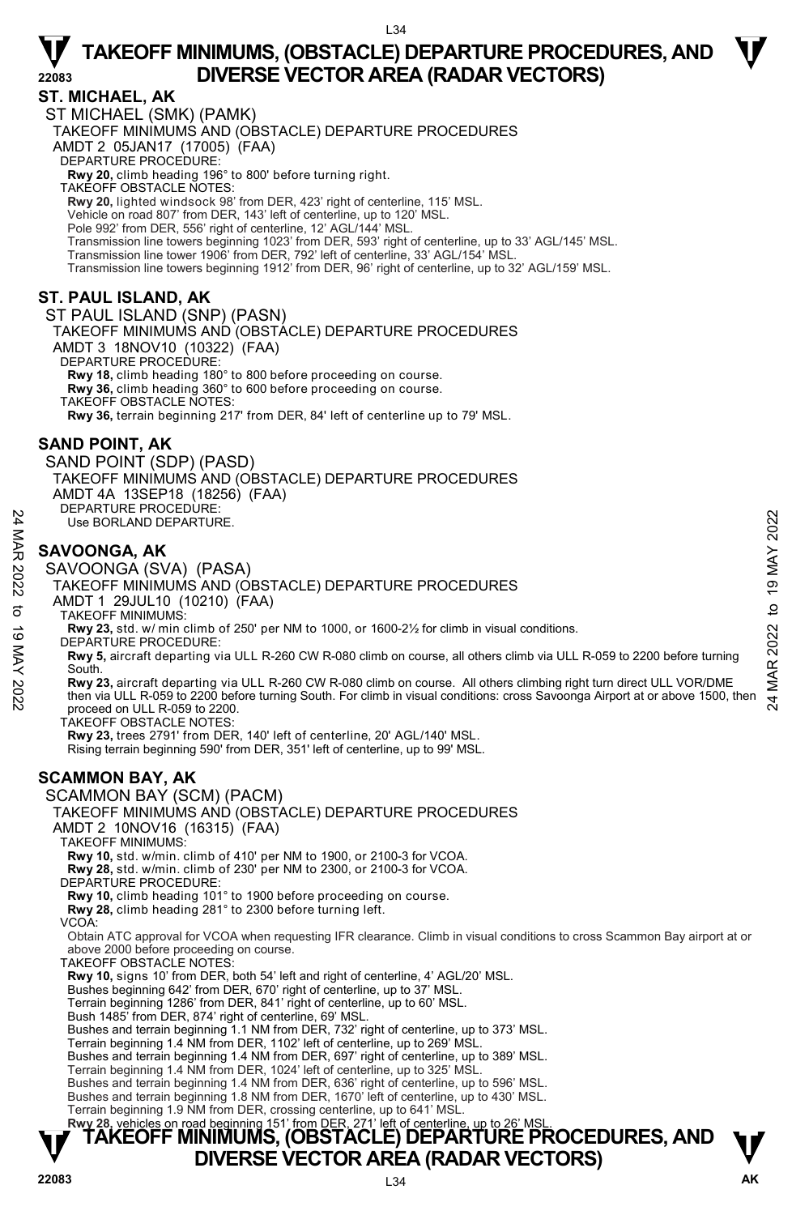## ST. MICHAEL, AK

ST MICHAEL (SMK) (PAMK)

TAKEOFF MINIMUMS AND (OBSTACLE) DEPARTURE PROCEDURES

AMDT 2 05JAN17 (17005) (FAA)

DEPARTURE PROCEDURE:

**Rwy 20,** climb heading 196° to 800' before turning right.

TAKEOFF OBSTACLE NOTES:

**Rwy 20,** lighted windsock 98' from DER, 423' right of centerline, 115' MSL.
Vehicle on road 807' from DER, 143' left of centerline, up to 120' MSL.
Pole 992' from DER, 556' right of centerline, 12' AGL/144' MSL.
Transmission line towers beginning 1023' from DER, 593' right of centerline, up to 33' AGL/145' MSL.
Transmission line tower 1906' from DER, 792' left of centerline, 33' AGL/154' MSL.
Transmission line towers beginning 1912' from DER, 96' right of centerline, up to 32' AGL/159' MSL.

## ST. PAUL ISLAND, AK

ST PAUL ISLAND (SNP) (PASN)

TAKEOFF MINIMUMS AND (OBSTACLE) DEPARTURE PROCEDURES

AMDT 3 18NOV10 (10322) (FAA)

DEPARTURE PROCEDURE:

**Rwy 18,** climb heading 180° to 800 before proceeding on course.
**Rwy 36,** climb heading 360° to 600 before proceeding on course.

TAKEOFF OBSTACLE NOTES:

**Rwy 36,** terrain beginning 217' from DER, 84' left of centerline up to 79' MSL.

## SAND POINT, AK

SAND POINT (SDP) (PASD)

TAKEOFF MINIMUMS AND (OBSTACLE) DEPARTURE PROCEDURES

AMDT 4A 13SEP18 (18256) (FAA)

DEPARTURE PROCEDURE:

Use BORLAND DEPARTURE.

## SAVOONGA, AK

SAVOONGA (SVA) (PASA)

TAKEOFF MINIMUMS AND (OBSTACLE) DEPARTURE PROCEDURES

AMDT 1 29JUL10 (10210) (FAA)

TAKEOFF MINIMUMS:

**Rwy 23,** std. w/ min climb of 250' per NM to 1000, or 1600-2½ for climb in visual conditions.

DEPARTURE PROCEDURE:

**Rwy 5,** aircraft departing via ULL R-260 CW R-080 climb on course, all others climb via ULL R-059 to 2200 before turning South.

**Rwy 23,** aircraft departing via ULL R-260 CW R-080 climb on course. All others climbing right turn direct ULL VOR/DME then via ULL R-059 to 2200 before turning South. For climb in visual conditions: cross Savoonga Airport at or above 1500, then proceed on ULL R-059 to 2200.

TAKEOFF OBSTACLE NOTES:

**Rwy 23,** trees 2791' from DER, 140' left of centerline, 20' AGL/140' MSL.
Rising terrain beginning 590' from DER, 351' left of centerline, up to 99' MSL.

## SCAMMON BAY, AK

SCAMMON BAY (SCM) (PACM)

TAKEOFF MINIMUMS AND (OBSTACLE) DEPARTURE PROCEDURES

AMDT 2 10NOV16 (16315) (FAA)

TAKEOFF MINIMUMS:

**Rwy 10,** std. w/min. climb of 410' per NM to 1900, or 2100-3 for VCOA.
**Rwy 28,** std. w/min. climb of 230' per NM to 2300, or 2100-3 for VCOA.

DEPARTURE PROCEDURE:

**Rwy 10,** climb heading 101° to 1900 before proceeding on course.
**Rwy 28,** climb heading 281° to 2300 before turning left.

VCOA:

Obtain ATC approval for VCOA when requesting IFR clearance. Climb in visual conditions to cross Scammon Bay airport at or above 2000 before proceeding on course.

TAKEOFF OBSTACLE NOTES:

**Rwy 10,** signs 10' from DER, both 54' left and right of centerline, 4' AGL/20' MSL.
Bushes beginning 642' from DER, 670' right of centerline, up to 37' MSL.
Terrain beginning 1286' from DER, 841' right of centerline, up to 60' MSL.
Bush 1485' from DER, 874' right of centerline, 69' MSL.
Bushes and terrain beginning 1.1 NM from DER, 732' right of centerline, up to 373' MSL.
Terrain beginning 1.4 NM from DER, 1102' left of centerline, up to 269' MSL.
Bushes and terrain beginning 1.4 NM from DER, 697' right of centerline, up to 389' MSL.
Terrain beginning 1.4 NM from DER, 1024' left of centerline, up to 325' MSL.
Bushes and terrain beginning 1.4 NM from DER, 636' right of centerline, up to 596' MSL.
Bushes and terrain beginning 1.8 NM from DER, 1670' left of centerline, up to 430' MSL.
Terrain beginning 1.9 NM from DER, crossing centerline, up to 641' MSL.

**Rwy 28,** vehicles on road beginning 151' from DER, 271' left of centerline, up to 26' MSL.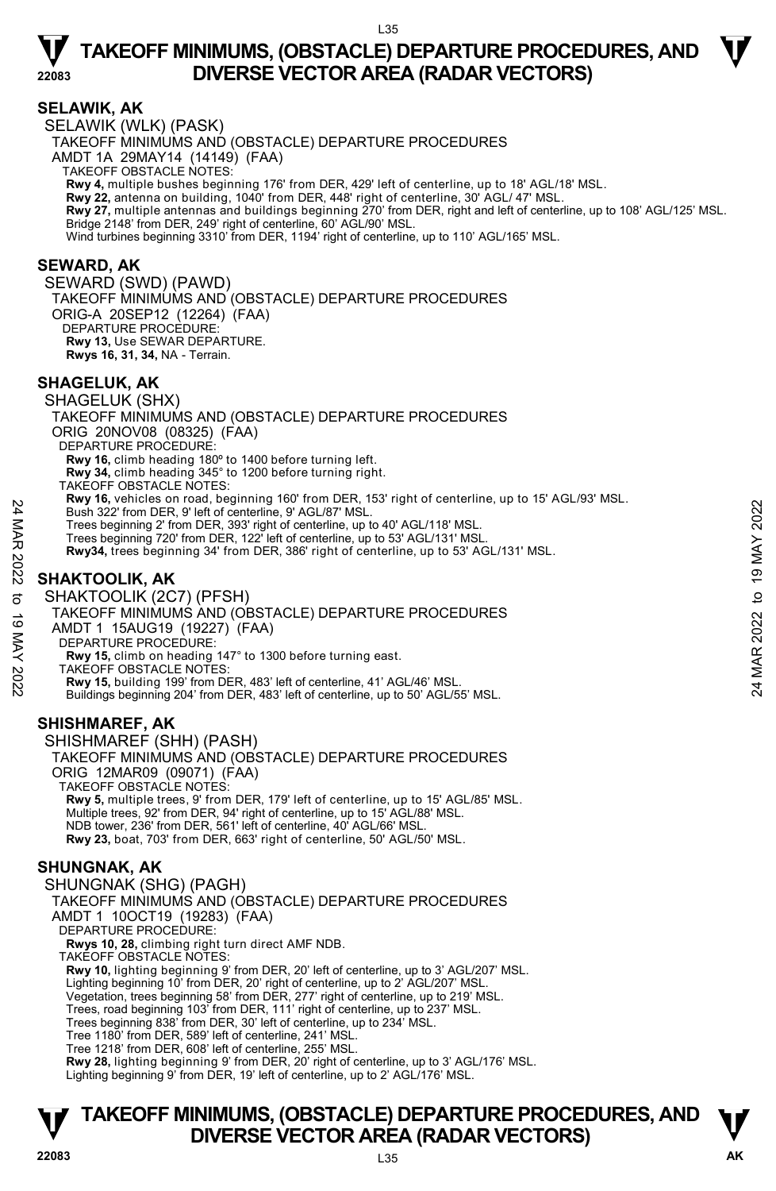## SELAWIK, AK

SELAWIK (WLK) (PASK)
TAKEOFF MINIMUMS AND (OBSTACLE) DEPARTURE PROCEDURES
AMDT 1A 29MAY14 (14149) (FAA)
TAKEOFF OBSTACLE NOTES:
**Rwy 4,** multiple bushes beginning 176' from DER, 429' left of centerline, up to 18' AGL/18' MSL.
**Rwy 22,** antenna on building, 1040' from DER, 448' right of centerline, 30' AGL/ 47' MSL.
**Rwy 27,** multiple antennas and buildings beginning 270' from DER, right and left of centerline, up to 108' AGL/125' MSL.
Bridge 2148' from DER, 249' right of centerline, 60' AGL/90' MSL.
Wind turbines beginning 3310' from DER, 1194' right of centerline, up to 110' AGL/165' MSL.

## SEWARD, AK

SEWARD (SWD) (PAWD)
TAKEOFF MINIMUMS AND (OBSTACLE) DEPARTURE PROCEDURES
ORIG-A 20SEP12 (12264) (FAA)
DEPARTURE PROCEDURE:
**Rwy 13,** Use SEWAR DEPARTURE.
**Rwys 16, 31, 34,** NA - Terrain.

## SHAGELUK, AK

SHAGELUK (SHX)
TAKEOFF MINIMUMS AND (OBSTACLE) DEPARTURE PROCEDURES
ORIG 20NOV08 (08325) (FAA)
DEPARTURE PROCEDURE:
**Rwy 16,** climb heading 180º to 1400 before turning left.
**Rwy 34,** climb heading 345° to 1200 before turning right.
TAKEOFF OBSTACLE NOTES:
**Rwy 16,** vehicles on road, beginning 160' from DER, 153' right of centerline, up to 15' AGL/93' MSL.
Bush 322' from DER, 9' left of centerline, 9' AGL/87' MSL.
Trees beginning 2' from DER, 393' right of centerline, up to 40' AGL/118' MSL.
Trees beginning 720' from DER, 122' left of centerline, up to 53' AGL/131' MSL.
**Rwy34,** trees beginning 34' from DER, 386' right of centerline, up to 53' AGL/131' MSL.

## SHAKTOOLIK, AK

SHAKTOOLIK (2C7) (PFSH)
TAKEOFF MINIMUMS AND (OBSTACLE) DEPARTURE PROCEDURES
AMDT 1 15AUG19 (19227) (FAA)
DEPARTURE PROCEDURE:
**Rwy 15,** climb on heading 147° to 1300 before turning east.
TAKEOFF OBSTACLE NOTES:
**Rwy 15,** building 199' from DER, 483' left of centerline, 41' AGL/46' MSL.
Buildings beginning 204' from DER, 483' left of centerline, up to 50' AGL/55' MSL.

## SHISHMAREF, AK

SHISHMAREF (SHH) (PASH)
TAKEOFF MINIMUMS AND (OBSTACLE) DEPARTURE PROCEDURES
ORIG 12MAR09 (09071) (FAA)
TAKEOFF OBSTACLE NOTES:
**Rwy 5,** multiple trees, 9' from DER, 179' left of centerline, up to 15' AGL/85' MSL.
Multiple trees, 92' from DER, 94' right of centerline, up to 15' AGL/88' MSL.
NDB tower, 236' from DER, 561' left of centerline, 40' AGL/66' MSL.
**Rwy 23,** boat, 703' from DER, 663' right of centerline, 50' AGL/50' MSL.

## SHUNGNAK, AK

SHUNGNAK (SHG) (PAGH)
TAKEOFF MINIMUMS AND (OBSTACLE) DEPARTURE PROCEDURES
AMDT 1 10OCT19 (19283) (FAA)
DEPARTURE PROCEDURE:
**Rwys 10, 28,** climbing right turn direct AMF NDB.
TAKEOFF OBSTACLE NOTES:
**Rwy 10,** lighting beginning 9' from DER, 20' left of centerline, up to 3' AGL/207' MSL.
Lighting beginning 10' from DER, 20' right of centerline, up to 2' AGL/207' MSL.
Vegetation, trees beginning 58' from DER, 277' right of centerline, up to 219' MSL.
Trees, road beginning 103' from DER, 111' right of centerline, up to 237' MSL.
Trees beginning 838' from DER, 30' left of centerline, up to 234' MSL.
Tree 1180' from DER, 589' left of centerline, 241' MSL.
Tree 1218' from DER, 608' left of centerline, 255' MSL.
**Rwy 28,** lighting beginning 9' from DER, 20' right of centerline, up to 3' AGL/176' MSL.
Lighting beginning 9' from DER, 19' left of centerline, up to 2' AGL/176' MSL.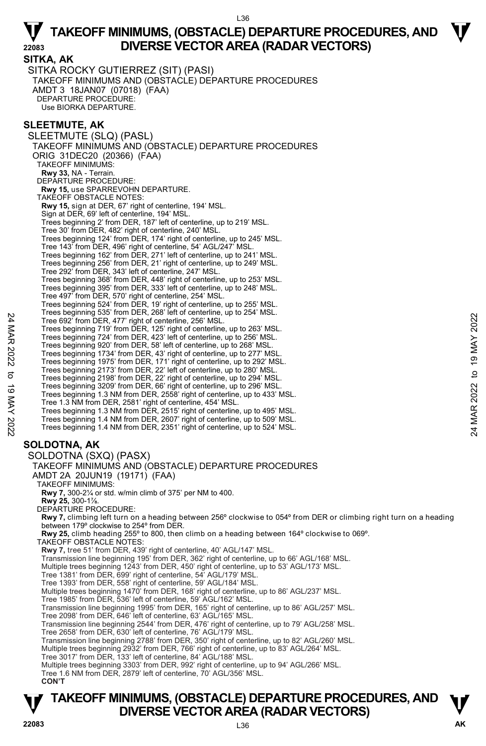## SITKA, AK

SITKA ROCKY GUTIERREZ (SIT) (PASI)
TAKEOFF MINIMUMS AND (OBSTACLE) DEPARTURE PROCEDURES
AMDT 3 18JAN07 (07018) (FAA)
DEPARTURE PROCEDURE:
Use BIORKA DEPARTURE.

## SLEETMUTE, AK

SLEETMUTE (SLQ) (PASL)
TAKEOFF MINIMUMS AND (OBSTACLE) DEPARTURE PROCEDURES
ORIG 31DEC20 (20366) (FAA)
TAKEOFF MINIMUMS:
**Rwy 33,** NA - Terrain.
DEPARTURE PROCEDURE:
**Rwy 15,** use SPARREVOHN DEPARTURE.
TAKEOFF OBSTACLE NOTES:
**Rwy 15,** sign at DER, 67' right of centerline, 194' MSL.
Sign at DER, 69' left of centerline, 194' MSL.
Trees beginning 2' from DER, 187' left of centerline, up to 219' MSL.
Tree 30' from DER, 482' right of centerline, 240' MSL.
Trees beginning 124' from DER, 174' right of centerline, up to 245' MSL.
Tree 143' from DER, 496' right of centerline, 54' AGL/247' MSL.
Trees beginning 162' from DER, 271' left of centerline, up to 241' MSL.
Trees beginning 256' from DER, 21' right of centerline, up to 249' MSL.
Tree 292' from DER, 343' left of centerline, 247' MSL.
Trees beginning 368' from DER, 448' right of centerline, up to 253' MSL.
Trees beginning 395' from DER, 333' left of centerline, up to 248' MSL.
Tree 497' from DER, 570' right of centerline, 254' MSL.
Trees beginning 524' from DER, 19' right of centerline, up to 255' MSL.
Trees beginning 535' from DER, 268' left of centerline, up to 254' MSL.
Tree 692' from DER, 477' right of centerline, 256' MSL.
Trees beginning 719' from DER, 125' right of centerline, up to 263' MSL.
Trees beginning 724' from DER, 423' left of centerline, up to 256' MSL.
Trees beginning 920' from DER, 58' left of centerline, up to 268' MSL.
Trees beginning 1734' from DER, 43' right of centerline, up to 277' MSL.
Trees beginning 1975' from DER, 171' right of centerline, up to 292' MSL.
Trees beginning 2173' from DER, 22' left of centerline, up to 280' MSL.
Trees beginning 2198' from DER, 22' right of centerline, up to 294' MSL.
Trees beginning 3209' from DER, 66' right of centerline, up to 296' MSL.
Trees beginning 1.3 NM from DER, 2558' right of centerline, up to 433' MSL.
Tree 1.3 NM from DER, 2581' right of centerline, 454' MSL.
Trees beginning 1.3 NM from DER, 2515' right of centerline, up to 495' MSL.
Trees beginning 1.4 NM from DER, 2607' right of centerline, up to 509' MSL.
Trees beginning 1.4 NM from DER, 2351' right of centerline, up to 524' MSL.

## SOLDOTNA, AK

SOLDOTNA (SXQ) (PASX)
TAKEOFF MINIMUMS AND (OBSTACLE) DEPARTURE PROCEDURES
AMDT 2A 20JUN19 (19171) (FAA)
TAKEOFF MINIMUMS:
**Rwy 7,** 300-2¼ or std. w/min climb of 375' per NM to 400.
**Rwy 25,** 300-1⅞.
DEPARTURE PROCEDURE:
**Rwy 7,** climbing left turn on a heading between 256º clockwise to 054º from DER or climbing right turn on a heading between 179º clockwise to 254º from DER.
**Rwy 25,** climb heading 255º to 800, then climb on a heading between 164º clockwise to 069º.
TAKEOFF OBSTACLE NOTES:
**Rwy 7,** tree 51' from DER, 439' right of centerline, 40' AGL/147' MSL.
Transmission line beginning 195' from DER, 362' right of centerline, up to 66' AGL/168' MSL.
Multiple trees beginning 1243' from DER, 450' right of centerline, up to 53' AGL/173' MSL.
Tree 1381' from DER, 699' right of centerline, 54' AGL/179' MSL.
Tree 1393' from DER, 558' right of centerline, 59' AGL/184' MSL.
Multiple trees beginning 1470' from DER, 168' right of centerline, up to 86' AGL/237' MSL.
Tree 1985' from DER, 536' left of centerline, 59' AGL/162' MSL.
Transmission line beginning 1995' from DER, 165' right of centerline, up to 86' AGL/257' MSL.
Tree 2098' from DER, 646' left of centerline, 63' AGL/165' MSL.
Transmission line beginning 2544' from DER, 476' right of centerline, up to 79' AGL/258' MSL.
Tree 2658' from DER, 630' left of centerline, 76' AGL/179' MSL.
Transmission line beginning 2788' from DER, 350' right of centerline, up to 82' AGL/260' MSL.
Multiple trees beginning 2932' from DER, 766' right of centerline, up to 83' AGL/264' MSL.
Tree 3017' from DER, 133' left of centerline, 84' AGL/188' MSL.
Multiple trees beginning 3303' from DER, 992' right of centerline, up to 94' AGL/266' MSL.
Tree 1.6 NM from DER, 2879' left of centerline, 70' AGL/356' MSL.
**CON'T**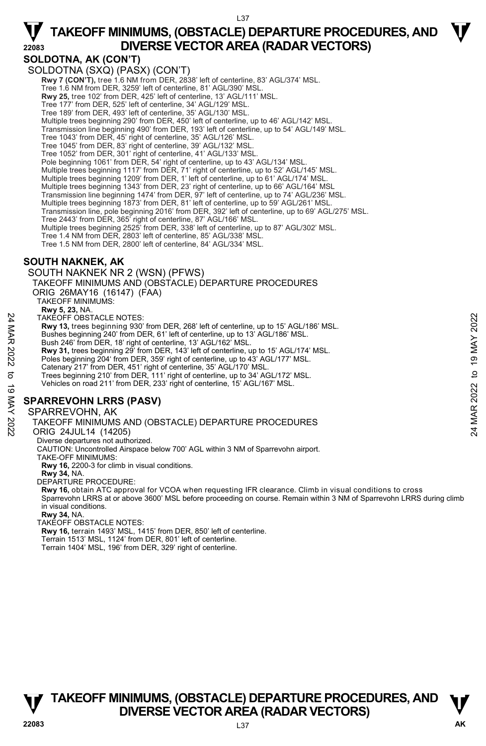# TAKEOFF MINIMUMS, (OBSTACLE) DEPARTURE PROCEDURES, AND DIVERSE VECTOR AREA (RADAR VECTORS)

## SOLDOTNA, AK (CON'T)

SOLDOTNA (SXQ) (PASX) (CON'T)

**Rwy 7 (CON'T),** tree 1.6 NM from DER, 2838' left of centerline, 83' AGL/374' MSL.
Tree 1.6 NM from DER, 3259' left of centerline, 81' AGL/390' MSL.
**Rwy 25,** tree 102' from DER, 425' left of centerline, 13' AGL/111' MSL.
Tree 177' from DER, 525' left of centerline, 34' AGL/129' MSL.
Tree 189' from DER, 493' left of centerline, 35' AGL/130' MSL.
Multiple trees beginning 290' from DER, 450' left of centerline, up to 46' AGL/142' MSL.
Transmission line beginning 490' from DER, 193' left of centerline, up to 54' AGL/149' MSL.
Tree 1043' from DER, 45' right of centerline, 35' AGL/126' MSL.
Tree 1045' from DER, 83' right of centerline, 39' AGL/132' MSL.
Tree 1052' from DER, 301' right of centerline, 41' AGL/133' MSL.
Pole beginning 1061' from DER, 54' right of centerline, up to 43' AGL/134' MSL.
Multiple trees beginning 1117' from DER, 71' right of centerline, up to 52' AGL/145' MSL.
Multiple trees beginning 1209' from DER, 1' left of centerline, up to 61' AGL/174' MSL.
Multiple trees beginning 1343' from DER, 23' right of centerline, up to 66' AGL/164' MSL
Transmission line beginning 1474' from DER, 97' left of centerline, up to 74' AGL/236' MSL.
Multiple trees beginning 1873' from DER, 81' left of centerline, up to 59' AGL/261' MSL.
Transmission line, pole beginning 2016' from DER, 392' left of centerline, up to 69' AGL/275' MSL.
Tree 2443' from DER, 365' right of centerline, 87' AGL/166' MSL.
Multiple trees beginning 2525' from DER, 338' left of centerline, up to 87' AGL/302' MSL.
Tree 1.4 NM from DER, 2803' left of centerline, 85' AGL/338' MSL.
Tree 1.5 NM from DER, 2800' left of centerline, 84' AGL/334' MSL.

## SOUTH NAKNEK, AK

SOUTH NAKNEK NR 2 (WSN) (PFWS)
TAKEOFF MINIMUMS AND (OBSTACLE) DEPARTURE PROCEDURES
ORIG 26MAY16 (16147) (FAA)
TAKEOFF MINIMUMS:
**Rwy 5, 23,** NA.
TAKEOFF OBSTACLE NOTES:
**Rwy 13,** trees beginning 930' from DER, 268' left of centerline, up to 15' AGL/186' MSL.
Bushes beginning 240' from DER, 61' left of centerline, up to 13' AGL/186' MSL.
Bush 246' from DER, 18' right of centerline, 13' AGL/162' MSL.
**Rwy 31,** trees beginning 29' from DER, 143' left of centerline, up to 15' AGL/174' MSL.
Poles beginning 204' from DER, 359' right of centerline, up to 43' AGL/177' MSL.
Catenary 217' from DER, 451' right of centerline, 35' AGL/170' MSL.
Trees beginning 210' from DER, 111' right of centerline, up to 34' AGL/172' MSL.
Vehicles on road 211' from DER, 233' right of centerline, 15' AGL/167' MSL.

## SPARREVOHN LRRS (PASV)

SPARREVOHN, AK
TAKEOFF MINIMUMS AND (OBSTACLE) DEPARTURE PROCEDURES
ORIG 24JUL14 (14205)
Diverse departures not authorized.
CAUTION: Uncontrolled Airspace below 700' AGL within 3 NM of Sparrevohn airport.
TAKE-OFF MINIMUMS:
**Rwy 16,** 2200-3 for climb in visual conditions.
**Rwy 34,** NA.
DEPARTURE PROCEDURE:
**Rwy 16,** obtain ATC approval for VCOA when requesting IFR clearance. Climb in visual conditions to cross Sparrevohn LRRS at or above 3600' MSL before proceeding on course. Remain within 3 NM of Sparrevohn LRRS during climb in visual conditions.
**Rwy 34,** NA.
TAKEOFF OBSTACLE NOTES:
**Rwy 16,** terrain 1493' MSL, 1415' from DER, 850' left of centerline.
Terrain 1513' MSL, 1124' from DER, 801' left of centerline.
Terrain 1404' MSL, 196' from DER, 329' right of centerline.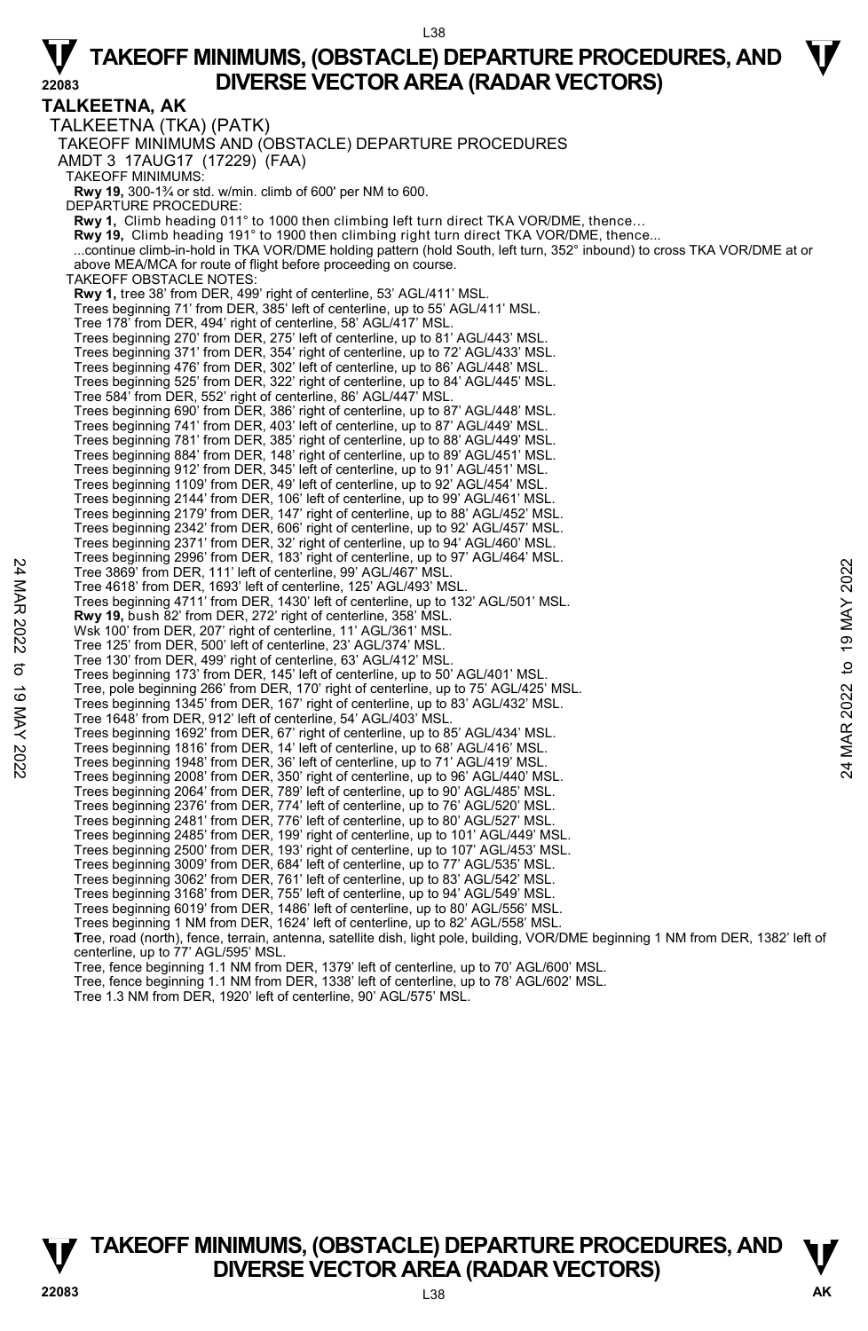## TALKEETNA, AK

TALKEETNA (TKA) (PATK)

TAKEOFF MINIMUMS AND (OBSTACLE) DEPARTURE PROCEDURES

AMDT 3 17AUG17 (17229) (FAA)

TAKEOFF MINIMUMS:

**Rwy 19,** 300-1¾ or std. w/min. climb of 600' per NM to 600.

DEPARTURE PROCEDURE:

**Rwy 1,** Climb heading 011° to 1000 then climbing left turn direct TKA VOR/DME, thence...

**Rwy 19,** Climb heading 191° to 1900 then climbing right turn direct TKA VOR/DME, thence...

...continue climb-in-hold in TKA VOR/DME holding pattern (hold South, left turn, 352° inbound) to cross TKA VOR/DME at or above MEA/MCA for route of flight before proceeding on course.

TAKEOFF OBSTACLE NOTES:

**Rwy 1,** tree 38' from DER, 499' right of centerline, 53' AGL/411' MSL.
Trees beginning 71' from DER, 385' left of centerline, up to 55' AGL/411' MSL.
Tree 178' from DER, 494' right of centerline, 58' AGL/417' MSL.
Trees beginning 270' from DER, 275' left of centerline, up to 81' AGL/443' MSL.
Trees beginning 371' from DER, 354' right of centerline, up to 72' AGL/433' MSL.
Trees beginning 476' from DER, 302' left of centerline, up to 86' AGL/448' MSL.
Trees beginning 525' from DER, 322' right of centerline, up to 84' AGL/445' MSL.
Tree 584' from DER, 552' right of centerline, 86' AGL/447' MSL.
Trees beginning 690' from DER, 386' right of centerline, up to 87' AGL/448' MSL.
Trees beginning 741' from DER, 403' left of centerline, up to 87' AGL/449' MSL.
Trees beginning 781' from DER, 385' right of centerline, up to 88' AGL/449' MSL.
Trees beginning 884' from DER, 148' right of centerline, up to 89' AGL/451' MSL.
Trees beginning 912' from DER, 345' left of centerline, up to 91' AGL/451' MSL.
Trees beginning 1109' from DER, 49' left of centerline, up to 92' AGL/454' MSL.
Trees beginning 2144' from DER, 106' left of centerline, up to 99' AGL/461' MSL.
Trees beginning 2179' from DER, 147' right of centerline, up to 88' AGL/452' MSL.
Trees beginning 2342' from DER, 606' right of centerline, up to 92' AGL/457' MSL.
Trees beginning 2371' from DER, 32' right of centerline, up to 94' AGL/460' MSL.
Trees beginning 2996' from DER, 183' right of centerline, up to 97' AGL/464' MSL.
Tree 3869' from DER, 111' left of centerline, 99' AGL/467' MSL.
Tree 4618' from DER, 1693' left of centerline, 125' AGL/493' MSL.
Trees beginning 4711' from DER, 1430' left of centerline, up to 132' AGL/501' MSL.

**Rwy 19,** bush 82' from DER, 272' right of centerline, 358' MSL.
Wsk 100' from DER, 207' right of centerline, 11' AGL/361' MSL.
Tree 125' from DER, 500' left of centerline, 23' AGL/374' MSL.
Tree 130' from DER, 499' right of centerline, 63' AGL/412' MSL.
Trees beginning 173' from DER, 145' left of centerline, up to 50' AGL/401' MSL.
Tree, pole beginning 266' from DER, 170' right of centerline, up to 75' AGL/425' MSL.
Trees beginning 1345' from DER, 167' right of centerline, up to 83' AGL/432' MSL.
Tree 1648' from DER, 912' left of centerline, 54' AGL/403' MSL.
Trees beginning 1692' from DER, 67' right of centerline, up to 85' AGL/434' MSL.
Trees beginning 1816' from DER, 14' left of centerline, up to 68' AGL/416' MSL.
Trees beginning 1948' from DER, 36' left of centerline, up to 71' AGL/419' MSL.
Trees beginning 2008' from DER, 350' right of centerline, up to 96' AGL/440' MSL.
Trees beginning 2064' from DER, 789' left of centerline, up to 90' AGL/485' MSL.
Trees beginning 2376' from DER, 774' left of centerline, up to 76' AGL/520' MSL.
Trees beginning 2481' from DER, 776' left of centerline, up to 80' AGL/527' MSL.
Trees beginning 2485' from DER, 199' right of centerline, up to 101' AGL/449' MSL.
Trees beginning 2500' from DER, 193' right of centerline, up to 107' AGL/453' MSL.
Trees beginning 3009' from DER, 684' left of centerline, up to 77' AGL/535' MSL.
Trees beginning 3062' from DER, 761' left of centerline, up to 83' AGL/542' MSL.
Trees beginning 3168' from DER, 755' left of centerline, up to 94' AGL/549' MSL.
Trees beginning 6019' from DER, 1486' left of centerline, up to 80' AGL/556' MSL.
Trees beginning 1 NM from DER, 1624' left of centerline, up to 82' AGL/558' MSL.
Tree, road (north), fence, terrain, antenna, satellite dish, light pole, building, VOR/DME beginning 1 NM from DER, 1382' left of centerline, up to 77' AGL/595' MSL.
Tree, fence beginning 1.1 NM from DER, 1379' left of centerline, up to 70' AGL/600' MSL.
Tree, fence beginning 1.1 NM from DER, 1338' left of centerline, up to 78' AGL/602' MSL.
Tree 1.3 NM from DER, 1920' left of centerline, 90' AGL/575' MSL.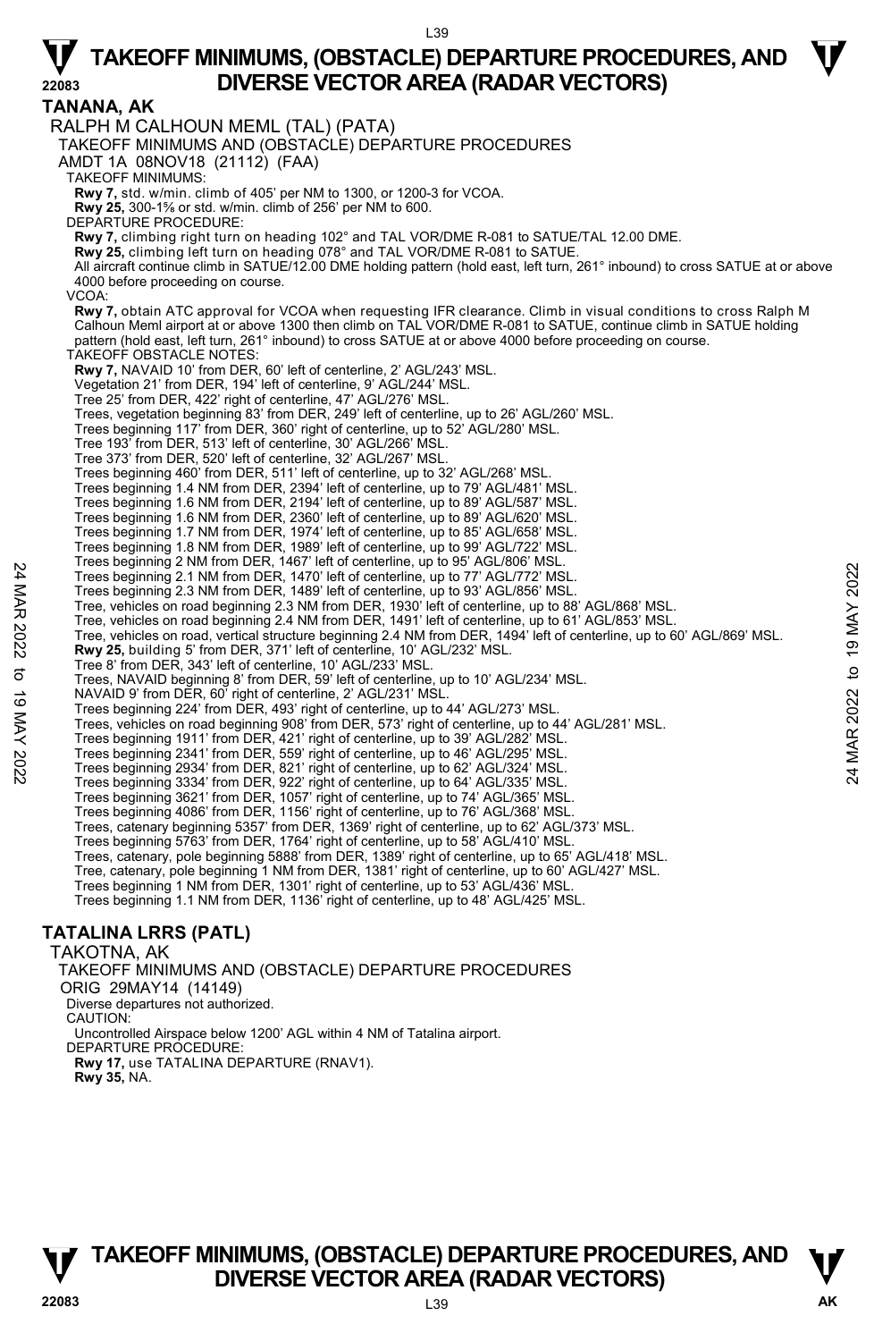# TANANA, AK

RALPH M CALHOUN MEML (TAL) (PATA)

TAKEOFF MINIMUMS AND (OBSTACLE) DEPARTURE PROCEDURES

AMDT 1A 08NOV18 (21112) (FAA)

TAKEOFF MINIMUMS:

**Rwy 7,** std. w/min. climb of 405' per NM to 1300, or 1200-3 for VCOA.

**Rwy 25,** 300-1⅝ or std. w/min. climb of 256' per NM to 600.

DEPARTURE PROCEDURE:

**Rwy 7,** climbing right turn on heading 102° and TAL VOR/DME R-081 to SATUE/TAL 12.00 DME.

**Rwy 25,** climbing left turn on heading 078° and TAL VOR/DME R-081 to SATUE.

All aircraft continue climb in SATUE/12.00 DME holding pattern (hold east, left turn, 261° inbound) to cross SATUE at or above 4000 before proceeding on course.

VCOA:

**Rwy 7,** obtain ATC approval for VCOA when requesting IFR clearance. Climb in visual conditions to cross Ralph M Calhoun Meml airport at or above 1300 then climb on TAL VOR/DME R-081 to SATUE, continue climb in SATUE holding pattern (hold east, left turn, 261° inbound) to cross SATUE at or above 4000 before proceeding on course.

TAKEOFF OBSTACLE NOTES:

**Rwy 7,** NAVAID 10' from DER, 60' left of centerline, 2' AGL/243' MSL.
Vegetation 21' from DER, 194' left of centerline, 9' AGL/244' MSL.
Tree 25' from DER, 422' right of centerline, 47' AGL/276' MSL.
Trees, vegetation beginning 83' from DER, 249' left of centerline, up to 26' AGL/260' MSL.
Trees beginning 117' from DER, 360' right of centerline, up to 52' AGL/280' MSL.
Tree 193' from DER, 513' left of centerline, 30' AGL/266' MSL.
Tree 373' from DER, 520' left of centerline, 32' AGL/267' MSL.
Trees beginning 460' from DER, 511' left of centerline, up to 32' AGL/268' MSL.
Trees beginning 1.4 NM from DER, 2394' left of centerline, up to 79' AGL/481' MSL.
Trees beginning 1.6 NM from DER, 2194' left of centerline, up to 89' AGL/587' MSL.
Trees beginning 1.6 NM from DER, 2360' left of centerline, up to 89' AGL/620' MSL.
Trees beginning 1.7 NM from DER, 1974' left of centerline, up to 85' AGL/658' MSL.
Trees beginning 1.8 NM from DER, 1989' left of centerline, up to 99' AGL/722' MSL.
Trees beginning 2 NM from DER, 1467' left of centerline, up to 95' AGL/806' MSL.
Trees beginning 2.1 NM from DER, 1470' left of centerline, up to 77' AGL/772' MSL.
Trees beginning 2.3 NM from DER, 1489' left of centerline, up to 93' AGL/856' MSL.
Tree, vehicles on road beginning 2.3 NM from DER, 1930' left of centerline, up to 88' AGL/868' MSL.
Tree, vehicles on road beginning 2.4 NM from DER, 1491' left of centerline, up to 61' AGL/853' MSL.
Tree, vehicles on road, vertical structure beginning 2.4 NM from DER, 1494' left of centerline, up to 60' AGL/869' MSL.

**Rwy 25,** building 5' from DER, 371' left of centerline, 10' AGL/232' MSL.
Tree 8' from DER, 343' left of centerline, 10' AGL/233' MSL.
Trees, NAVAID beginning 8' from DER, 59' left of centerline, up to 10' AGL/234' MSL.
NAVAID 9' from DER, 60' right of centerline, 2' AGL/231' MSL.
Trees beginning 224' from DER, 493' right of centerline, up to 44' AGL/273' MSL.
Trees, vehicles on road beginning 908' from DER, 573' right of centerline, up to 44' AGL/281' MSL.
Trees beginning 1911' from DER, 421' right of centerline, up to 39' AGL/282' MSL.
Trees beginning 2341' from DER, 559' right of centerline, up to 46' AGL/295' MSL.
Trees beginning 2934' from DER, 821' right of centerline, up to 62' AGL/324' MSL.
Trees beginning 3334' from DER, 922' right of centerline, up to 64' AGL/335' MSL.
Trees beginning 3621' from DER, 1057' right of centerline, up to 74' AGL/365' MSL.
Trees beginning 4086' from DER, 1156' right of centerline, up to 76' AGL/368' MSL.
Trees, catenary beginning 5357' from DER, 1369' right of centerline, up to 62' AGL/373' MSL.
Trees beginning 5763' from DER, 1764' right of centerline, up to 58' AGL/410' MSL.
Trees, catenary, pole beginning 5888' from DER, 1389' right of centerline, up to 65' AGL/418' MSL.
Tree, catenary, pole beginning 1 NM from DER, 1381' right of centerline, up to 60' AGL/427' MSL.
Trees beginning 1 NM from DER, 1301' right of centerline, up to 53' AGL/436' MSL.
Trees beginning 1.1 NM from DER, 1136' right of centerline, up to 48' AGL/425' MSL.

# TATALINA LRRS (PATL)

TAKOTNA, AK

TAKEOFF MINIMUMS AND (OBSTACLE) DEPARTURE PROCEDURES

ORIG 29MAY14 (14149)

Diverse departures not authorized.

CAUTION:

Uncontrolled Airspace below 1200' AGL within 4 NM of Tatalina airport.

DEPARTURE PROCEDURE:

**Rwy 17,** use TATALINA DEPARTURE (RNAV1).

**Rwy 35,** NA.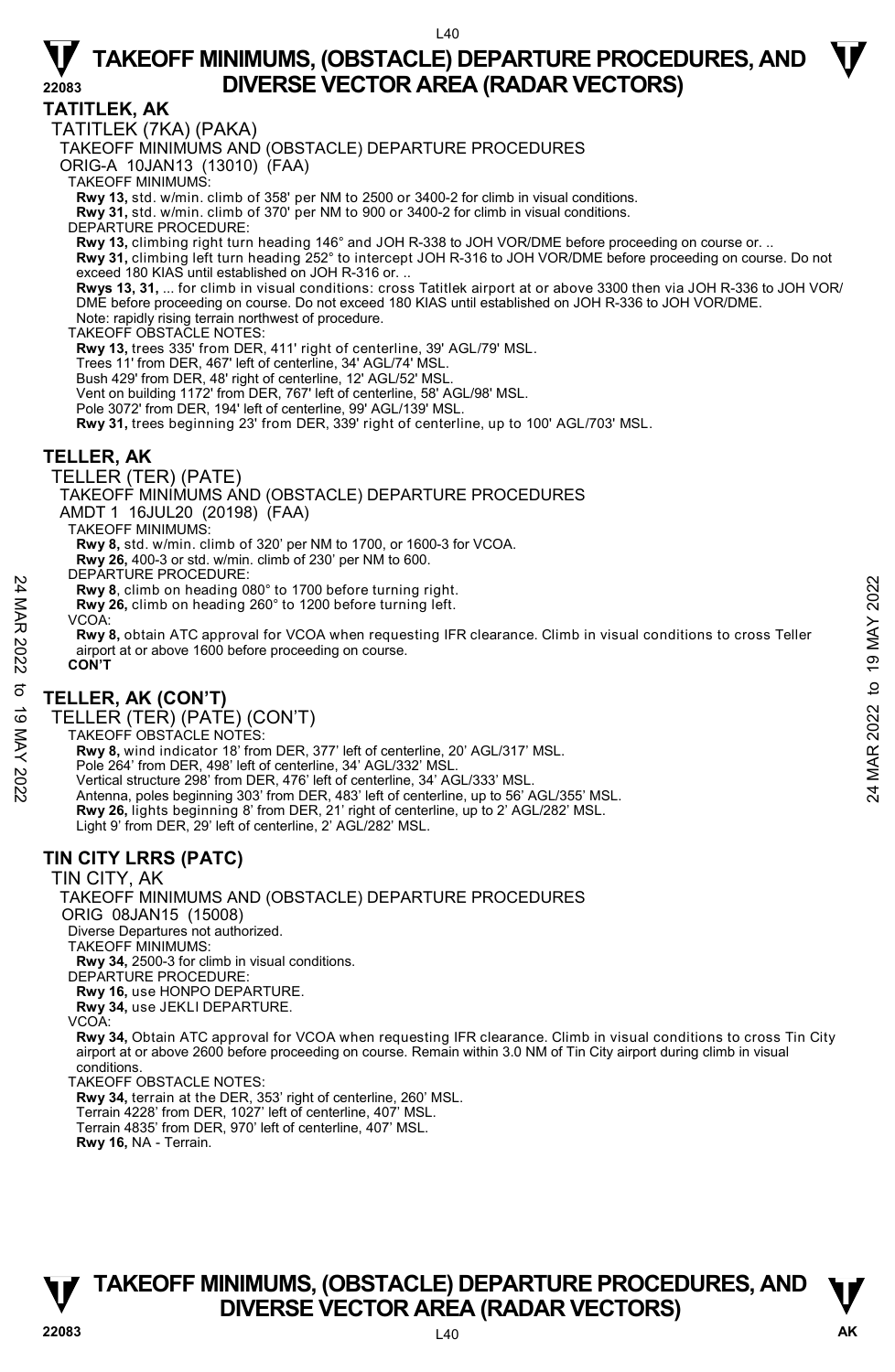## TATITLEK, AK

TATITLEK (7KA) (PAKA)

TAKEOFF MINIMUMS AND (OBSTACLE) DEPARTURE PROCEDURES

ORIG-A 10JAN13 (13010) (FAA)

TAKEOFF MINIMUMS:

**Rwy 13,** std. w/min. climb of 358' per NM to 2500 or 3400-2 for climb in visual conditions.
**Rwy 31,** std. w/min. climb of 370' per NM to 900 or 3400-2 for climb in visual conditions.

DEPARTURE PROCEDURE:

**Rwy 13,** climbing right turn heading 146° and JOH R-338 to JOH VOR/DME before proceeding on course or. ..
**Rwy 31,** climbing left turn heading 252° to intercept JOH R-316 to JOH VOR/DME before proceeding on course. Do not exceed 180 KIAS until established on JOH R-316 or. ..
**Rwys 13, 31,** ... for climb in visual conditions: cross Tatitlek airport at or above 3300 then via JOH R-336 to JOH VOR/DME before proceeding on course. Do not exceed 180 KIAS until established on JOH R-336 to JOH VOR/DME.
Note: rapidly rising terrain northwest of procedure.

TAKEOFF OBSTACLE NOTES:

**Rwy 13,** trees 335' from DER, 411' right of centerline, 39' AGL/79' MSL.
Trees 11' from DER, 467' left of centerline, 34' AGL/74' MSL.
Bush 429' from DER, 48' right of centerline, 12' AGL/52' MSL.
Vent on building 1172' from DER, 767' left of centerline, 58' AGL/98' MSL.
Pole 3072' from DER, 194' left of centerline, 99' AGL/139' MSL.
**Rwy 31,** trees beginning 23' from DER, 339' right of centerline, up to 100' AGL/703' MSL.

## TELLER, AK

TELLER (TER) (PATE)

TAKEOFF MINIMUMS AND (OBSTACLE) DEPARTURE PROCEDURES

AMDT 1 16JUL20 (20198) (FAA)

TAKEOFF MINIMUMS:

**Rwy 8,** std. w/min. climb of 320' per NM to 1700, or 1600-3 for VCOA.
**Rwy 26,** 400-3 or std. w/min. climb of 230' per NM to 600.

DEPARTURE PROCEDURE:

**Rwy 8**, climb on heading 080° to 1700 before turning right.
**Rwy 26,** climb on heading 260° to 1200 before turning left.

VCOA:

**Rwy 8,** obtain ATC approval for VCOA when requesting IFR clearance. Climb in visual conditions to cross Teller airport at or above 1600 before proceeding on course.

**CON'T**

## TELLER, AK (CON'T)

TELLER (TER) (PATE) (CON'T)

TAKEOFF OBSTACLE NOTES:

**Rwy 8,** wind indicator 18' from DER, 377' left of centerline, 20' AGL/317' MSL.
Pole 264' from DER, 498' left of centerline, 34' AGL/332' MSL.
Vertical structure 298' from DER, 476' left of centerline, 34' AGL/333' MSL.
Antenna, poles beginning 303' from DER, 483' left of centerline, up to 56' AGL/355' MSL.
**Rwy 26,** lights beginning 8' from DER, 21' right of centerline, up to 2' AGL/282' MSL.
Light 9' from DER, 29' left of centerline, 2' AGL/282' MSL.

## TIN CITY LRRS (PATC)

TIN CITY, AK

TAKEOFF MINIMUMS AND (OBSTACLE) DEPARTURE PROCEDURES

ORIG 08JAN15 (15008)

Diverse Departures not authorized.

TAKEOFF MINIMUMS:

**Rwy 34,** 2500-3 for climb in visual conditions.

DEPARTURE PROCEDURE:

**Rwy 16,** use HONPO DEPARTURE.
**Rwy 34,** use JEKLI DEPARTURE.

VCOA:

**Rwy 34,** Obtain ATC approval for VCOA when requesting IFR clearance. Climb in visual conditions to cross Tin City airport at or above 2600 before proceeding on course. Remain within 3.0 NM of Tin City airport during climb in visual conditions.

TAKEOFF OBSTACLE NOTES:

**Rwy 34,** terrain at the DER, 353' right of centerline, 260' MSL.
Terrain 4228' from DER, 1027' left of centerline, 407' MSL.
Terrain 4835' from DER, 970' left of centerline, 407' MSL.
**Rwy 16,** NA - Terrain.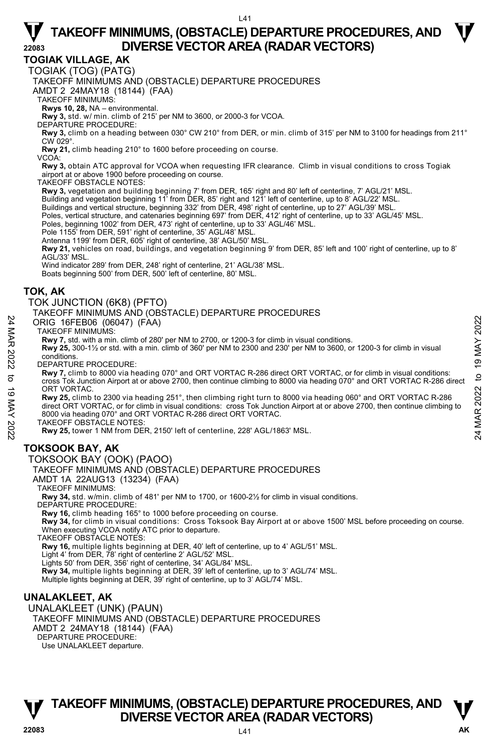## TOGIAK VILLAGE, AK

TOGIAK (TOG) (PATG)

TAKEOFF MINIMUMS AND (OBSTACLE) DEPARTURE PROCEDURES

AMDT 2 24MAY18 (18144) (FAA)

TAKEOFF MINIMUMS:

**Rwys 10, 28,** NA – environmental.

**Rwy 3,** std. w/ min. climb of 215' per NM to 3600, or 2000-3 for VCOA.

DEPARTURE PROCEDURE:

**Rwy 3,** climb on a heading between 030° CW 210° from DER, or min. climb of 315' per NM to 3100 for headings from 211° CW 029°.

**Rwy 21,** climb heading 210° to 1600 before proceeding on course.

VCOA:

**Rwy 3,** obtain ATC approval for VCOA when requesting IFR clearance. Climb in visual conditions to cross Togiak airport at or above 1900 before proceeding on course.

TAKEOFF OBSTACLE NOTES:

**Rwy 3,** vegetation and building beginning 7' from DER, 165' right and 80' left of centerline, 7' AGL/21' MSL.
Building and vegetation beginning 11' from DER, 85' right and 121' left of centerline, up to 8' AGL/22' MSL.
Buildings and vertical structure, beginning 332' from DER, 498' right of centerline, up to 27' AGL/39' MSL.
Poles, vertical structure, and catenaries beginning 697' from DER, 412' right of centerline, up to 33' AGL/45' MSL.
Poles, beginning 1002' from DER, 473' right of centerline, up to 33' AGL/46' MSL.
Pole 1155' from DER, 591' right of centerline, 35' AGL/48' MSL.
Antenna 1199' from DER, 605' right of centerline, 38' AGL/50' MSL.

**Rwy 21,** vehicles on road, buildings, and vegetation beginning 9' from DER, 85' left and 100' right of centerline, up to 8' AGL/33' MSL.
Wind indicator 289' from DER, 248' right of centerline, 21' AGL/38' MSL.
Boats beginning 500' from DER, 500' left of centerline, 80' MSL.

## TOK, AK

TOK JUNCTION (6K8) (PFTO)

TAKEOFF MINIMUMS AND (OBSTACLE) DEPARTURE PROCEDURES

ORIG 16FEB06 (06047) (FAA)

TAKEOFF MINIMUMS:

**Rwy 7,** std. with a min. climb of 280' per NM to 2700, or 1200-3 for climb in visual conditions.

**Rwy 25,** 300-1½ or std. with a min. climb of 360' per NM to 2300 and 230' per NM to 3600, or 1200-3 for climb in visual conditions.

DEPARTURE PROCEDURE:

**Rwy 7,** climb to 8000 via heading 070° and ORT VORTAC R-286 direct ORT VORTAC, or for climb in visual conditions: cross Tok Junction Airport at or above 2700, then continue climbing to 8000 via heading 070° and ORT VORTAC R-286 direct ORT VORTAC.

**Rwy 25,** climb to 2300 via heading 251°, then climbing right turn to 8000 via heading 060° and ORT VORTAC R-286 direct ORT VORTAC, or for climb in visual conditions: cross Tok Junction Airport at or above 2700, then continue climbing to 8000 via heading 070° and ORT VORTAC R-286 direct ORT VORTAC.

TAKEOFF OBSTACLE NOTES:

**Rwy 25,** tower 1 NM from DER, 2150' left of centerline, 228' AGL/1863' MSL.

## TOKSOOK BAY, AK

TOKSOOK BAY (OOK) (PAOO)

TAKEOFF MINIMUMS AND (OBSTACLE) DEPARTURE PROCEDURES

AMDT 1A 22AUG13 (13234) (FAA)

TAKEOFF MINIMUMS:

**Rwy 34,** std. w/min. climb of 481' per NM to 1700, or 1600-2½ for climb in visual conditions.

DEPARTURE PROCEDURE:

**Rwy 16,** climb heading 165° to 1000 before proceeding on course.

**Rwy 34,** for climb in visual conditions: Cross Toksook Bay Airport at or above 1500' MSL before proceeding on course. When executing VCOA notify ATC prior to departure.

TAKEOFF OBSTACLE NOTES:

**Rwy 16,** multiple lights beginning at DER, 40' left of centerline, up to 4' AGL/51' MSL.
Light 4' from DER, 78' right of centerline 2' AGL/52' MSL.
Lights 50' from DER, 356' right of centerline, 34' AGL/84' MSL.

**Rwy 34,** multiple lights beginning at DER, 39' left of centerline, up to 3' AGL/74' MSL.
Multiple lights beginning at DER, 39' right of centerline, up to 3' AGL/74' MSL.

## UNALAKLEET, AK

UNALAKLEET (UNK) (PAUN)

TAKEOFF MINIMUMS AND (OBSTACLE) DEPARTURE PROCEDURES

AMDT 2 24MAY18 (18144) (FAA)

DEPARTURE PROCEDURE:

Use UNALAKLEET departure.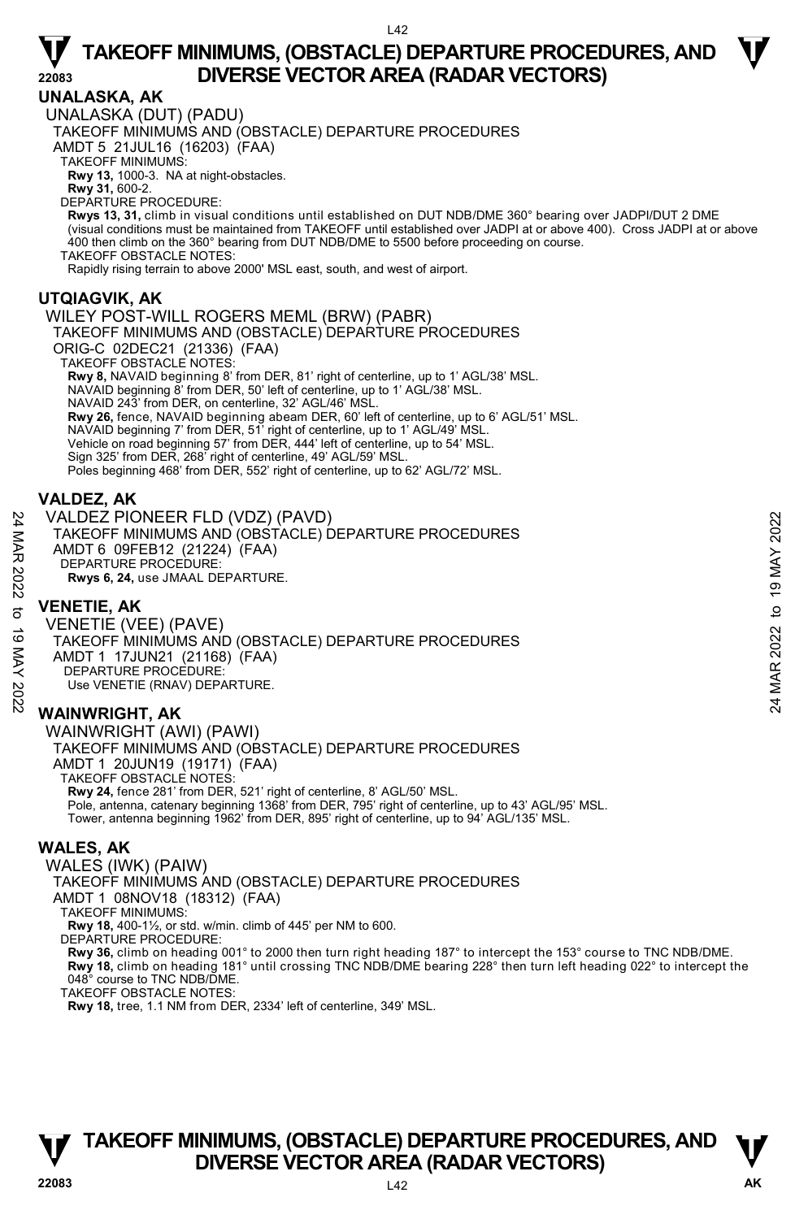## UNALASKA, AK

UNALASKA (DUT) (PADU)

TAKEOFF MINIMUMS AND (OBSTACLE) DEPARTURE PROCEDURES

AMDT 5 21JUL16 (16203) (FAA)

TAKEOFF MINIMUMS:

**Rwy 13,** 1000-3. NA at night-obstacles.

**Rwy 31,** 600-2.

DEPARTURE PROCEDURE:

**Rwys 13, 31,** climb in visual conditions until established on DUT NDB/DME 360° bearing over JADPI/DUT 2 DME (visual conditions must be maintained from TAKEOFF until established over JADPI at or above 400). Cross JADPI at or above 400 then climb on the 360° bearing from DUT NDB/DME to 5500 before proceeding on course.

TAKEOFF OBSTACLE NOTES:

Rapidly rising terrain to above 2000' MSL east, south, and west of airport.

## UTQIAGVIK, AK

WILEY POST-WILL ROGERS MEML (BRW) (PABR)

TAKEOFF MINIMUMS AND (OBSTACLE) DEPARTURE PROCEDURES

ORIG-C 02DEC21 (21336) (FAA)

TAKEOFF OBSTACLE NOTES:

**Rwy 8,** NAVAID beginning 8' from DER, 81' right of centerline, up to 1' AGL/38' MSL.
NAVAID beginning 8' from DER, 50' left of centerline, up to 1' AGL/38' MSL.
NAVAID 243' from DER, on centerline, 32' AGL/46' MSL.

**Rwy 26,** fence, NAVAID beginning abeam DER, 60' left of centerline, up to 6' AGL/51' MSL.
NAVAID beginning 7' from DER, 51' right of centerline, up to 1' AGL/49' MSL.
Vehicle on road beginning 57' from DER, 444' left of centerline, up to 54' MSL.
Sign 325' from DER, 268' right of centerline, 49' AGL/59' MSL.
Poles beginning 468' from DER, 552' right of centerline, up to 62' AGL/72' MSL.

## VALDEZ, AK

VALDEZ PIONEER FLD (VDZ) (PAVD)

TAKEOFF MINIMUMS AND (OBSTACLE) DEPARTURE PROCEDURES

AMDT 6 09FEB12 (21224) (FAA)

DEPARTURE PROCEDURE:

**Rwys 6, 24,** use JMAAL DEPARTURE.

## VENETIE, AK

VENETIE (VEE) (PAVE)

TAKEOFF MINIMUMS AND (OBSTACLE) DEPARTURE PROCEDURES

AMDT 1 17JUN21 (21168) (FAA)

DEPARTURE PROCEDURE:

Use VENETIE (RNAV) DEPARTURE.

## WAINWRIGHT, AK

WAINWRIGHT (AWI) (PAWI)

TAKEOFF MINIMUMS AND (OBSTACLE) DEPARTURE PROCEDURES

AMDT 1 20JUN19 (19171) (FAA)

TAKEOFF OBSTACLE NOTES:

**Rwy 24,** fence 281' from DER, 521' right of centerline, 8' AGL/50' MSL.
Pole, antenna, catenary beginning 1368' from DER, 795' right of centerline, up to 43' AGL/95' MSL.
Tower, antenna beginning 1962' from DER, 895' right of centerline, up to 94' AGL/135' MSL.

## WALES, AK

WALES (IWK) (PAIW)

TAKEOFF MINIMUMS AND (OBSTACLE) DEPARTURE PROCEDURES

AMDT 1 08NOV18 (18312) (FAA)

TAKEOFF MINIMUMS:

**Rwy 18,** 400-1½, or std. w/min. climb of 445' per NM to 600.

DEPARTURE PROCEDURE:

**Rwy 36,** climb on heading 001° to 2000 then turn right heading 187° to intercept the 153° course to TNC NDB/DME.

**Rwy 18,** climb on heading 181° until crossing TNC NDB/DME bearing 228° then turn left heading 022° to intercept the 048° course to TNC NDB/DME.

TAKEOFF OBSTACLE NOTES:

**Rwy 18,** tree, 1.1 NM from DER, 2334' left of centerline, 349' MSL.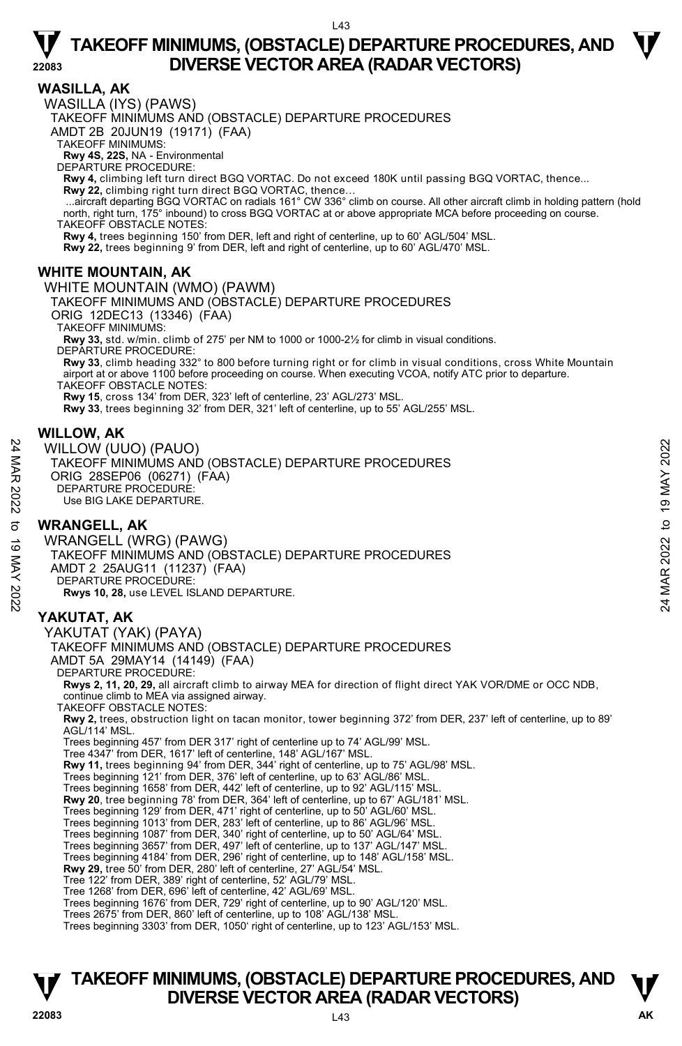## WASILLA, AK

WASILLA (IYS) (PAWS)

TAKEOFF MINIMUMS AND (OBSTACLE) DEPARTURE PROCEDURES

AMDT 2B 20JUN19 (19171) (FAA)

TAKEOFF MINIMUMS:

**Rwy 4S, 22S,** NA - Environmental

DEPARTURE PROCEDURE:

**Rwy 4,** climbing left turn direct BGQ VORTAC. Do not exceed 180K until passing BGQ VORTAC, thence...

**Rwy 22,** climbing right turn direct BGQ VORTAC, thence...

...aircraft departing BGQ VORTAC on radials 161° CW 336° climb on course. All other aircraft climb in holding pattern (hold north, right turn, 175° inbound) to cross BGQ VORTAC at or above appropriate MCA before proceeding on course.

TAKEOFF OBSTACLE NOTES:

**Rwy 4,** trees beginning 150' from DER, left and right of centerline, up to 60' AGL/504' MSL.

**Rwy 22,** trees beginning 9' from DER, left and right of centerline, up to 60' AGL/470' MSL.

## WHITE MOUNTAIN, AK

WHITE MOUNTAIN (WMO) (PAWM)

TAKEOFF MINIMUMS AND (OBSTACLE) DEPARTURE PROCEDURES

ORIG 12DEC13 (13346) (FAA)

TAKEOFF MINIMUMS:

**Rwy 33,** std. w/min. climb of 275' per NM to 1000 or 1000-2½ for climb in visual conditions.

DEPARTURE PROCEDURE:

**Rwy 33**, climb heading 332° to 800 before turning right or for climb in visual conditions, cross White Mountain airport at or above 1100 before proceeding on course. When executing VCOA, notify ATC prior to departure.

TAKEOFF OBSTACLE NOTES:

**Rwy 15**, cross 134' from DER, 323' left of centerline, 23' AGL/273' MSL.

**Rwy 33**, trees beginning 32' from DER, 321' left of centerline, up to 55' AGL/255' MSL.

## WILLOW, AK

WILLOW (UUO) (PAUO)

TAKEOFF MINIMUMS AND (OBSTACLE) DEPARTURE PROCEDURES

ORIG 28SEP06 (06271) (FAA)

DEPARTURE PROCEDURE:

Use BIG LAKE DEPARTURE.

## WRANGELL, AK

WRANGELL (WRG) (PAWG)

TAKEOFF MINIMUMS AND (OBSTACLE) DEPARTURE PROCEDURES

AMDT 2 25AUG11 (11237) (FAA)

DEPARTURE PROCEDURE:

**Rwys 10, 28,** use LEVEL ISLAND DEPARTURE.

## YAKUTAT, AK

YAKUTAT (YAK) (PAYA)

TAKEOFF MINIMUMS AND (OBSTACLE) DEPARTURE PROCEDURES

AMDT 5A 29MAY14 (14149) (FAA)

DEPARTURE PROCEDURE:

**Rwys 2, 11, 20, 29,** all aircraft climb to airway MEA for direction of flight direct YAK VOR/DME or OCC NDB, continue climb to MEA via assigned airway.

TAKEOFF OBSTACLE NOTES:

**Rwy 2,** trees, obstruction light on tacan monitor, tower beginning 372' from DER, 237' left of centerline, up to 89' AGL/114' MSL.
Trees beginning 457' from DER 317' right of centerline up to 74' AGL/99' MSL.
Tree 4347' from DER, 1617' left of centerline, 148' AGL/167' MSL.

**Rwy 11,** trees beginning 94' from DER, 344' right of centerline, up to 75' AGL/98' MSL.
Trees beginning 121' from DER, 376' left of centerline, up to 63' AGL/86' MSL.
Trees beginning 1658' from DER, 442' left of centerline, up to 92' AGL/115' MSL.

**Rwy 20**, tree beginning 78' from DER, 364' left of centerline, up to 67' AGL/181' MSL.
Trees beginning 129' from DER, 471' right of centerline, up to 50' AGL/60' MSL.
Trees beginning 1013' from DER, 283' left of centerline, up to 86' AGL/96' MSL.
Trees beginning 1087' from DER, 340' right of centerline, up to 50' AGL/64' MSL.
Trees beginning 3657' from DER, 497' left of centerline, up to 137' AGL/147' MSL.
Trees beginning 4184' from DER, 296' right of centerline, up to 148' AGL/158' MSL.

**Rwy 29,** tree 50' from DER, 280' left of centerline, 27' AGL/54' MSL.
Tree 122' from DER, 389' right of centerline, 52' AGL/79' MSL.
Tree 1268' from DER, 696' left of centerline, 42' AGL/69' MSL.
Trees beginning 1676' from DER, 729' right of centerline, up to 90' AGL/120' MSL.
Trees 2675' from DER, 860' left of centerline, up to 108' AGL/138' MSL.
Trees beginning 3303' from DER, 1050' right of centerline, up to 123' AGL/153' MSL.